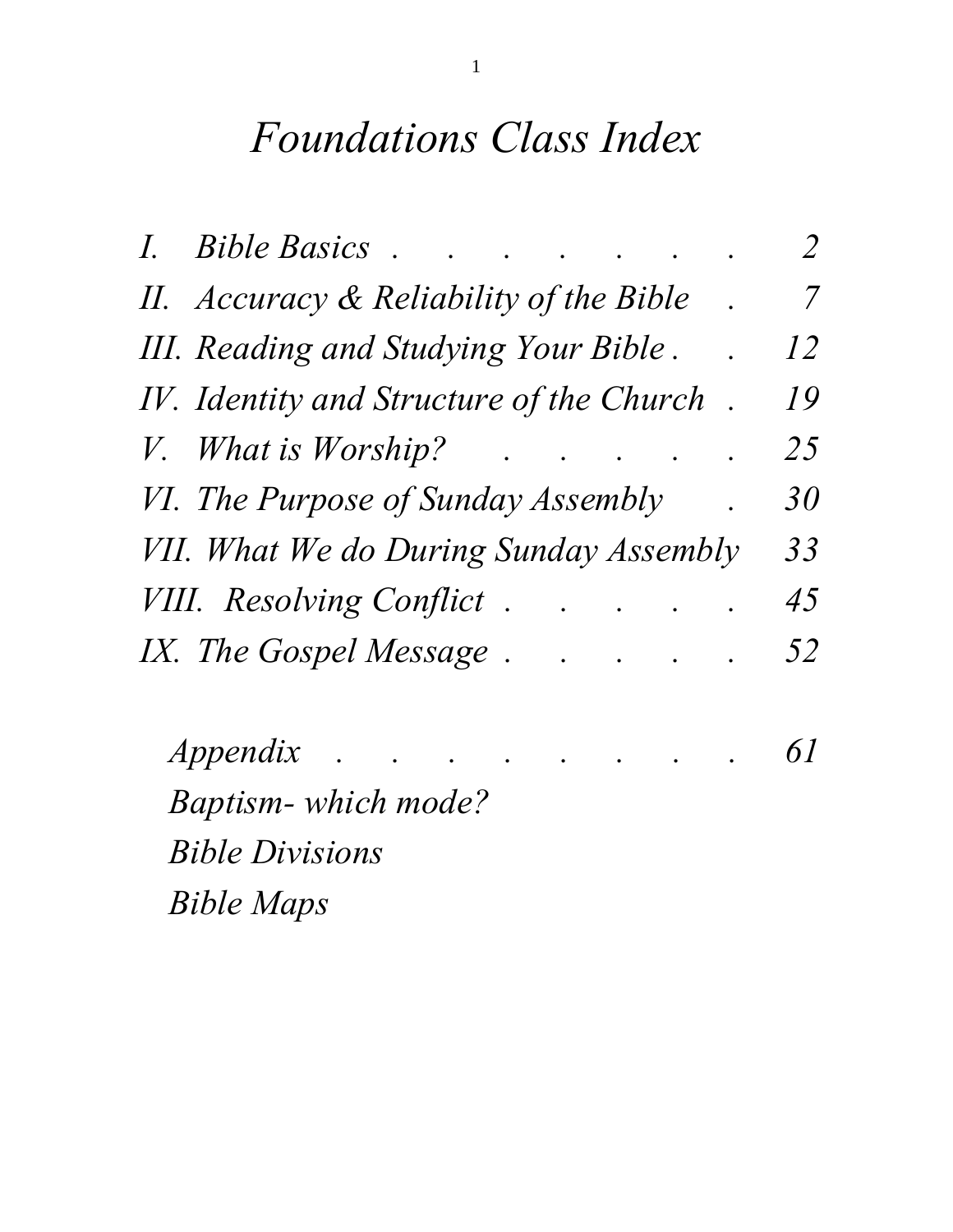# *Foundations Class Index*

| | |
|---|---|
| *I. Bible Basics* | *2* |
| *II. Accuracy & Reliability of the Bible* | *7* |
| *III. Reading and Studying Your Bible* | *12* |
| *IV. Identity and Structure of the Church* | *19* |
| *V. What is Worship?* | *25* |
| *VI. The Purpose of Sunday Assembly* | *30* |
| *VII. What We do During Sunday Assembly* | *33* |
| *VIII. Resolving Conflict* | *45* |
| *IX. The Gospel Message* | *52* |
| *Appendix* | *61* |

*Baptism- which mode?*

*Bible Divisions*

*Bible Maps*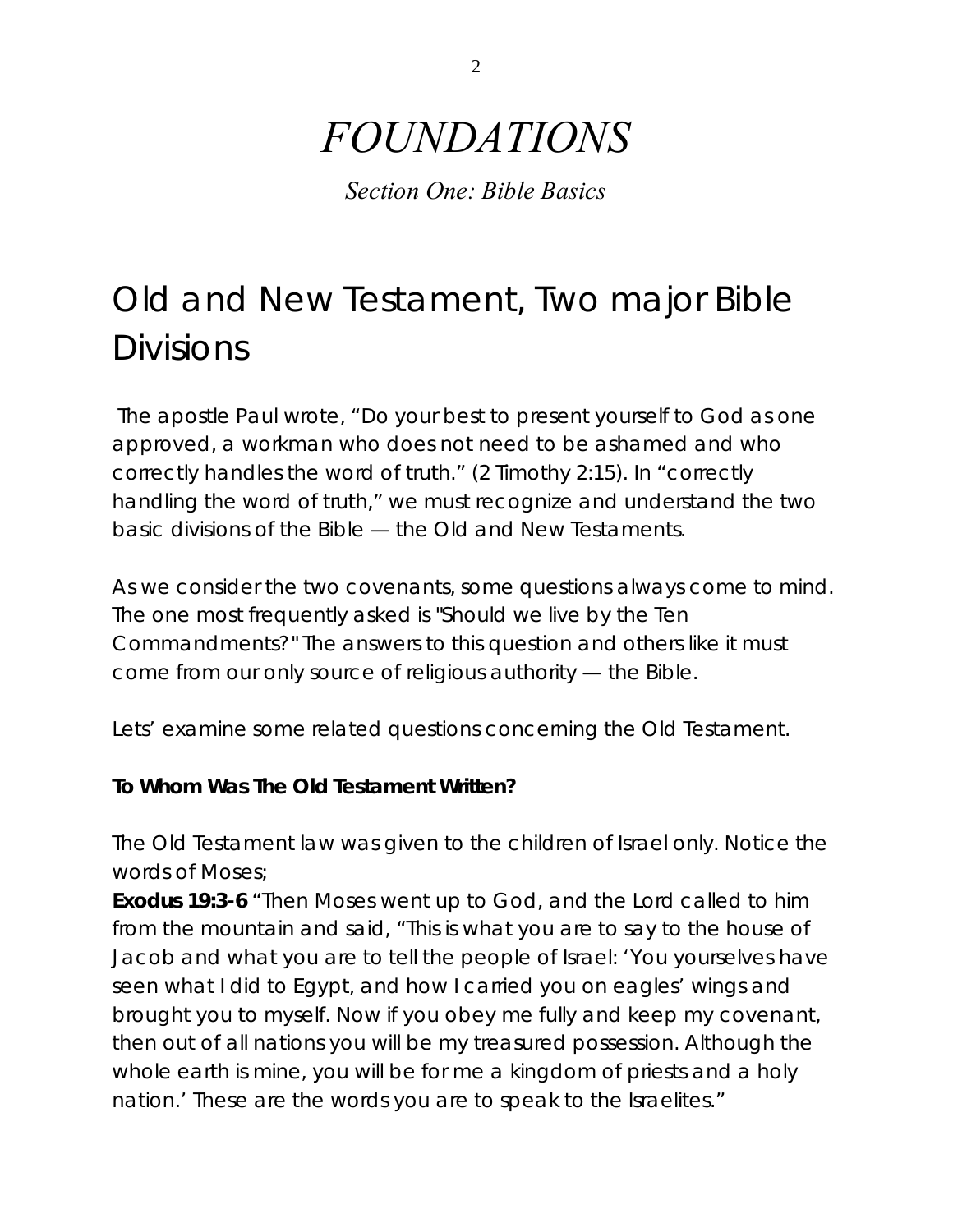# *FOUNDATIONS*

*Section One: Bible Basics*

## Old and New Testament, Two major Bible Divisions

The apostle Paul wrote, "Do your best to present yourself to God as one approved, a workman who does not need to be ashamed and who correctly handles the word of truth." (2 Timothy 2:15). In "correctly handling the word of truth," we must recognize and understand the two basic divisions of the Bible — the Old and New Testaments.

As we consider the two covenants, some questions always come to mind. The one most frequently asked is "Should we live by the Ten Commandments?" The answers to this question and others like it must come from our only source of religious authority — the Bible.

Lets' examine some related questions concerning the Old Testament.

**To Whom Was The Old Testament Written?**

The Old Testament law was given to the children of Israel only. Notice the words of Moses;

**Exodus 19:3-6** "Then Moses went up to God, and the Lord called to him from the mountain and said, "This is what you are to say to the house of Jacob and what you are to tell the people of Israel: 'You yourselves have seen what I did to Egypt, and how I carried you on eagles' wings and brought you to myself. Now if you obey me fully and keep my covenant, then out of all nations you will be my treasured possession. Although the whole earth is mine, you will be for me a kingdom of priests and a holy nation.' These are the words you are to speak to the Israelites."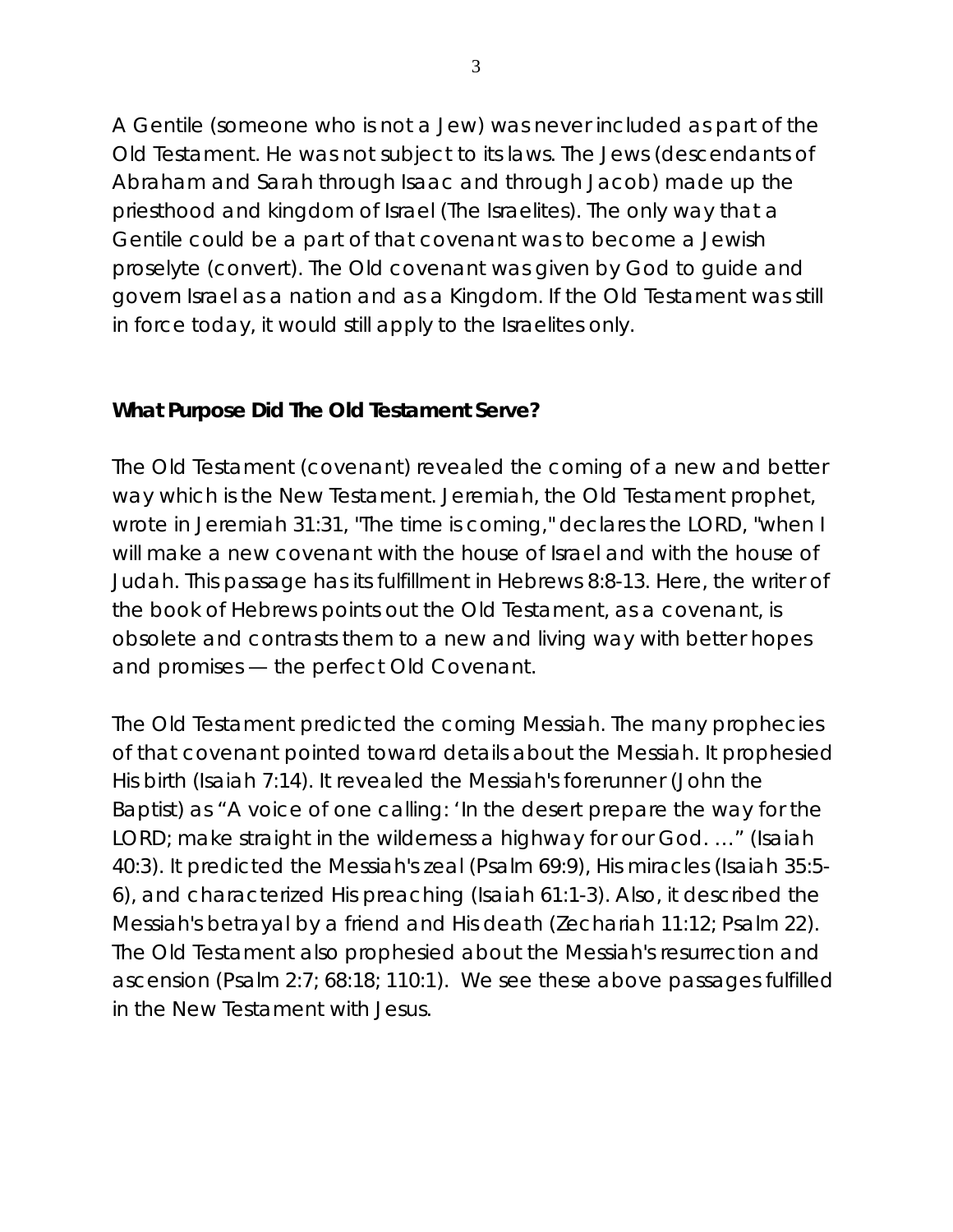A Gentile (someone who is not a Jew) was never included as part of the Old Testament. He was not subject to its laws. The Jews (descendants of Abraham and Sarah through Isaac and through Jacob) made up the priesthood and kingdom of Israel (The Israelites). The only way that a Gentile could be a part of that covenant was to become a Jewish proselyte (convert). The Old covenant was given by God to guide and govern Israel as a nation and as a Kingdom. If the Old Testament was still in force today, it would still apply to the Israelites only.

**What Purpose Did The Old Testament Serve?**

The Old Testament (covenant) revealed the coming of a new and better way which is the New Testament. Jeremiah, the Old Testament prophet, wrote in Jeremiah 31:31, "The time is coming," declares the LORD, "when I will make a new covenant with the house of Israel and with the house of Judah. This passage has its fulfillment in Hebrews 8:8-13. Here, the writer of the book of Hebrews points out the Old Testament, as a covenant, is obsolete and contrasts them to a new and living way with better hopes and promises — the perfect Old Covenant.

The Old Testament predicted the coming Messiah. The many prophecies of that covenant pointed toward details about the Messiah. It prophesied His birth (Isaiah 7:14). It revealed the Messiah's forerunner (John the Baptist) as "A voice of one calling: 'In the desert prepare the way for the LORD; make straight in the wilderness a highway for our God. …" (Isaiah 40:3). It predicted the Messiah's zeal (Psalm 69:9), His miracles (Isaiah 35:5-6), and characterized His preaching (Isaiah 61:1-3). Also, it described the Messiah's betrayal by a friend and His death (Zechariah 11:12; Psalm 22). The Old Testament also prophesied about the Messiah's resurrection and ascension (Psalm 2:7; 68:18; 110:1). We see these above passages fulfilled in the New Testament with Jesus.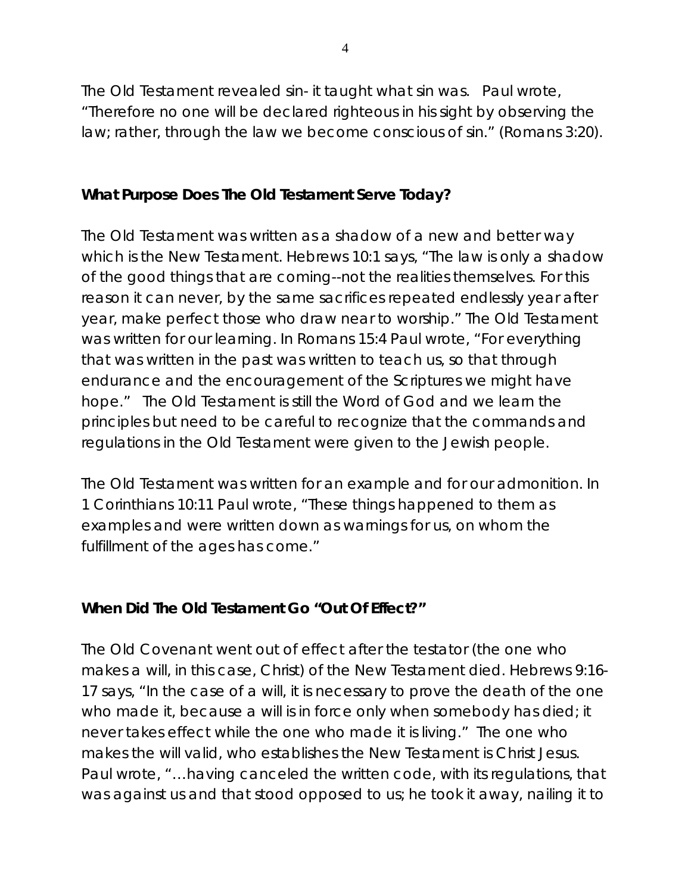The Old Testament revealed sin- it taught what sin was. Paul wrote, "Therefore no one will be declared righteous in his sight by observing the law; rather, through the law we become conscious of sin." (Romans 3:20).

**What Purpose Does The Old Testament Serve Today?**

The Old Testament was written as a shadow of a new and better way which is the New Testament. Hebrews 10:1 says, "The law is only a shadow of the good things that are coming--not the realities themselves. For this reason it can never, by the same sacrifices repeated endlessly year after year, make perfect those who draw near to worship." The Old Testament was written for our learning. In Romans 15:4 Paul wrote, "For everything that was written in the past was written to teach us, so that through endurance and the encouragement of the Scriptures we might have hope." The Old Testament is still the Word of God and we learn the principles but need to be careful to recognize that the commands and regulations in the Old Testament were given to the Jewish people.

The Old Testament was written for an example and for our admonition. In 1 Corinthians 10:11 Paul wrote, "These things happened to them as examples and were written down as warnings for us, on whom the fulfillment of the ages has come."

**When Did The Old Testament Go "Out Of Effect?"**

The Old Covenant went out of effect after the testator (the one who makes a will, in this case, Christ) of the New Testament died. Hebrews 9:16-17 says, "In the case of a will, it is necessary to prove the death of the one who made it, because a will is in force only when somebody has died; it never takes effect while the one who made it is living." The one who makes the will valid, who establishes the New Testament is Christ Jesus. Paul wrote, "…having canceled the written code, with its regulations, that was against us and that stood opposed to us; he took it away, nailing it to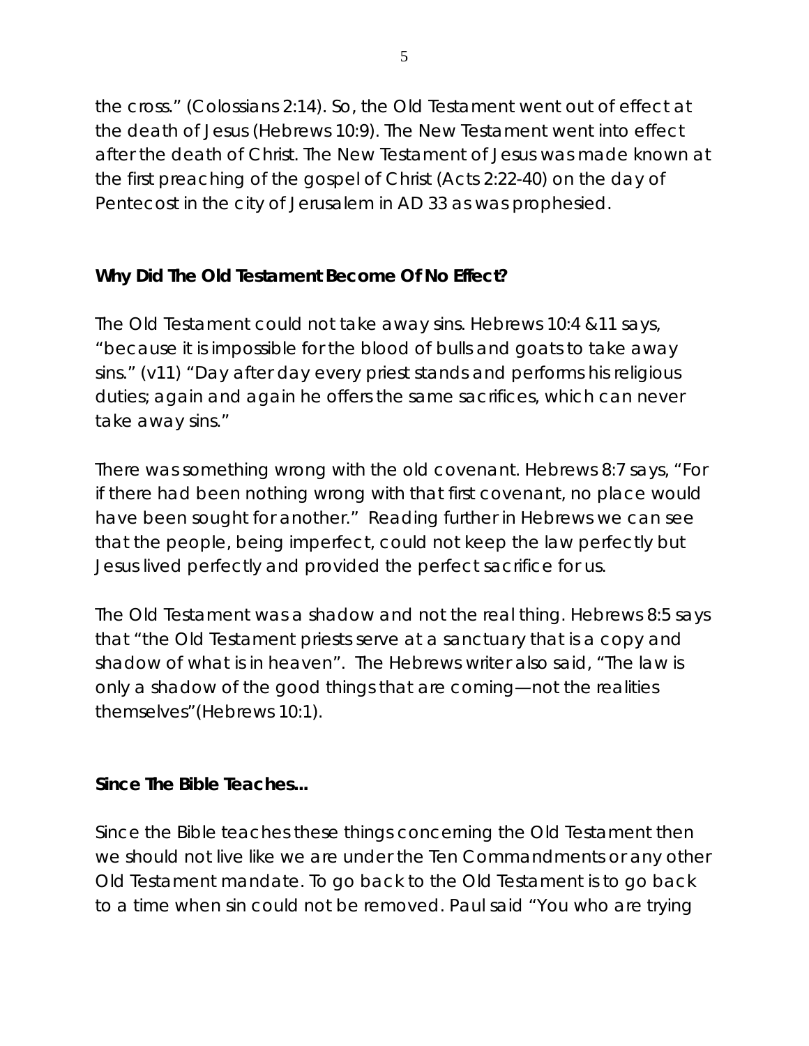the cross." (Colossians 2:14). So, the Old Testament went out of effect at the death of Jesus (Hebrews 10:9). The New Testament went into effect after the death of Christ. The New Testament of Jesus was made known at the first preaching of the gospel of Christ (Acts 2:22-40) on the day of Pentecost in the city of Jerusalem in AD 33 as was prophesied.

**Why Did The Old Testament Become Of No Effect?**

The Old Testament could not take away sins. Hebrews 10:4 &11 says, "because it is impossible for the blood of bulls and goats to take away sins." (v11) "Day after day every priest stands and performs his religious duties; again and again he offers the same sacrifices, which can never take away sins."

There was something wrong with the old covenant. Hebrews 8:7 says, "For if there had been nothing wrong with that first covenant, no place would have been sought for another." Reading further in Hebrews we can see that the people, being imperfect, could not keep the law perfectly but Jesus lived perfectly and provided the perfect sacrifice for us.

The Old Testament was a shadow and not the real thing. Hebrews 8:5 says that "the Old Testament priests serve at a sanctuary that is a copy and shadow of what is in heaven". The Hebrews writer also said, "The law is only a shadow of the good things that are coming—not the realities themselves"(Hebrews 10:1).

**Since The Bible Teaches...**

Since the Bible teaches these things concerning the Old Testament then we should not live like we are under the Ten Commandments or any other Old Testament mandate. To go back to the Old Testament is to go back to a time when sin could not be removed. Paul said "You who are trying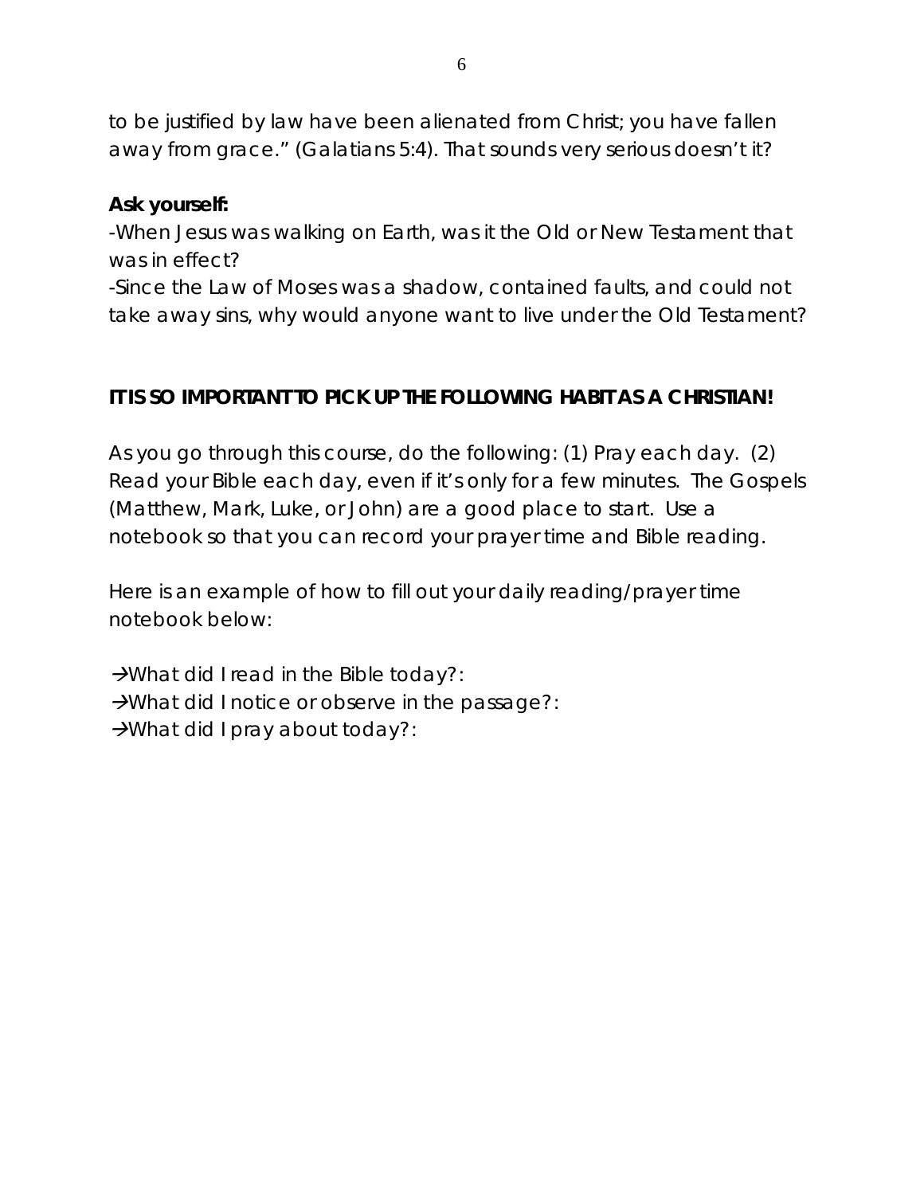to be justified by law have been alienated from Christ; you have fallen away from grace." (Galatians 5:4). That sounds very serious doesn't it?

**Ask yourself:**

-When Jesus was walking on Earth, was it the Old or New Testament that was in effect?

-Since the Law of Moses was a shadow, contained faults, and could not take away sins, why would anyone want to live under the Old Testament?

**IT IS SO IMPORTANT TO PICK UP THE FOLLOWING HABIT AS A CHRISTIAN!**

As you go through this course, do the following: (1) Pray each day. (2) Read your Bible each day, even if it's only for a few minutes. The Gospels (Matthew, Mark, Luke, or John) are a good place to start. Use a notebook so that you can record your prayer time and Bible reading.

Here is an example of how to fill out your daily reading/prayer time notebook below:

→What did I read in the Bible today?:

→What did I notice or observe in the passage?:

→What did I pray about today?: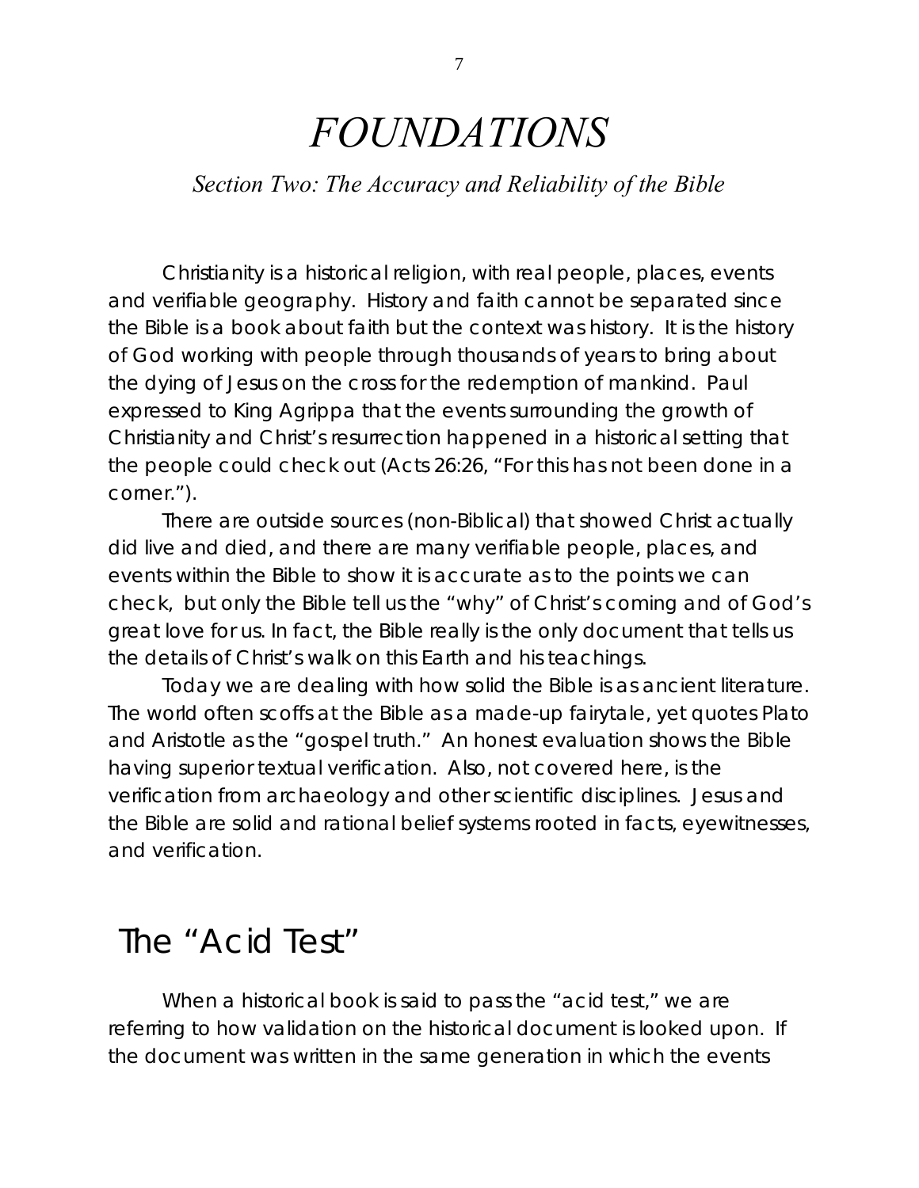# *FOUNDATIONS*

*Section Two: The Accuracy and Reliability of the Bible*

Christianity is a historical religion, with real people, places, events and verifiable geography. History and faith cannot be separated since the Bible is a book about faith but the context was history. It is the history of God working with people through thousands of years to bring about the dying of Jesus on the cross for the redemption of mankind. Paul expressed to King Agrippa that the events surrounding the growth of Christianity and Christ's resurrection happened in a historical setting that the people could check out (Acts 26:26, "For this has not been done in a corner.").

There are outside sources (non-Biblical) that showed Christ actually did live and died, and there are many verifiable people, places, and events within the Bible to show it is accurate as to the points we can check, but only the Bible tell us the "why" of Christ's coming and of God's great love for us. In fact, the Bible really is the only document that tells us the details of Christ's walk on this Earth and his teachings.

Today we are dealing with how solid the Bible is as ancient literature. The world often scoffs at the Bible as a made-up fairytale, yet quotes Plato and Aristotle as the "gospel truth." An honest evaluation shows the Bible having superior textual verification. Also, not covered here, is the verification from archaeology and other scientific disciplines. Jesus and the Bible are solid and rational belief systems rooted in facts, eyewitnesses, and verification.

## The "Acid Test"

When a historical book is said to pass the "acid test," we are referring to how validation on the historical document is looked upon. If the document was written in the same generation in which the events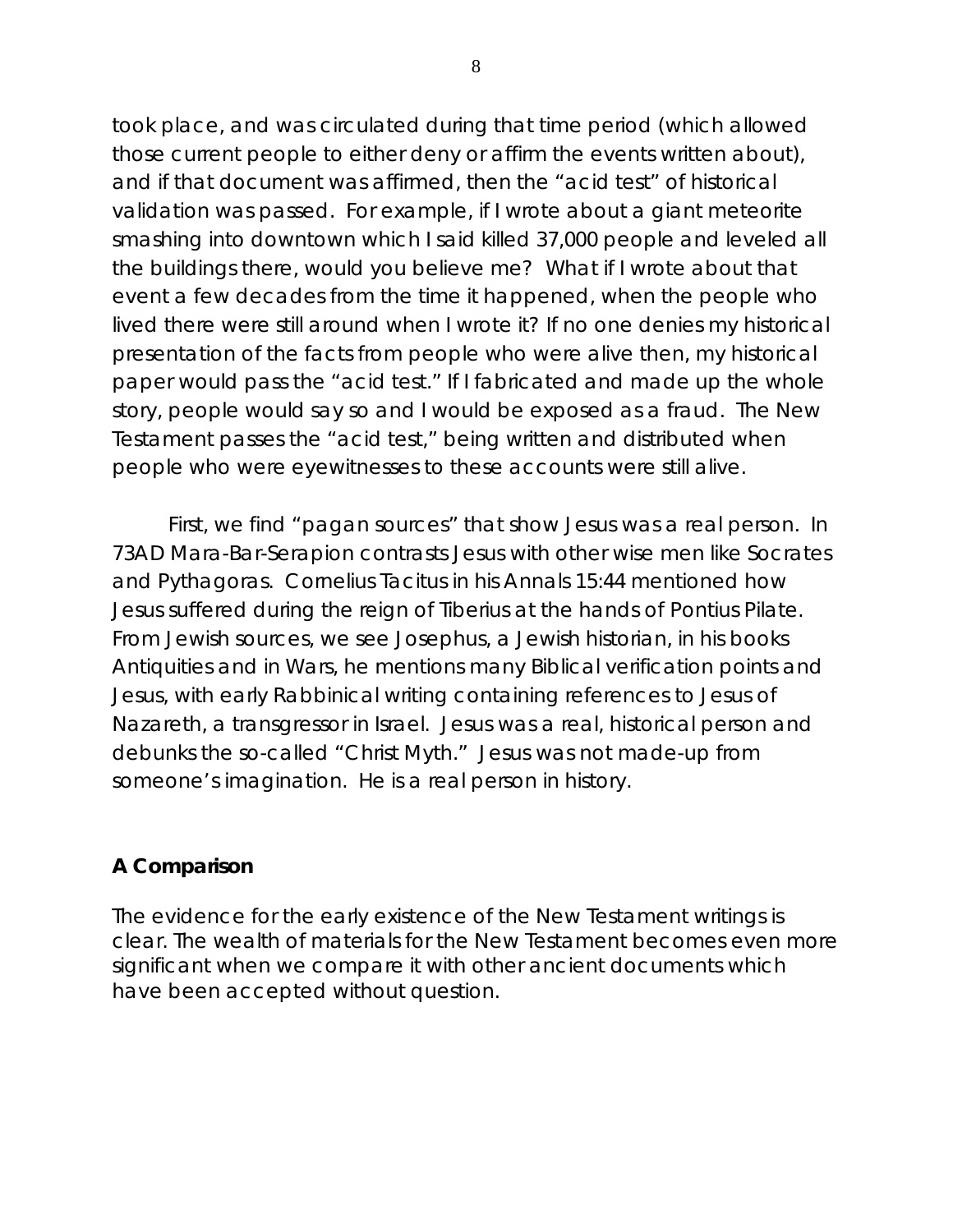took place, and was circulated during that time period (which allowed those current people to either deny or affirm the events written about), and if that document was affirmed, then the "acid test" of historical validation was passed. For example, if I wrote about a giant meteorite smashing into downtown which I said killed 37,000 people and leveled all the buildings there, would you believe me? What if I wrote about that event a few decades from the time it happened, when the people who lived there were still around when I wrote it? If no one denies my historical presentation of the facts from people who were alive then, my historical paper would pass the "acid test." If I fabricated and made up the whole story, people would say so and I would be exposed as a fraud. The New Testament passes the "acid test," being written and distributed when people who were eyewitnesses to these accounts were still alive.

First, we find "pagan sources" that show Jesus was a real person. In 73AD Mara-Bar-Serapion contrasts Jesus with other wise men like Socrates and Pythagoras. Cornelius Tacitus in his Annals 15:44 mentioned how Jesus suffered during the reign of Tiberius at the hands of Pontius Pilate. From Jewish sources, we see Josephus, a Jewish historian, in his books Antiquities and in Wars, he mentions many Biblical verification points and Jesus, with early Rabbinical writing containing references to Jesus of Nazareth, a transgressor in Israel. Jesus was a real, historical person and debunks the so-called "Christ Myth." Jesus was not made-up from someone's imagination. He is a real person in history.

**A Comparison**

The evidence for the early existence of the New Testament writings is clear. The wealth of materials for the New Testament becomes even more significant when we compare it with other ancient documents which have been accepted without question.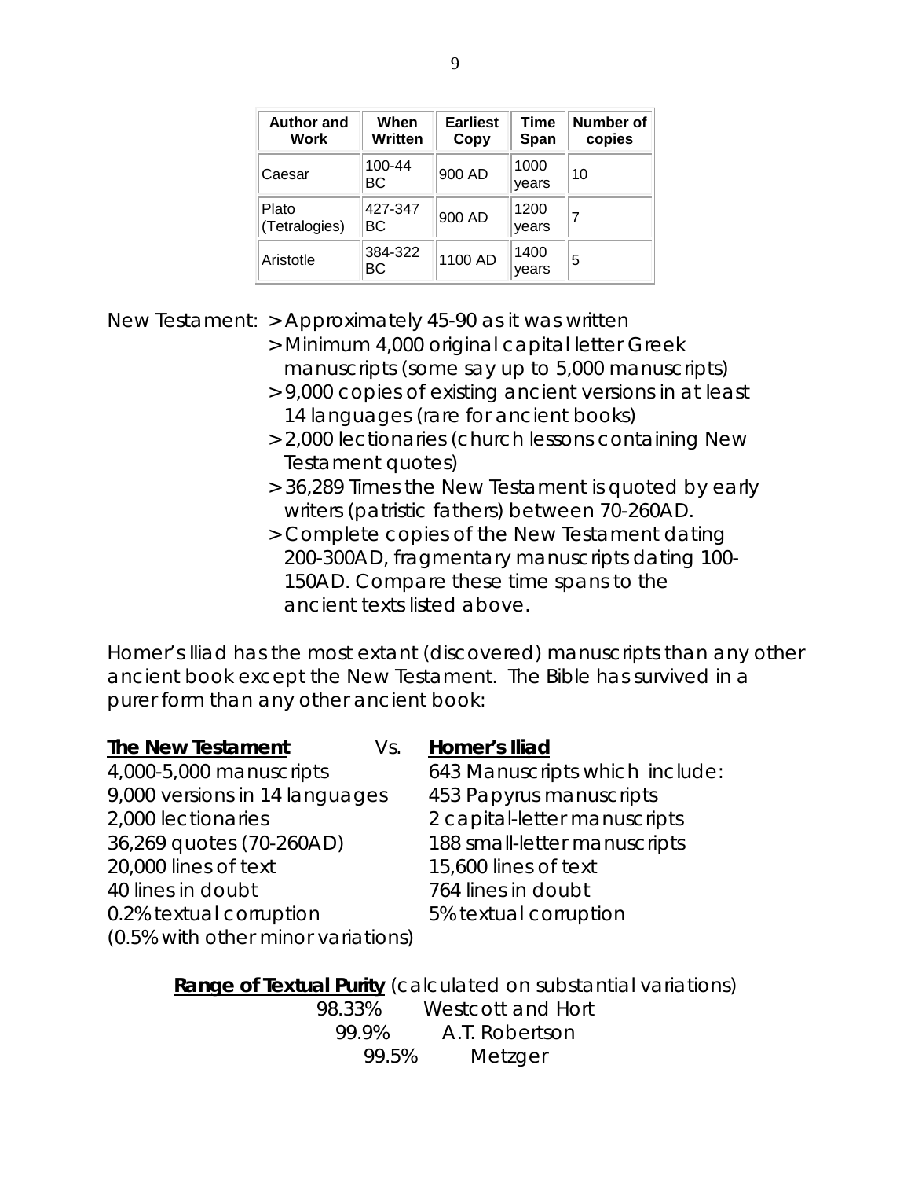| Author and Work | When Written | Earliest Copy | Time Span | Number of copies |
|---|---|---|---|---|
| Caesar | 100-44 BC | 900 AD | 1000 years | 10 |
| Plato (Tetralogies) | 427-347 BC | 900 AD | 1200 years | 7 |
| Aristotle | 384-322 BC | 1100 AD | 1400 years | 5 |

New Testament:
> Approximately 45-90 as it was written
> Minimum 4,000 original capital letter Greek manuscripts (some say up to 5,000 manuscripts)
> 9,000 copies of existing ancient versions in at least 14 languages (rare for ancient books)
> 2,000 lectionaries (church lessons containing New Testament quotes)
> 36,289 Times the New Testament is quoted by early writers (patristic fathers) between 70-260AD.
> Complete copies of the New Testament dating 200-300AD, fragmentary manuscripts dating 100-150AD. Compare these time spans to the ancient texts listed above.

Homer's Iliad has the most extant (discovered) manuscripts than any other ancient book except the New Testament. The Bible has survived in a purer form than any other ancient book:

| **The New Testament** Vs. | **Homer's Iliad** |
|---|---|
| 4,000-5,000 manuscripts | 643 Manuscripts which include: |
| 9,000 versions in 14 languages | 453 Papyrus manuscripts |
| 2,000 lectionaries | 2 capital-letter manuscripts |
| 36,269 quotes (70-260AD) | 188 small-letter manuscripts |
| 20,000 lines of text | 15,600 lines of text |
| 40 lines in doubt | 764 lines in doubt |
| 0.2% textual corruption | 5% textual corruption |
| (0.5% with other minor variations) | |

**Range of Textual Purity** (calculated on substantial variations)

98.33% Westcott and Hort
99.9% A.T. Robertson
99.5% Metzger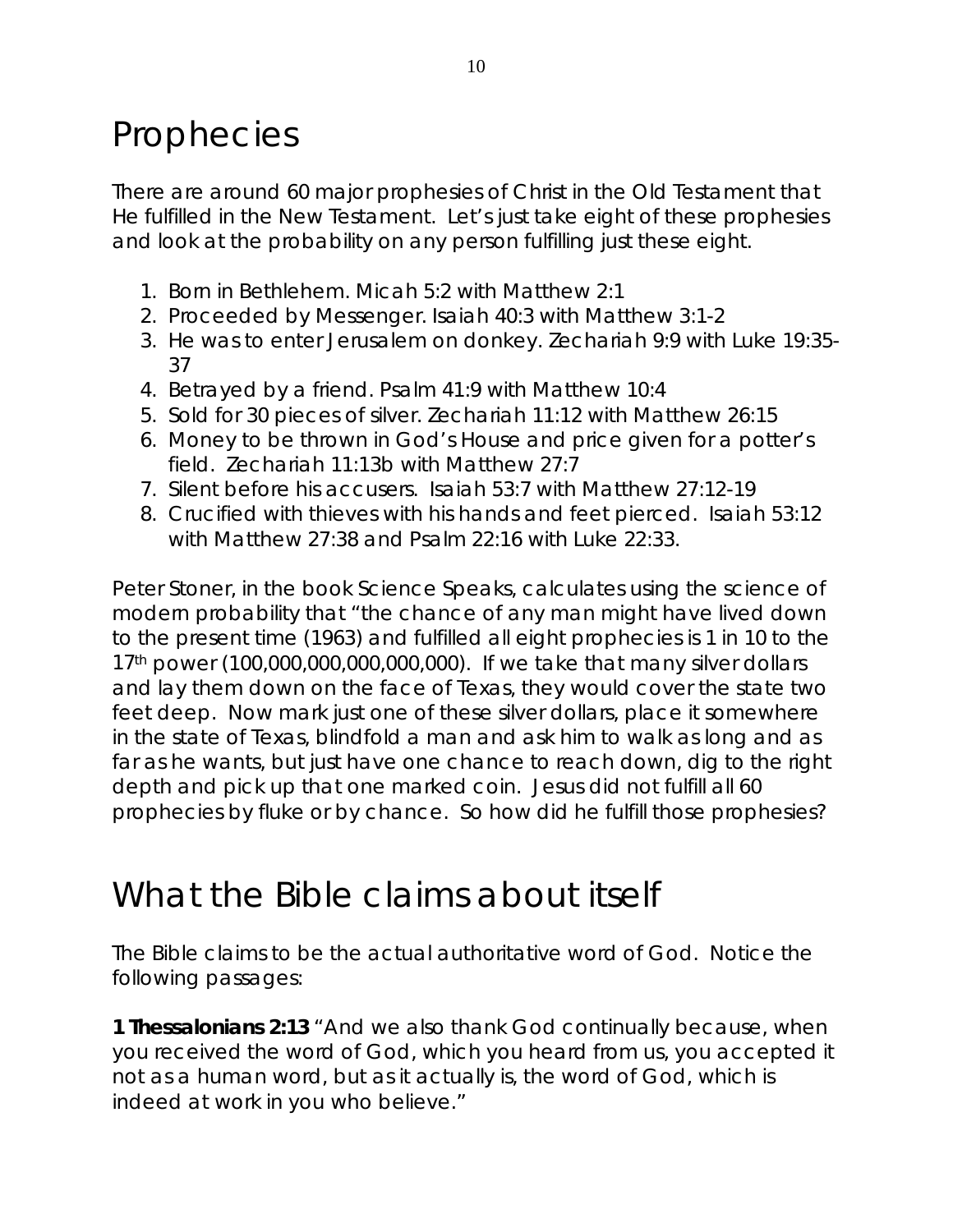# Prophecies

There are around 60 major prophesies of Christ in the Old Testament that He fulfilled in the New Testament. Let's just take eight of these prophesies and look at the probability on any person fulfilling just these eight.

1. Born in Bethlehem. Micah 5:2 with Matthew 2:1
2. Proceeded by Messenger. Isaiah 40:3 with Matthew 3:1-2
3. He was to enter Jerusalem on donkey. Zechariah 9:9 with Luke 19:35-37
4. Betrayed by a friend. Psalm 41:9 with Matthew 10:4
5. Sold for 30 pieces of silver. Zechariah 11:12 with Matthew 26:15
6. Money to be thrown in God's House and price given for a potter's field. Zechariah 11:13b with Matthew 27:7
7. Silent before his accusers. Isaiah 53:7 with Matthew 27:12-19
8. Crucified with thieves with his hands and feet pierced. Isaiah 53:12 with Matthew 27:38 and Psalm 22:16 with Luke 22:33.

Peter Stoner, in the book Science Speaks, calculates using the science of modern probability that "the chance of any man might have lived down to the present time (1963) and fulfilled all eight prophecies is 1 in 10 to the 17th power (100,000,000,000,000,000). If we take that many silver dollars and lay them down on the face of Texas, they would cover the state two feet deep. Now mark just one of these silver dollars, place it somewhere in the state of Texas, blindfold a man and ask him to walk as long and as far as he wants, but just have one chance to reach down, dig to the right depth and pick up that one marked coin. Jesus did not fulfill all 60 prophecies by fluke or by chance. So how did he fulfill those prophesies?

# What the Bible claims about itself

The Bible claims to be the actual authoritative word of God. Notice the following passages:

**1 Thessalonians 2:13** "And we also thank God continually because, when you received the word of God, which you heard from us, you accepted it not as a human word, but as it actually is, the word of God, which is indeed at work in you who believe."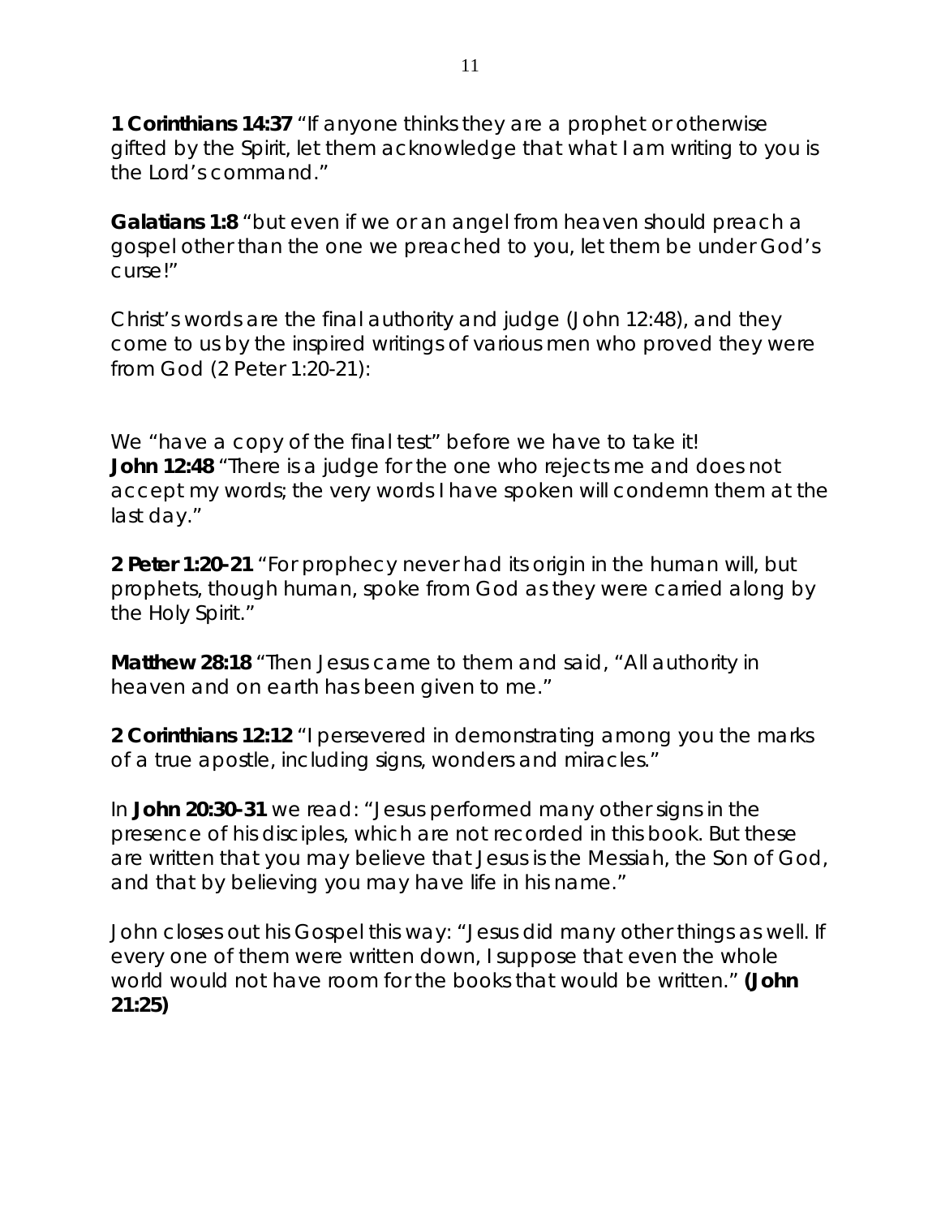**1 Corinthians 14:37** "If anyone thinks they are a prophet or otherwise gifted by the Spirit, let them acknowledge that what I am writing to you is the Lord's command."

**Galatians 1:8** "but even if we or an angel from heaven should preach a gospel other than the one we preached to you, let them be under God's curse!"

Christ's words are the final authority and judge (John 12:48), and they come to us by the inspired writings of various men who proved they were from God (2 Peter 1:20-21):

We "have a copy of the final test" before we have to take it!
**John 12:48** "There is a judge for the one who rejects me and does not accept my words; the very words I have spoken will condemn them at the last day."

**2 Peter 1:20-21** "For prophecy never had its origin in the human will, but prophets, though human, spoke from God as they were carried along by the Holy Spirit."

**Matthew 28:18** "Then Jesus came to them and said, "All authority in heaven and on earth has been given to me."

**2 Corinthians 12:12** "I persevered in demonstrating among you the marks of a true apostle, including signs, wonders and miracles."

In **John 20:30-31** we read: "Jesus performed many other signs in the presence of his disciples, which are not recorded in this book. But these are written that you may believe that Jesus is the Messiah, the Son of God, and that by believing you may have life in his name."

John closes out his Gospel this way: "Jesus did many other things as well. If every one of them were written down, I suppose that even the whole world would not have room for the books that would be written." **(John 21:25)**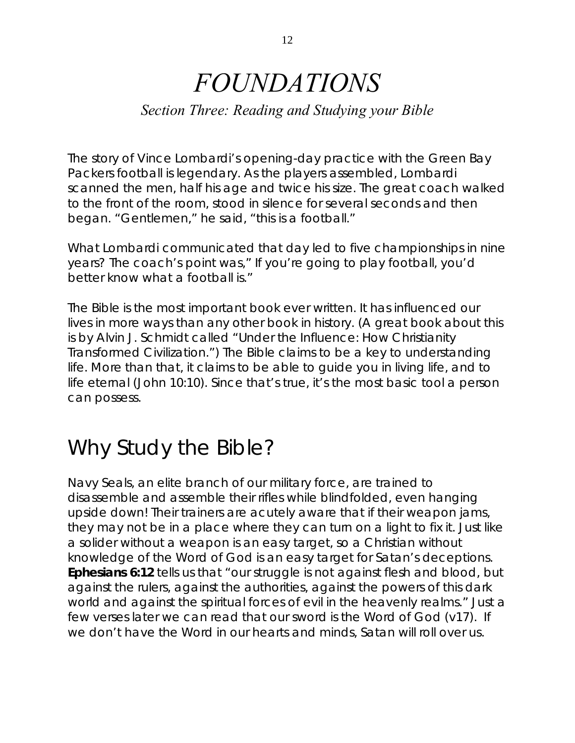# *FOUNDATIONS*

*Section Three: Reading and Studying your Bible*

The story of Vince Lombardi's opening-day practice with the Green Bay Packers football is legendary. As the players assembled, Lombardi scanned the men, half his age and twice his size. The great coach walked to the front of the room, stood in silence for several seconds and then began. "Gentlemen," he said, "this is a football."

What Lombardi communicated that day led to five championships in nine years? The coach's point was," If you're going to play football, you'd better know what a football is."

The Bible is the most important book ever written. It has influenced our lives in more ways than any other book in history. (A great book about this is by Alvin J. Schmidt called "Under the Influence: How Christianity Transformed Civilization.") The Bible claims to be a key to understanding life. More than that, it claims to be able to guide you in living life, and to life eternal (John 10:10). Since that's true, it's the most basic tool a person can possess.

## Why Study the Bible?

Navy Seals, an elite branch of our military force, are trained to disassemble and assemble their rifles while blindfolded, even hanging upside down! Their trainers are acutely aware that if their weapon jams, they may not be in a place where they can turn on a light to fix it. Just like a solider without a weapon is an easy target, so a Christian without knowledge of the Word of God is an easy target for Satan's deceptions. **Ephesians 6:12** tells us that "our struggle is not against flesh and blood, but against the rulers, against the authorities, against the powers of this dark world and against the spiritual forces of evil in the heavenly realms." Just a few verses later we can read that our sword is the Word of God (v17). If we don't have the Word in our hearts and minds, Satan will roll over us.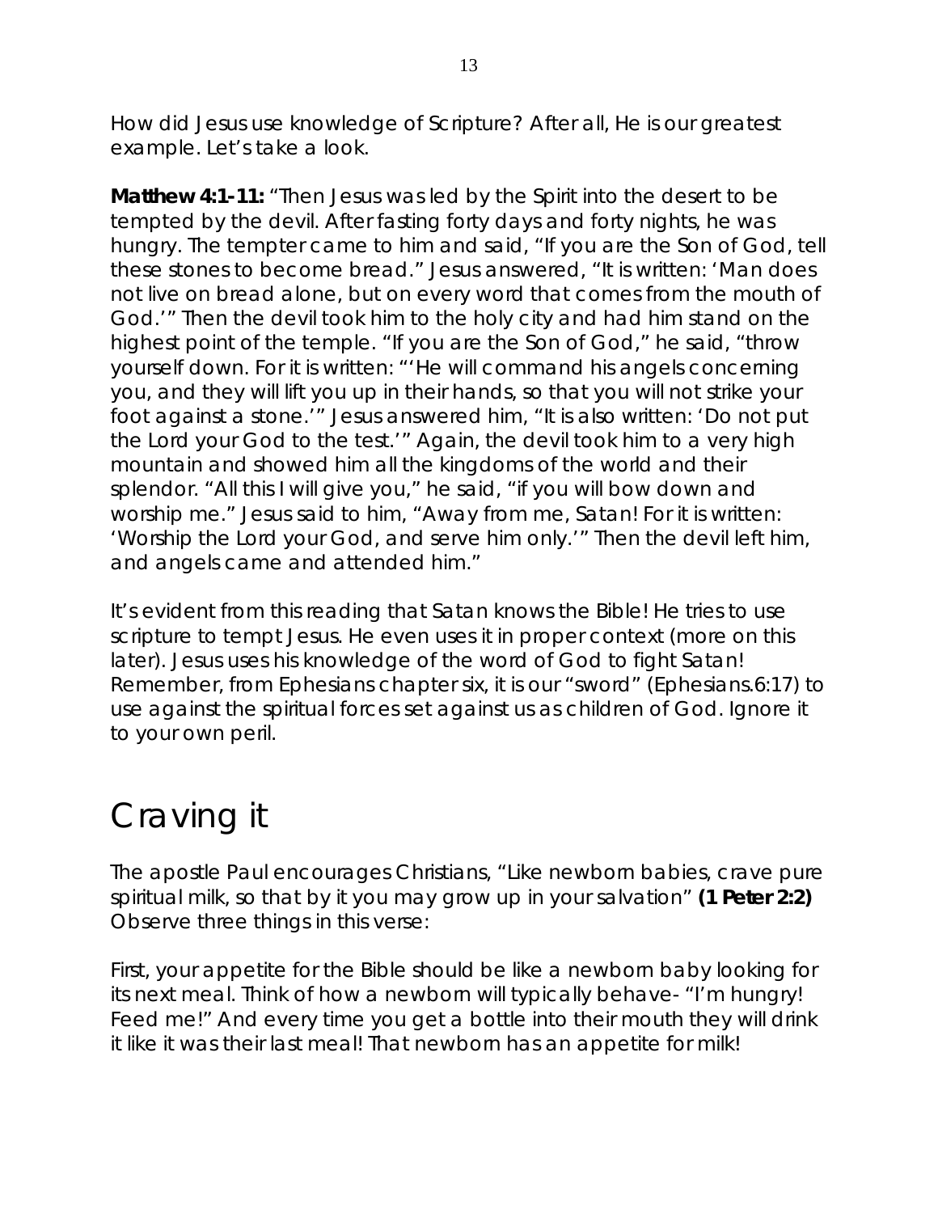How did Jesus use knowledge of Scripture? After all, He is our greatest example. Let's take a look.

**Matthew 4:1-11:** "Then Jesus was led by the Spirit into the desert to be tempted by the devil. After fasting forty days and forty nights, he was hungry. The tempter came to him and said, "If you are the Son of God, tell these stones to become bread." Jesus answered, "It is written: 'Man does not live on bread alone, but on every word that comes from the mouth of God.'" Then the devil took him to the holy city and had him stand on the highest point of the temple. "If you are the Son of God," he said, "throw yourself down. For it is written: "'He will command his angels concerning you, and they will lift you up in their hands, so that you will not strike your foot against a stone.'" Jesus answered him, "It is also written: 'Do not put the Lord your God to the test.'" Again, the devil took him to a very high mountain and showed him all the kingdoms of the world and their splendor. "All this I will give you," he said, "if you will bow down and worship me." Jesus said to him, "Away from me, Satan! For it is written: 'Worship the Lord your God, and serve him only.'" Then the devil left him, and angels came and attended him."

It's evident from this reading that Satan knows the Bible! He tries to use scripture to tempt Jesus. He even uses it in proper context (more on this later). Jesus uses his knowledge of the word of God to fight Satan! Remember, from Ephesians chapter six, it is our "sword" (Ephesians.6:17) to use against the spiritual forces set against us as children of God. Ignore it to your own peril.

# Craving it

The apostle Paul encourages Christians, "Like newborn babies, crave pure spiritual milk, so that by it you may grow up in your salvation" **(1 Peter 2:2)** Observe three things in this verse:

First, your appetite for the Bible should be like a newborn baby looking for its next meal. Think of how a newborn will typically behave- "I'm hungry! Feed me!" And every time you get a bottle into their mouth they will drink it like it was their last meal! That newborn has an appetite for milk!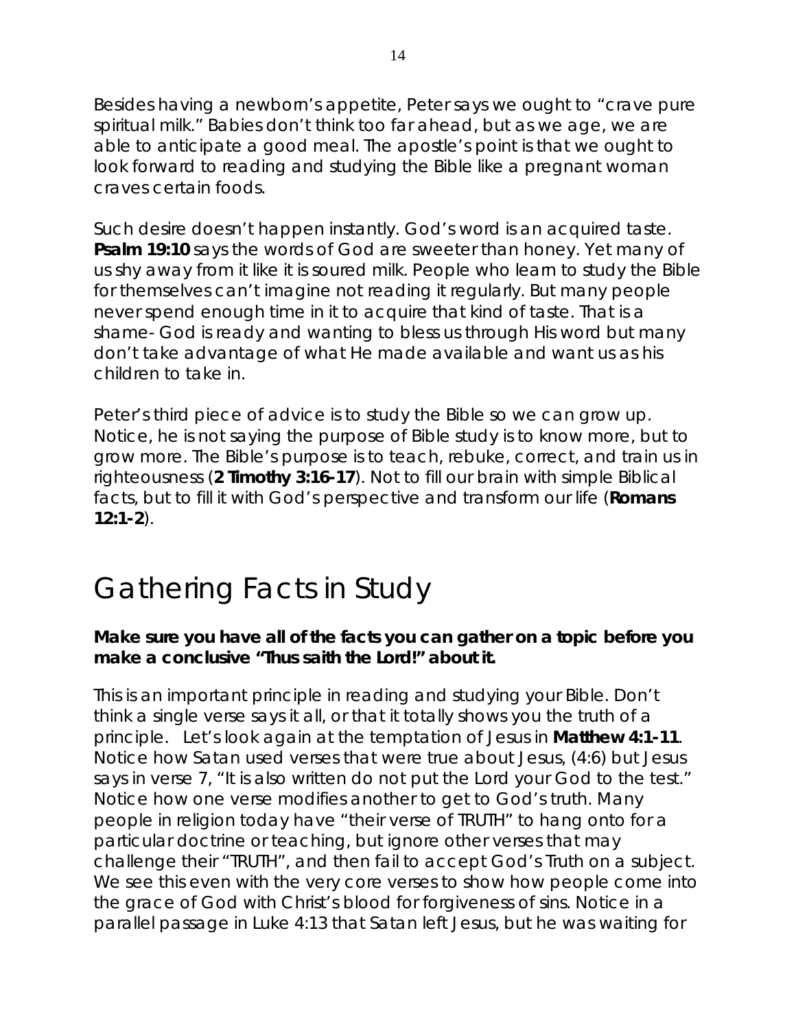Besides having a newborn's appetite, Peter says we ought to "crave pure spiritual milk." Babies don't think too far ahead, but as we age, we are able to anticipate a good meal. The apostle's point is that we ought to look forward to reading and studying the Bible like a pregnant woman craves certain foods.

Such desire doesn't happen instantly. God's word is an acquired taste. **Psalm 19:10** says the words of God are sweeter than honey. Yet many of us shy away from it like it is soured milk. People who learn to study the Bible for themselves can't imagine not reading it regularly. But many people never spend enough time in it to acquire that kind of taste. That is a shame- God is ready and wanting to bless us through His word but many don't take advantage of what He made available and want us as his children to take in.

Peter's third piece of advice is to study the Bible so we can grow up. Notice, he is not saying the purpose of Bible study is to know more, but to grow more. The Bible's purpose is to teach, rebuke, correct, and train us in righteousness (**2 Timothy 3:16-17**). Not to fill our brain with simple Biblical facts, but to fill it with God's perspective and transform our life (**Romans 12:1-2**).

# Gathering Facts in Study

**Make sure you have all of the facts you can gather on a topic before you make a conclusive "Thus saith the Lord!" about it.**

This is an important principle in reading and studying your Bible. Don't think a single verse says it all, or that it totally shows you the truth of a principle. Let's look again at the temptation of Jesus in **Matthew 4:1-11**. Notice how Satan used verses that were true about Jesus, (4:6) but Jesus says in verse 7, "It is also written do not put the Lord your God to the test." Notice how one verse modifies another to get to God's truth. Many people in religion today have "their verse of TRUTH" to hang onto for a particular doctrine or teaching, but ignore other verses that may challenge their "TRUTH", and then fail to accept God's Truth on a subject. We see this even with the very core verses to show how people come into the grace of God with Christ's blood for forgiveness of sins. Notice in a parallel passage in Luke 4:13 that Satan left Jesus, but he was waiting for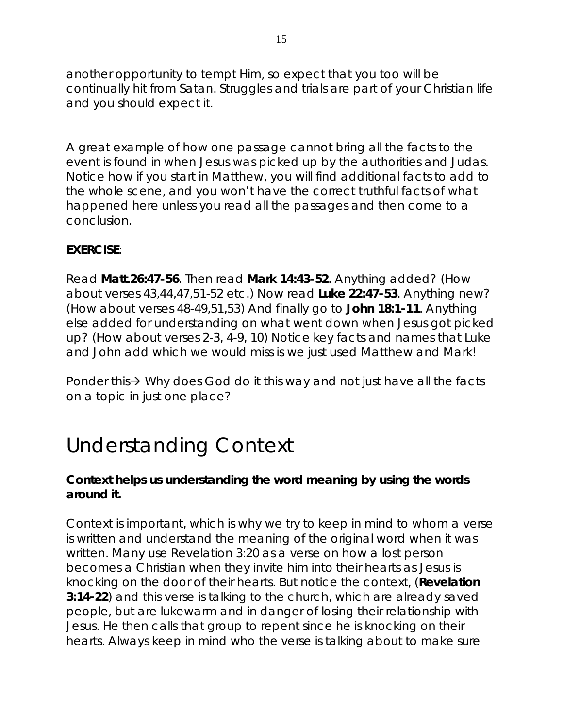another opportunity to tempt Him, so expect that you too will be continually hit from Satan. Struggles and trials are part of your Christian life and you should expect it.

A great example of how one passage cannot bring all the facts to the event is found in when Jesus was picked up by the authorities and Judas. Notice how if you start in Matthew, you will find additional facts to add to the whole scene, and you won't have the correct truthful facts of what happened here unless you read all the passages and then come to a conclusion.

**EXERCISE**:

Read **Matt.26:47-56**. Then read **Mark 14:43-52**. Anything added? (How about verses 43,44,47,51-52 etc.) Now read **Luke 22:47-53**. Anything new? (How about verses 48-49,51,53) And finally go to **John 18:1-11**. Anything else added for understanding on what went down when Jesus got picked up? (How about verses 2-3, 4-9, 10) Notice key facts and names that Luke and John add which we would miss is we just used Matthew and Mark!

Ponder this→ Why does God do it this way and not just have all the facts on a topic in just one place?

# Understanding Context

**Context helps us understanding the word meaning by using the words around it.**

Context is important, which is why we try to keep in mind to whom a verse is written and understand the meaning of the original word when it was written. Many use Revelation 3:20 as a verse on how a lost person becomes a Christian when they invite him into their hearts as Jesus is knocking on the door of their hearts. But notice the context, (**Revelation 3:14-22**) and this verse is talking to the church, which are already saved people, but are lukewarm and in danger of losing their relationship with Jesus. He then calls that group to repent since he is knocking on their hearts. Always keep in mind who the verse is talking about to make sure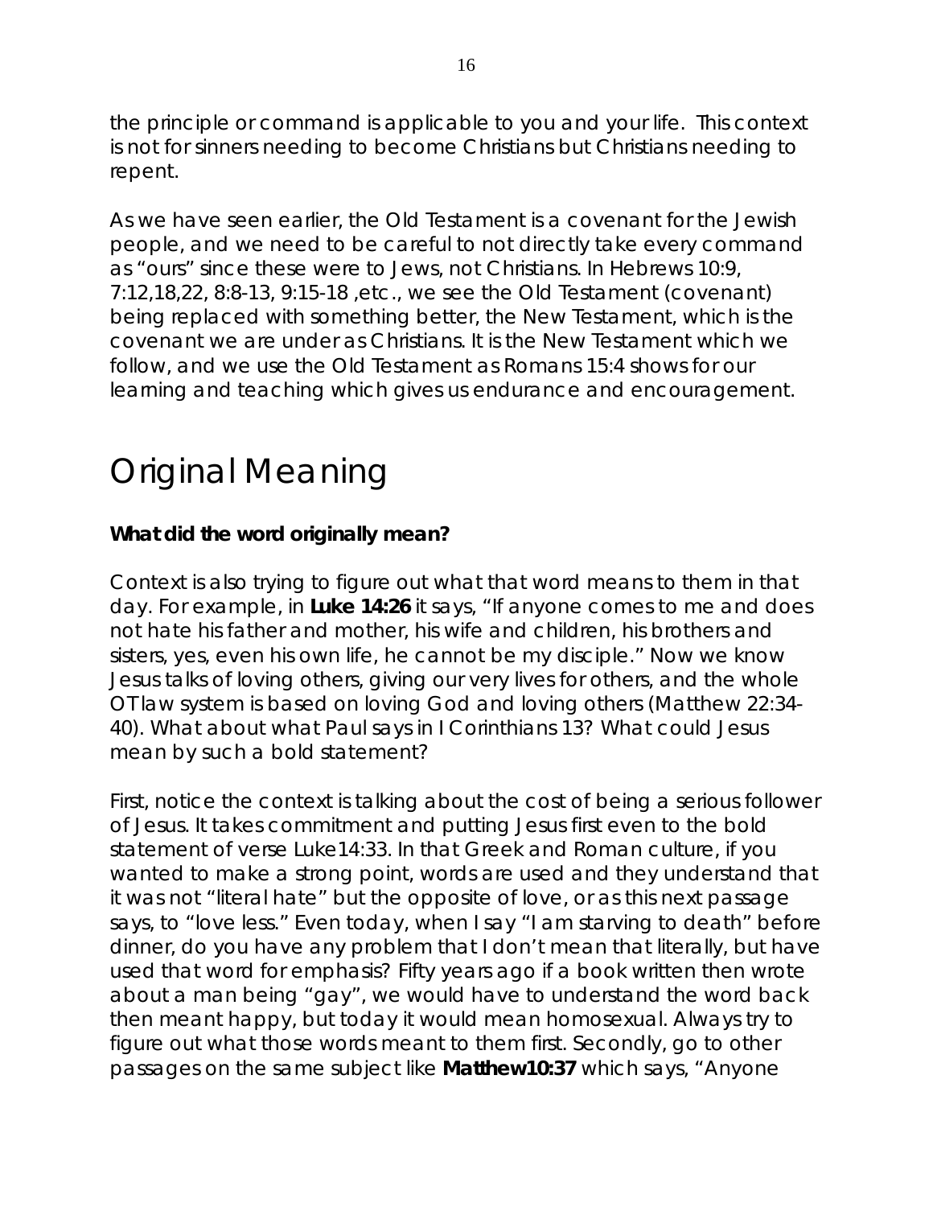the principle or command is applicable to you and your life. This context is not for sinners needing to become Christians but Christians needing to repent.

As we have seen earlier, the Old Testament is a covenant for the Jewish people, and we need to be careful to not directly take every command as "ours" since these were to Jews, not Christians. In Hebrews 10:9, 7:12,18,22, 8:8-13, 9:15-18 ,etc., we see the Old Testament (covenant) being replaced with something better, the New Testament, which is the covenant we are under as Christians. It is the New Testament which we follow, and we use the Old Testament as Romans 15:4 shows for our learning and teaching which gives us endurance and encouragement.

# Original Meaning

**What did the word originally mean?**

Context is also trying to figure out what that word means to them in that day. For example, in **Luke 14:26** it says, "If anyone comes to me and does not hate his father and mother, his wife and children, his brothers and sisters, yes, even his own life, he cannot be my disciple." Now we know Jesus talks of loving others, giving our very lives for others, and the whole OT law system is based on loving God and loving others (Matthew 22:34-40). What about what Paul says in I Corinthians 13? What could Jesus mean by such a bold statement?

First, notice the context is talking about the cost of being a serious follower of Jesus. It takes commitment and putting Jesus first even to the bold statement of verse Luke14:33. In that Greek and Roman culture, if you wanted to make a strong point, words are used and they understand that it was not "literal hate" but the opposite of love, or as this next passage says, to "love less." Even today, when I say "I am starving to death" before dinner, do you have any problem that I don't mean that literally, but have used that word for emphasis? Fifty years ago if a book written then wrote about a man being "gay", we would have to understand the word back then meant happy, but today it would mean homosexual. Always try to figure out what those words meant to them first. Secondly, go to other passages on the same subject like **Matthew10:37** which says, "Anyone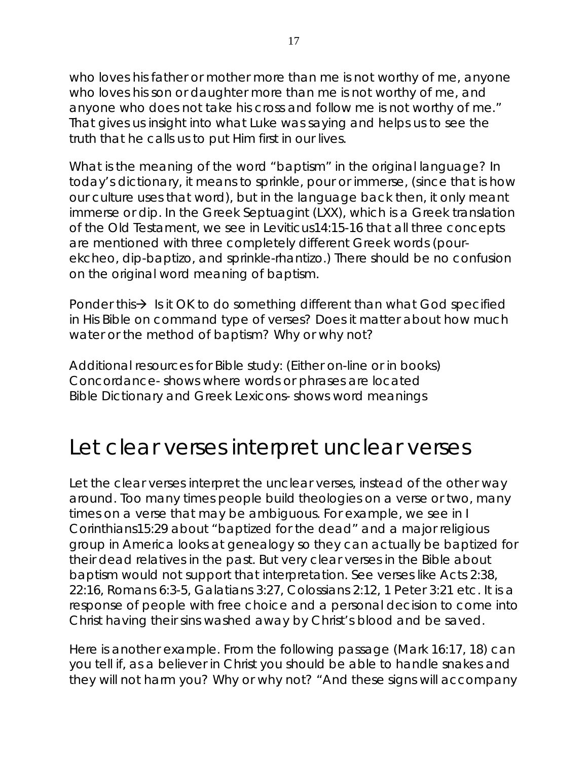who loves his father or mother more than me is not worthy of me, anyone who loves his son or daughter more than me is not worthy of me, and anyone who does not take his cross and follow me is not worthy of me." That gives us insight into what Luke was saying and helps us to see the truth that he calls us to put Him first in our lives.

What is the meaning of the word "baptism" in the original language? In today's dictionary, it means to sprinkle, pour or immerse, (since that is how our culture uses that word), but in the language back then, it only meant immerse or dip. In the Greek Septuagint (LXX), which is a Greek translation of the Old Testament, we see in Leviticus14:15-16 that all three concepts are mentioned with three completely different Greek words (pour-ekcheo, dip-baptizo, and sprinkle-rhantizo.) There should be no confusion on the original word meaning of baptism.

Ponder this→ Is it OK to do something different than what God specified in His Bible on command type of verses? Does it matter about how much water or the method of baptism? Why or why not?

Additional resources for Bible study: (Either on-line or in books)
Concordance- shows where words or phrases are located
Bible Dictionary and Greek Lexicons- shows word meanings

# Let clear verses interpret unclear verses

Let the clear verses interpret the unclear verses, instead of the other way around. Too many times people build theologies on a verse or two, many times on a verse that may be ambiguous. For example, we see in I Corinthians15:29 about "baptized for the dead" and a major religious group in America looks at genealogy so they can actually be baptized for their dead relatives in the past. But very clear verses in the Bible about baptism would not support that interpretation. See verses like Acts 2:38, 22:16, Romans 6:3-5, Galatians 3:27, Colossians 2:12, 1 Peter 3:21 etc. It is a response of people with free choice and a personal decision to come into Christ having their sins washed away by Christ's blood and be saved.

Here is another example. From the following passage (Mark 16:17, 18) can you tell if, as a believer in Christ you should be able to handle snakes and they will not harm you? Why or why not? "And these signs will accompany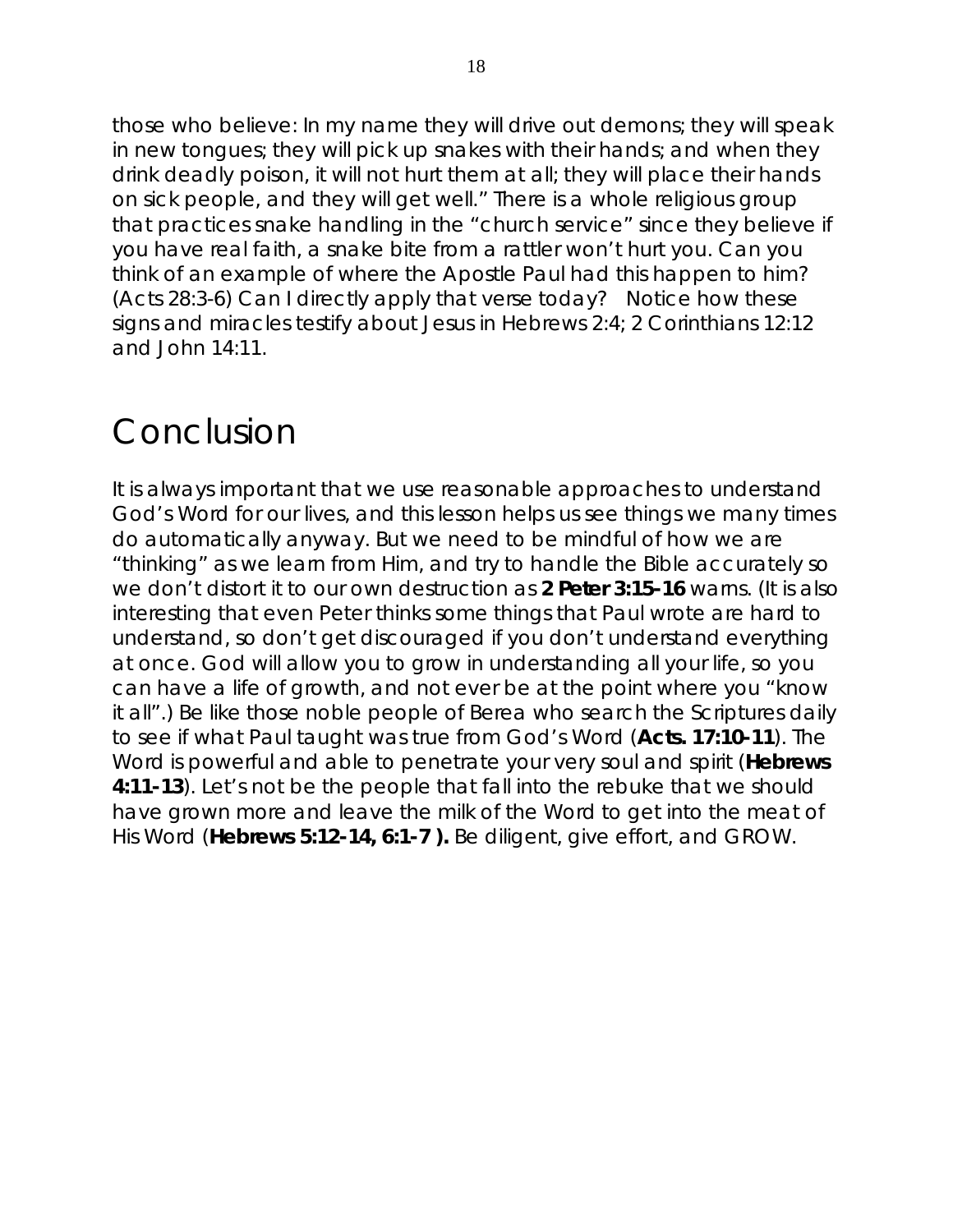those who believe: In my name they will drive out demons; they will speak in new tongues; they will pick up snakes with their hands; and when they drink deadly poison, it will not hurt them at all; they will place their hands on sick people, and they will get well." There is a whole religious group that practices snake handling in the "church service" since they believe if you have real faith, a snake bite from a rattler won't hurt you. Can you think of an example of where the Apostle Paul had this happen to him? (Acts 28:3-6) Can I directly apply that verse today? Notice how these signs and miracles testify about Jesus in Hebrews 2:4; 2 Corinthians 12:12 and John 14:11.

# Conclusion

It is always important that we use reasonable approaches to understand God's Word for our lives, and this lesson helps us see things we many times do automatically anyway. But we need to be mindful of how we are "thinking" as we learn from Him, and try to handle the Bible accurately so we don't distort it to our own destruction as **2 Peter 3:15-16** warns. (It is also interesting that even Peter thinks some things that Paul wrote are hard to understand, so don't get discouraged if you don't understand everything at once. God will allow you to grow in understanding all your life, so you can have a life of growth, and not ever be at the point where you "know it all".) Be like those noble people of Berea who search the Scriptures daily to see if what Paul taught was true from God's Word (**Acts. 17:10-11**). The Word is powerful and able to penetrate your very soul and spirit (**Hebrews 4:11-13**). Let's not be the people that fall into the rebuke that we should have grown more and leave the milk of the Word to get into the meat of His Word (**Hebrews 5:12-14, 6:1-7 ).** Be diligent, give effort, and GROW.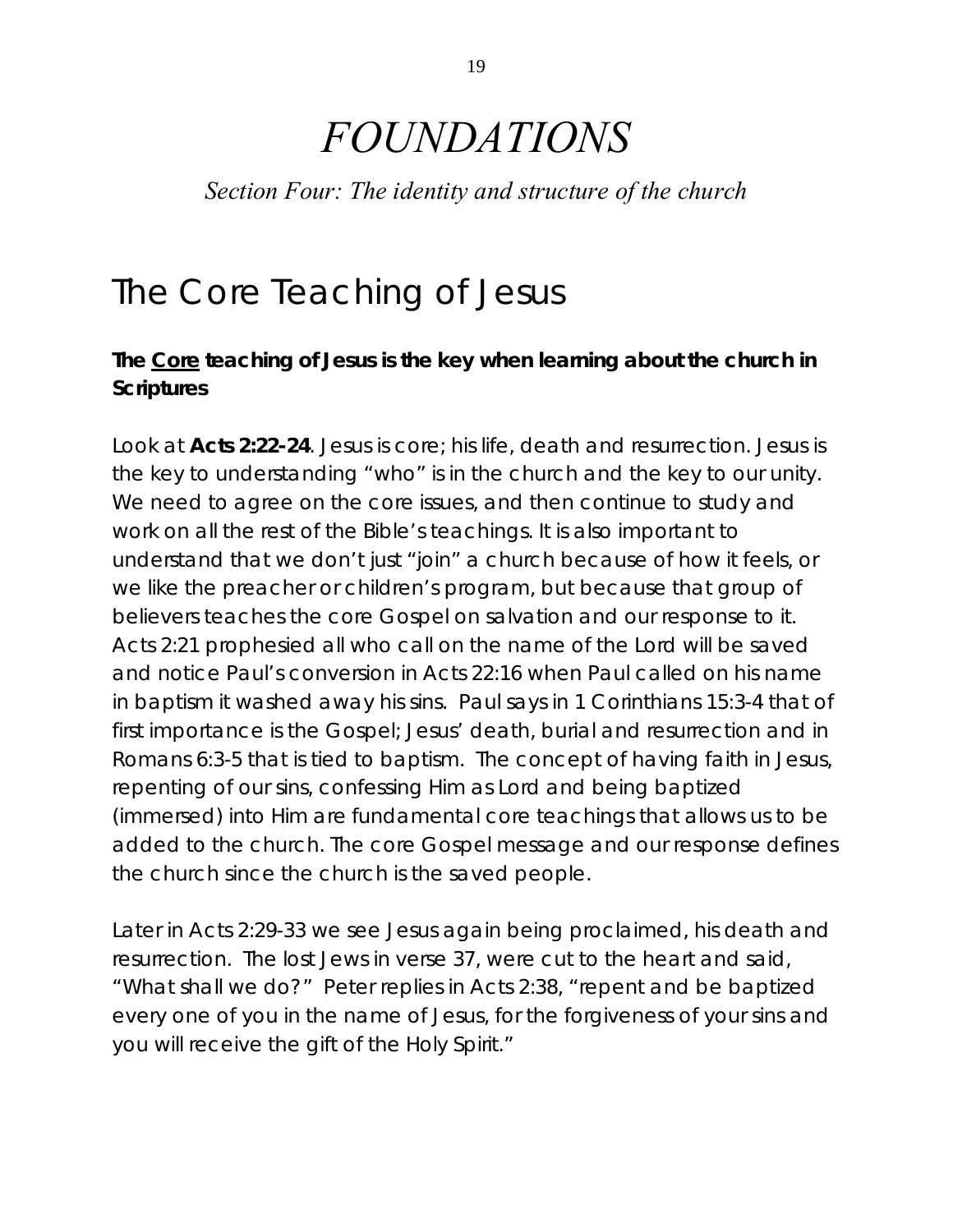# *FOUNDATIONS*

*Section Four: The identity and structure of the church*

## The Core Teaching of Jesus

**The <u>Core</u> teaching of Jesus is the key when learning about the church in Scriptures**

Look at **Acts 2:22-24**. Jesus is core; his life, death and resurrection. Jesus is the key to understanding "who" is in the church and the key to our unity. We need to agree on the core issues, and then continue to study and work on all the rest of the Bible's teachings. It is also important to understand that we don't just "join" a church because of how it feels, or we like the preacher or children's program, but because that group of believers teaches the core Gospel on salvation and our response to it. Acts 2:21 prophesied all who call on the name of the Lord will be saved and notice Paul's conversion in Acts 22:16 when Paul called on his name in baptism it washed away his sins. Paul says in 1 Corinthians 15:3-4 that of first importance is the Gospel; Jesus' death, burial and resurrection and in Romans 6:3-5 that is tied to baptism. The concept of having faith in Jesus, repenting of our sins, confessing Him as Lord and being baptized (immersed) into Him are fundamental core teachings that allows us to be added to the church. The core Gospel message and our response defines the church since the church is the saved people.

Later in Acts 2:29-33 we see Jesus again being proclaimed, his death and resurrection. The lost Jews in verse 37, were cut to the heart and said, "What shall we do?" Peter replies in Acts 2:38, "repent and be baptized every one of you in the name of Jesus, for the forgiveness of your sins and you will receive the gift of the Holy Spirit."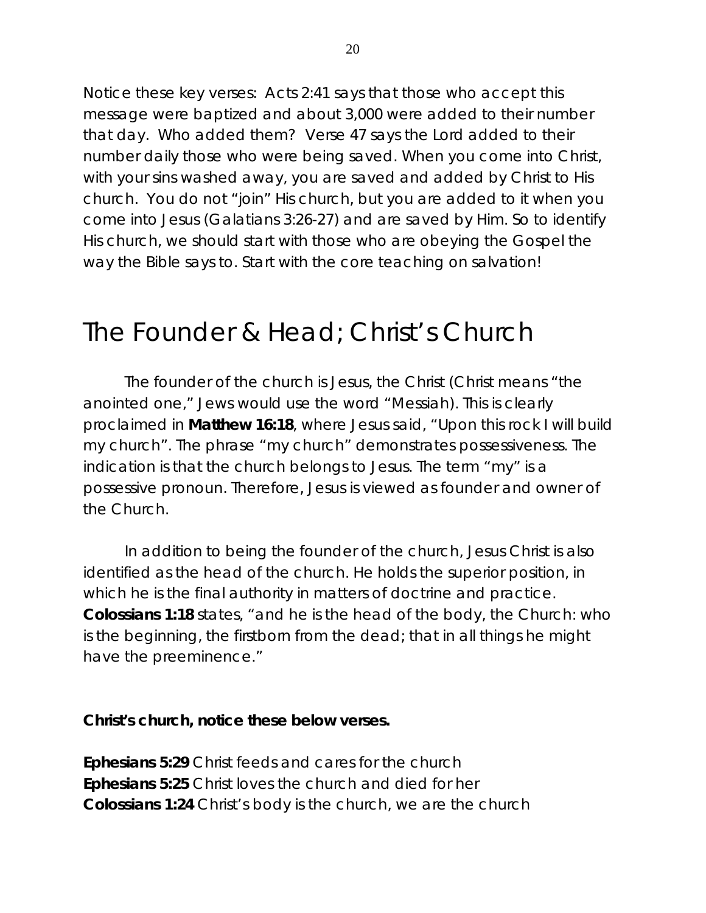Notice these key verses: Acts 2:41 says that those who accept this message were baptized and about 3,000 were added to their number that day. Who added them? Verse 47 says the Lord added to their number daily those who were being saved. When you come into Christ, with your sins washed away, you are saved and added by Christ to His church. You do not "join" His church, but you are added to it when you come into Jesus (Galatians 3:26-27) and are saved by Him. So to identify His church, we should start with those who are obeying the Gospel the way the Bible says to. Start with the core teaching on salvation!

# The Founder & Head; Christ's Church

The founder of the church is Jesus, the Christ (Christ means "the anointed one," Jews would use the word "Messiah). This is clearly proclaimed in **Matthew 16:18**, where Jesus said, "Upon this rock I will build my church". The phrase "my church" demonstrates possessiveness. The indication is that the church belongs to Jesus. The term "my" is a possessive pronoun. Therefore, Jesus is viewed as founder and owner of the Church.

In addition to being the founder of the church, Jesus Christ is also identified as the head of the church. He holds the superior position, in which he is the final authority in matters of doctrine and practice. **Colossians 1:18** states, "and he is the head of the body, the Church: who is the beginning, the firstborn from the dead; that in all things he might have the preeminence."

**Christ's church, notice these below verses.**

**Ephesians 5:29** Christ feeds and cares for the church
**Ephesians 5:25** Christ loves the church and died for her
**Colossians 1:24** Christ's body is the church, we are the church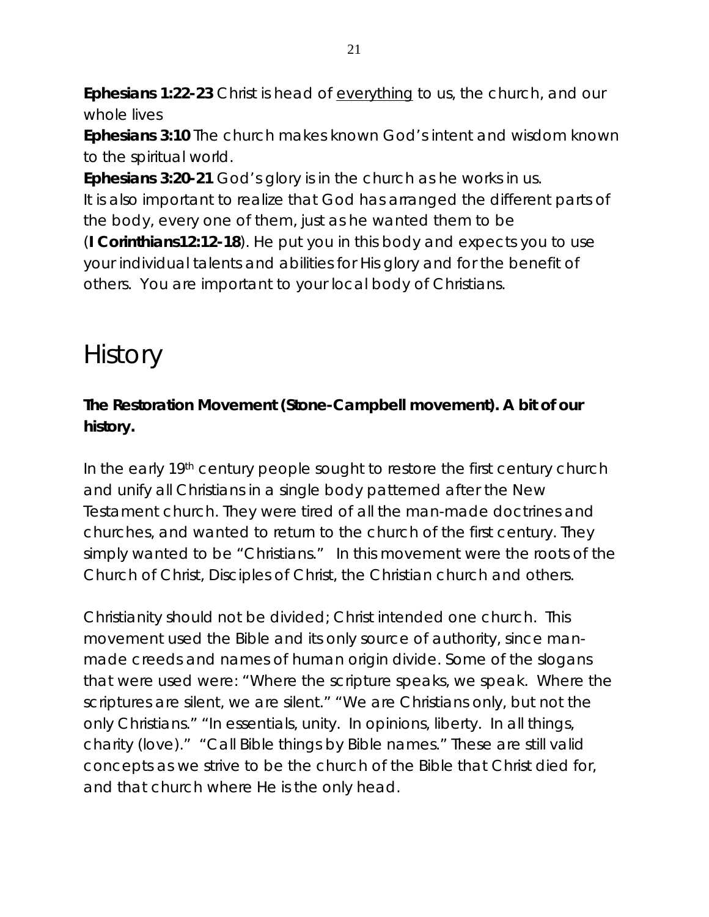**Ephesians 1:22-23** Christ is head of <u>everything</u> to us, the church, and our whole lives

**Ephesians 3:10** The church makes known God's intent and wisdom known to the spiritual world.

**Ephesians 3:20-21** God's glory is in the church as he works in us.

It is also important to realize that God has arranged the different parts of the body, every one of them, just as he wanted them to be (**I Corinthians12:12-18**). He put you in this body and expects you to use your individual talents and abilities for His glory and for the benefit of others. You are important to your local body of Christians.

# History

**The Restoration Movement (Stone-Campbell movement). A bit of our history.**

In the early 19th century people sought to restore the first century church and unify all Christians in a single body patterned after the New Testament church. They were tired of all the man-made doctrines and churches, and wanted to return to the church of the first century. They simply wanted to be "Christians." In this movement were the roots of the Church of Christ, Disciples of Christ, the Christian church and others.

Christianity should not be divided; Christ intended one church. This movement used the Bible and its only source of authority, since man-made creeds and names of human origin divide. Some of the slogans that were used were: "Where the scripture speaks, we speak. Where the scriptures are silent, we are silent." "We are Christians only, but not the only Christians." "In essentials, unity. In opinions, liberty. In all things, charity (love)." "Call Bible things by Bible names." These are still valid concepts as we strive to be the church of the Bible that Christ died for, and that church where He is the only head.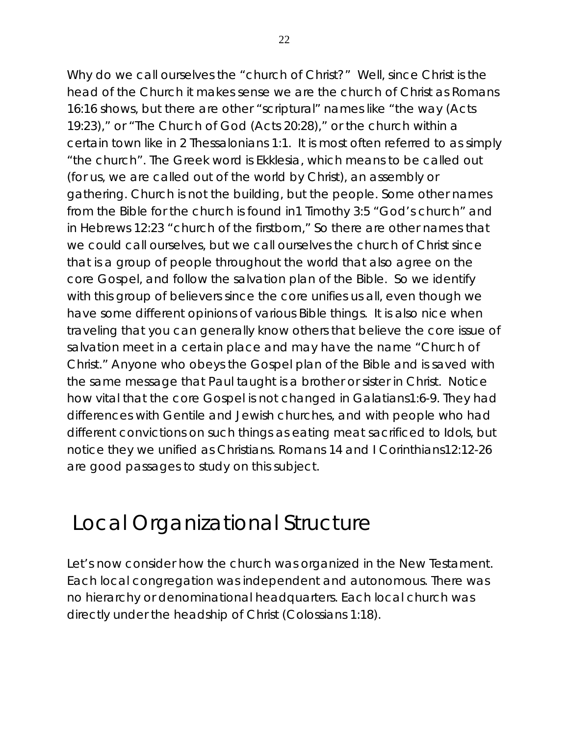Why do we call ourselves the "church of Christ?" Well, since Christ is the head of the Church it makes sense we are the church of Christ as Romans 16:16 shows, but there are other "scriptural" names like "the way (Acts 19:23)," or "The Church of God (Acts 20:28)," or the church within a certain town like in 2 Thessalonians 1:1. It is most often referred to as simply "the church". The Greek word is Ekklesia, which means to be called out (for us, we are called out of the world by Christ), an assembly or gathering. Church is not the building, but the people. Some other names from the Bible for the church is found in1 Timothy 3:5 "God's church" and in Hebrews 12:23 "church of the firstborn," So there are other names that we could call ourselves, but we call ourselves the church of Christ since that is a group of people throughout the world that also agree on the core Gospel, and follow the salvation plan of the Bible. So we identify with this group of believers since the core unifies us all, even though we have some different opinions of various Bible things. It is also nice when traveling that you can generally know others that believe the core issue of salvation meet in a certain place and may have the name "Church of Christ." Anyone who obeys the Gospel plan of the Bible and is saved with the same message that Paul taught is a brother or sister in Christ. Notice how vital that the core Gospel is not changed in Galatians1:6-9. They had differences with Gentile and Jewish churches, and with people who had different convictions on such things as eating meat sacrificed to Idols, but notice they we unified as Christians. Romans 14 and I Corinthians12:12-26 are good passages to study on this subject.

# Local Organizational Structure

Let's now consider how the church was organized in the New Testament. Each local congregation was independent and autonomous. There was no hierarchy or denominational headquarters. Each local church was directly under the headship of Christ (Colossians 1:18).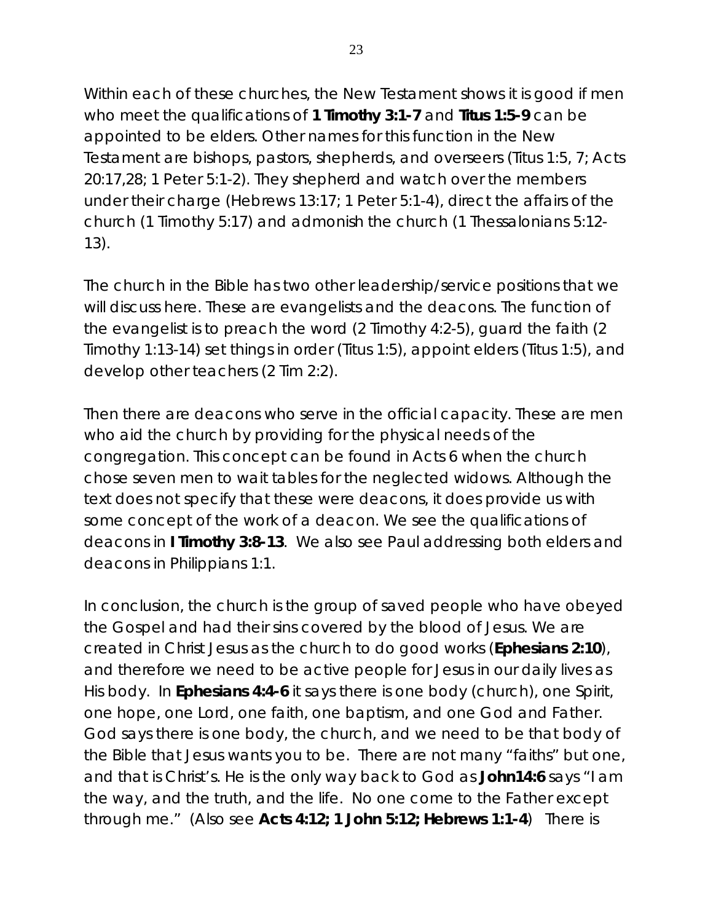Within each of these churches, the New Testament shows it is good if men who meet the qualifications of **1 Timothy 3:1-7** and **Titus 1:5-9** can be appointed to be elders. Other names for this function in the New Testament are bishops, pastors, shepherds, and overseers (Titus 1:5, 7; Acts 20:17,28; 1 Peter 5:1-2). They shepherd and watch over the members under their charge (Hebrews 13:17; 1 Peter 5:1-4), direct the affairs of the church (1 Timothy 5:17) and admonish the church (1 Thessalonians 5:12-13).

The church in the Bible has two other leadership/service positions that we will discuss here. These are evangelists and the deacons. The function of the evangelist is to preach the word (2 Timothy 4:2-5), guard the faith (2 Timothy 1:13-14) set things in order (Titus 1:5), appoint elders (Titus 1:5), and develop other teachers (2 Tim 2:2).

Then there are deacons who serve in the official capacity. These are men who aid the church by providing for the physical needs of the congregation. This concept can be found in Acts 6 when the church chose seven men to wait tables for the neglected widows. Although the text does not specify that these were deacons, it does provide us with some concept of the work of a deacon. We see the qualifications of deacons in **I Timothy 3:8-13**. We also see Paul addressing both elders and deacons in Philippians 1:1.

In conclusion, the church is the group of saved people who have obeyed the Gospel and had their sins covered by the blood of Jesus. We are created in Christ Jesus as the church to do good works (**Ephesians 2:10**), and therefore we need to be active people for Jesus in our daily lives as His body. In **Ephesians 4:4-6** it says there is one body (church), one Spirit, one hope, one Lord, one faith, one baptism, and one God and Father. God says there is one body, the church, and we need to be that body of the Bible that Jesus wants you to be. There are not many "faiths" but one, and that is Christ's. He is the only way back to God as **John14:6** says "I am the way, and the truth, and the life. No one come to the Father except through me." (Also see **Acts 4:12; 1 John 5:12; Hebrews 1:1-4**) There is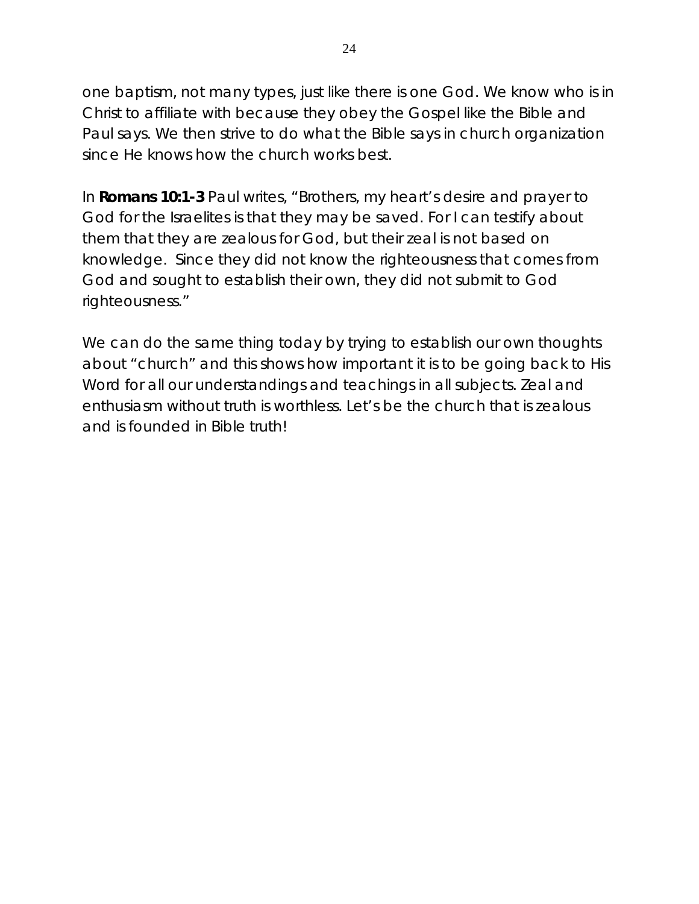one baptism, not many types, just like there is one God. We know who is in Christ to affiliate with because they obey the Gospel like the Bible and Paul says. We then strive to do what the Bible says in church organization since He knows how the church works best.

In **Romans 10:1-3** Paul writes, "Brothers, my heart's desire and prayer to God for the Israelites is that they may be saved. For I can testify about them that they are zealous for God, but their zeal is not based on knowledge. Since they did not know the righteousness that comes from God and sought to establish their own, they did not submit to God righteousness."

We can do the same thing today by trying to establish our own thoughts about "church" and this shows how important it is to be going back to His Word for all our understandings and teachings in all subjects. Zeal and enthusiasm without truth is worthless. Let's be the church that is zealous and is founded in Bible truth!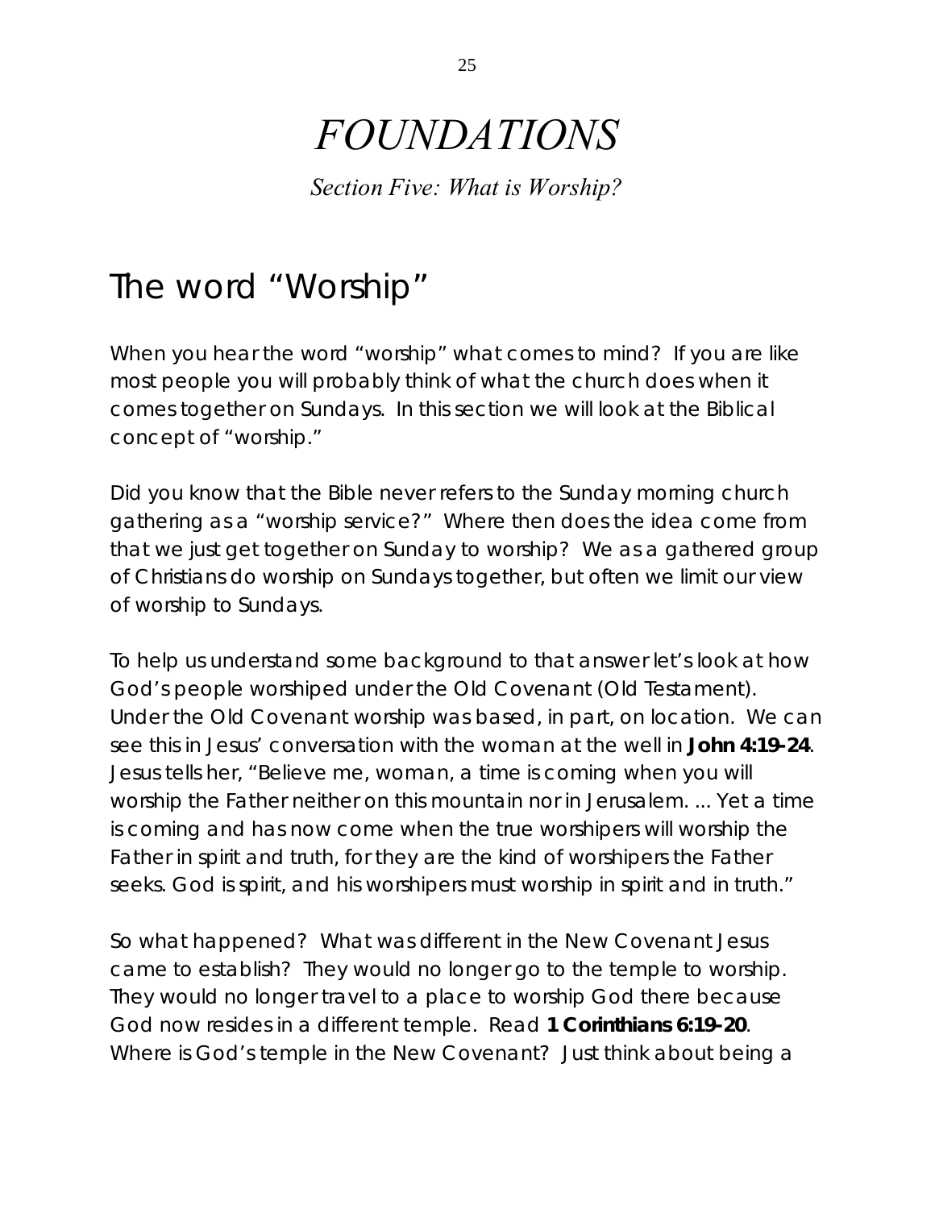# *FOUNDATIONS*

*Section Five: What is Worship?*

## The word "Worship"

When you hear the word "worship" what comes to mind? If you are like most people you will probably think of what the church does when it comes together on Sundays. In this section we will look at the Biblical concept of "worship."

Did you know that the Bible never refers to the Sunday morning church gathering as a "worship service?" Where then does the idea come from that we just get together on Sunday to worship? We as a gathered group of Christians do worship on Sundays together, but often we limit our view of worship to Sundays.

To help us understand some background to that answer let's look at how God's people worshiped under the Old Covenant (Old Testament). Under the Old Covenant worship was based, in part, on location. We can see this in Jesus' conversation with the woman at the well in **John 4:19-24**. Jesus tells her, "Believe me, woman, a time is coming when you will worship the Father neither on this mountain nor in Jerusalem. ... Yet a time is coming and has now come when the true worshipers will worship the Father in spirit and truth, for they are the kind of worshipers the Father seeks. God is spirit, and his worshipers must worship in spirit and in truth."

So what happened? What was different in the New Covenant Jesus came to establish? They would no longer go to the temple to worship. They would no longer travel to a place to worship God there because God now resides in a different temple. Read **1 Corinthians 6:19-20**. Where is God's temple in the New Covenant? Just think about being a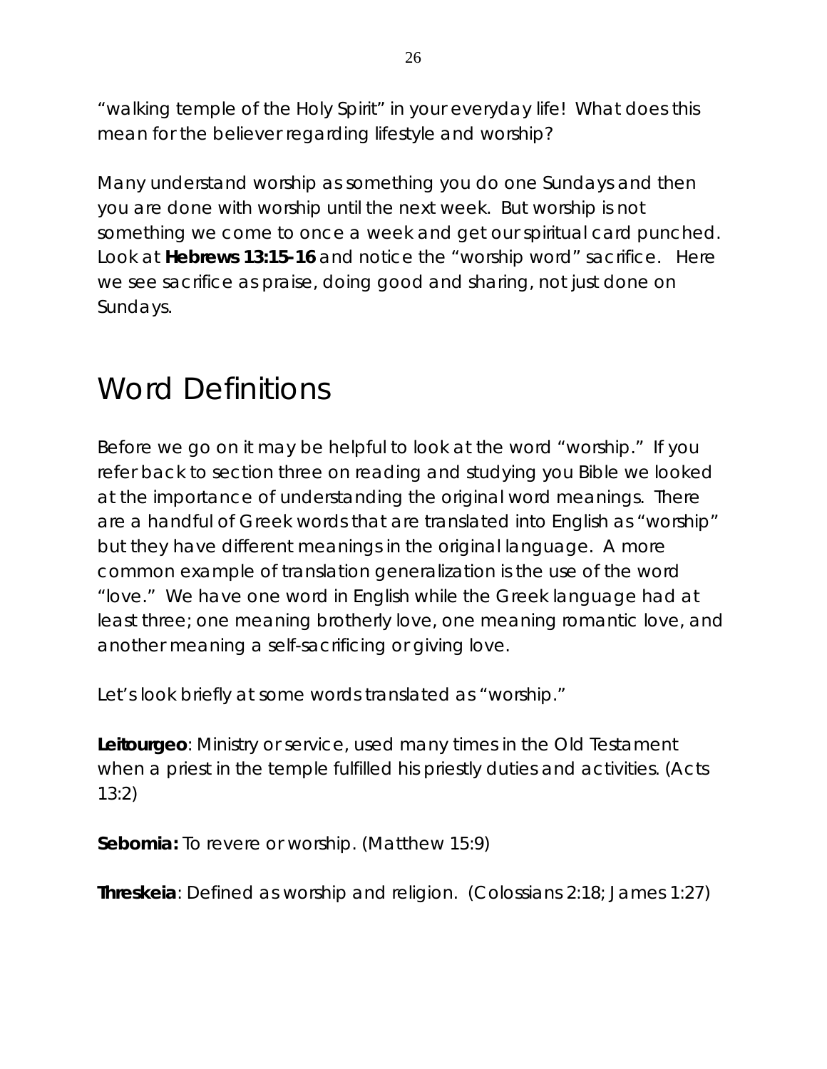"walking temple of the Holy Spirit" in your everyday life! What does this mean for the believer regarding lifestyle and worship?

Many understand worship as something you do one Sundays and then you are done with worship until the next week. But worship is not something we come to once a week and get our spiritual card punched. Look at **Hebrews 13:15-16** and notice the "worship word" sacrifice. Here we see sacrifice as praise, doing good and sharing, not just done on Sundays.

# Word Definitions

Before we go on it may be helpful to look at the word "worship." If you refer back to section three on reading and studying you Bible we looked at the importance of understanding the original word meanings. There are a handful of Greek words that are translated into English as "worship" but they have different meanings in the original language. A more common example of translation generalization is the use of the word "love." We have one word in English while the Greek language had at least three; one meaning brotherly love, one meaning romantic love, and another meaning a self-sacrificing or giving love.

Let's look briefly at some words translated as "worship."

**Leitourgeo**: Ministry or service, used many times in the Old Testament when a priest in the temple fulfilled his priestly duties and activities. (Acts 13:2)

**Sebomia:** To revere or worship. (Matthew 15:9)

**Threskeia**: Defined as worship and religion. (Colossians 2:18; James 1:27)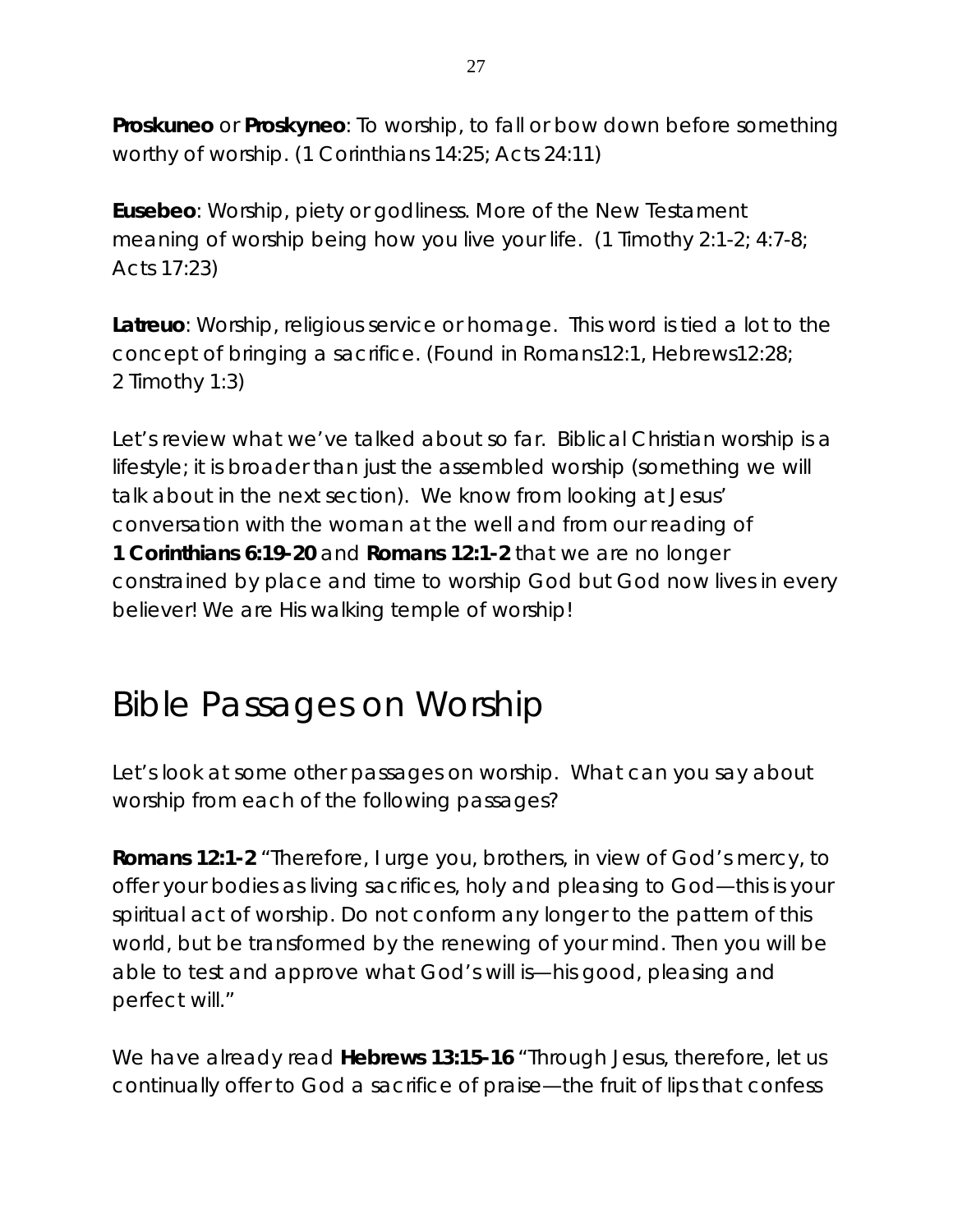**Proskuneo** or **Proskyneo**: To worship, to fall or bow down before something worthy of worship. (1 Corinthians 14:25; Acts 24:11)

**Eusebeo**: Worship, piety or godliness. More of the New Testament meaning of worship being how you live your life. (1 Timothy 2:1-2; 4:7-8; Acts 17:23)

**Latreuo**: Worship, religious service or homage. This word is tied a lot to the concept of bringing a sacrifice. (Found in Romans12:1, Hebrews12:28; 2 Timothy 1:3)

Let's review what we've talked about so far. Biblical Christian worship is a lifestyle; it is broader than just the assembled worship (something we will talk about in the next section). We know from looking at Jesus' conversation with the woman at the well and from our reading of **1 Corinthians 6:19-20** and **Romans 12:1-2** that we are no longer constrained by place and time to worship God but God now lives in every believer! We are His walking temple of worship!

# Bible Passages on Worship

Let's look at some other passages on worship. What can you say about worship from each of the following passages?

**Romans 12:1-2** "Therefore, I urge you, brothers, in view of God's mercy, to offer your bodies as living sacrifices, holy and pleasing to God—this is your spiritual act of worship. Do not conform any longer to the pattern of this world, but be transformed by the renewing of your mind. Then you will be able to test and approve what God's will is—his good, pleasing and perfect will."

We have already read **Hebrews 13:15-16** "Through Jesus, therefore, let us continually offer to God a sacrifice of praise—the fruit of lips that confess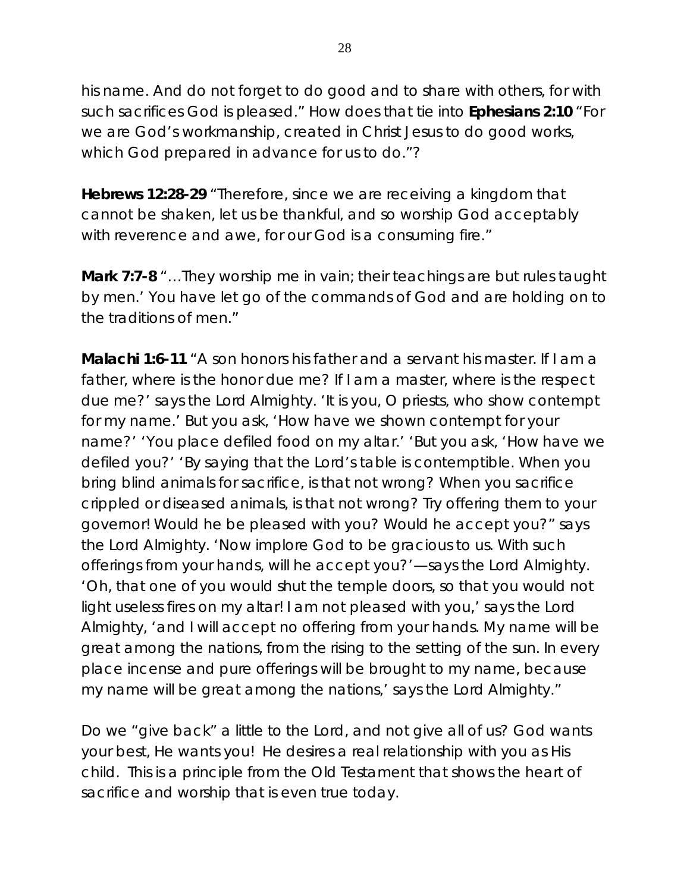his name. And do not forget to do good and to share with others, for with such sacrifices God is pleased." How does that tie into **Ephesians 2:10** "For we are God's workmanship, created in Christ Jesus to do good works, which God prepared in advance for us to do."?

**Hebrews 12:28-29** "Therefore, since we are receiving a kingdom that cannot be shaken, let us be thankful, and so worship God acceptably with reverence and awe, for our God is a consuming fire."

**Mark 7:7-8** "…They worship me in vain; their teachings are but rules taught by men.' You have let go of the commands of God and are holding on to the traditions of men."

**Malachi 1:6-11** "A son honors his father and a servant his master. If I am a father, where is the honor due me? If I am a master, where is the respect due me?' says the Lord Almighty. 'It is you, O priests, who show contempt for my name.' But you ask, 'How have we shown contempt for your name?' 'You place defiled food on my altar.' 'But you ask, 'How have we defiled you?' 'By saying that the Lord's table is contemptible. When you bring blind animals for sacrifice, is that not wrong? When you sacrifice crippled or diseased animals, is that not wrong? Try offering them to your governor! Would he be pleased with you? Would he accept you?" says the Lord Almighty. 'Now implore God to be gracious to us. With such offerings from your hands, will he accept you?'—says the Lord Almighty. 'Oh, that one of you would shut the temple doors, so that you would not light useless fires on my altar! I am not pleased with you,' says the Lord Almighty, 'and I will accept no offering from your hands. My name will be great among the nations, from the rising to the setting of the sun. In every place incense and pure offerings will be brought to my name, because my name will be great among the nations,' says the Lord Almighty."

Do we "give back" a little to the Lord, and not give all of us? God wants your best, He wants you! He desires a real relationship with you as His child. This is a principle from the Old Testament that shows the heart of sacrifice and worship that is even true today.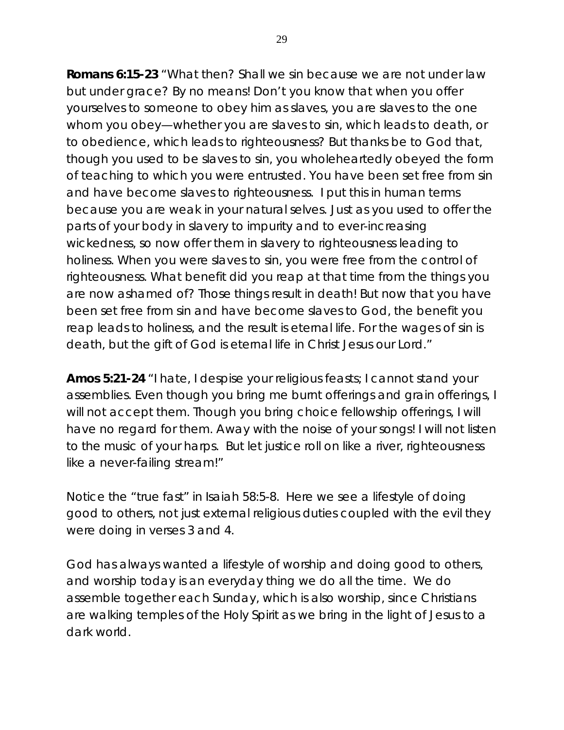**Romans 6:15-23** "What then? Shall we sin because we are not under law but under grace? By no means! Don't you know that when you offer yourselves to someone to obey him as slaves, you are slaves to the one whom you obey—whether you are slaves to sin, which leads to death, or to obedience, which leads to righteousness? But thanks be to God that, though you used to be slaves to sin, you wholeheartedly obeyed the form of teaching to which you were entrusted. You have been set free from sin and have become slaves to righteousness. I put this in human terms because you are weak in your natural selves. Just as you used to offer the parts of your body in slavery to impurity and to ever-increasing wickedness, so now offer them in slavery to righteousness leading to holiness. When you were slaves to sin, you were free from the control of righteousness. What benefit did you reap at that time from the things you are now ashamed of? Those things result in death! But now that you have been set free from sin and have become slaves to God, the benefit you reap leads to holiness, and the result is eternal life. For the wages of sin is death, but the gift of God is eternal life in Christ Jesus our Lord."

**Amos 5:21-24** "I hate, I despise your religious feasts; I cannot stand your assemblies. Even though you bring me burnt offerings and grain offerings, I will not accept them. Though you bring choice fellowship offerings, I will have no regard for them. Away with the noise of your songs! I will not listen to the music of your harps. But let justice roll on like a river, righteousness like a never-failing stream!"

Notice the "true fast" in Isaiah 58:5-8. Here we see a lifestyle of doing good to others, not just external religious duties coupled with the evil they were doing in verses 3 and 4.

God has always wanted a lifestyle of worship and doing good to others, and worship today is an everyday thing we do all the time. We do assemble together each Sunday, which is also worship, since Christians are walking temples of the Holy Spirit as we bring in the light of Jesus to a dark world.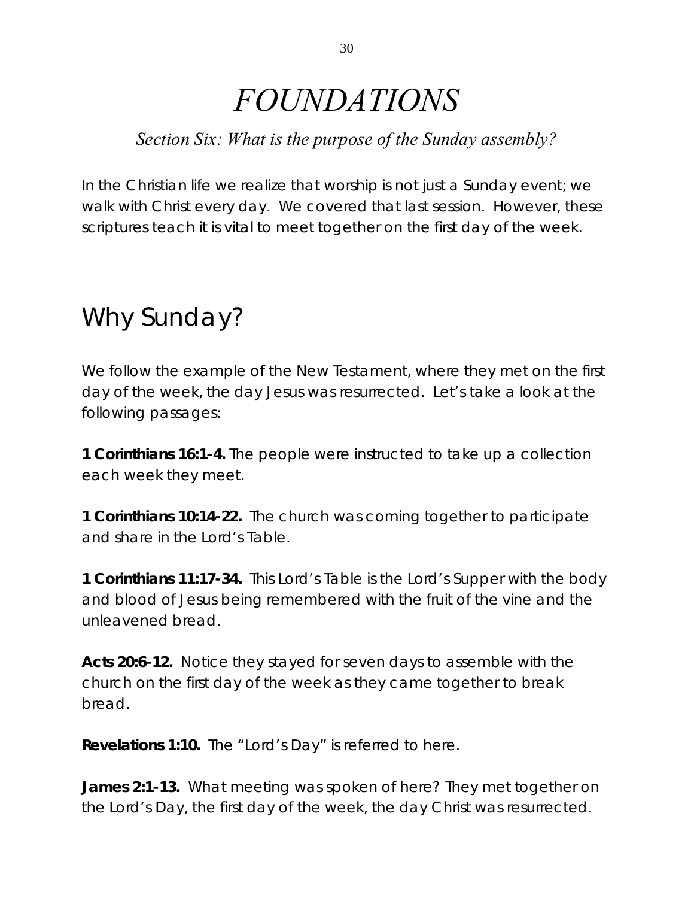# *FOUNDATIONS*

*Section Six: What is the purpose of the Sunday assembly?*

In the Christian life we realize that worship is not just a Sunday event; we walk with Christ every day. We covered that last session. However, these scriptures teach it is vital to meet together on the first day of the week.

## Why Sunday?

We follow the example of the New Testament, where they met on the first day of the week, the day Jesus was resurrected. Let's take a look at the following passages:

**1 Corinthians 16:1-4.** The people were instructed to take up a collection each week they meet.

**1 Corinthians 10:14-22.** The church was coming together to participate and share in the Lord's Table.

**1 Corinthians 11:17-34.** This Lord's Table is the Lord's Supper with the body and blood of Jesus being remembered with the fruit of the vine and the unleavened bread.

**Acts 20:6-12.** Notice they stayed for seven days to assemble with the church on the first day of the week as they came together to break bread.

**Revelations 1:10.** The "Lord's Day" is referred to here.

**James 2:1-13.** What meeting was spoken of here? They met together on the Lord's Day, the first day of the week, the day Christ was resurrected.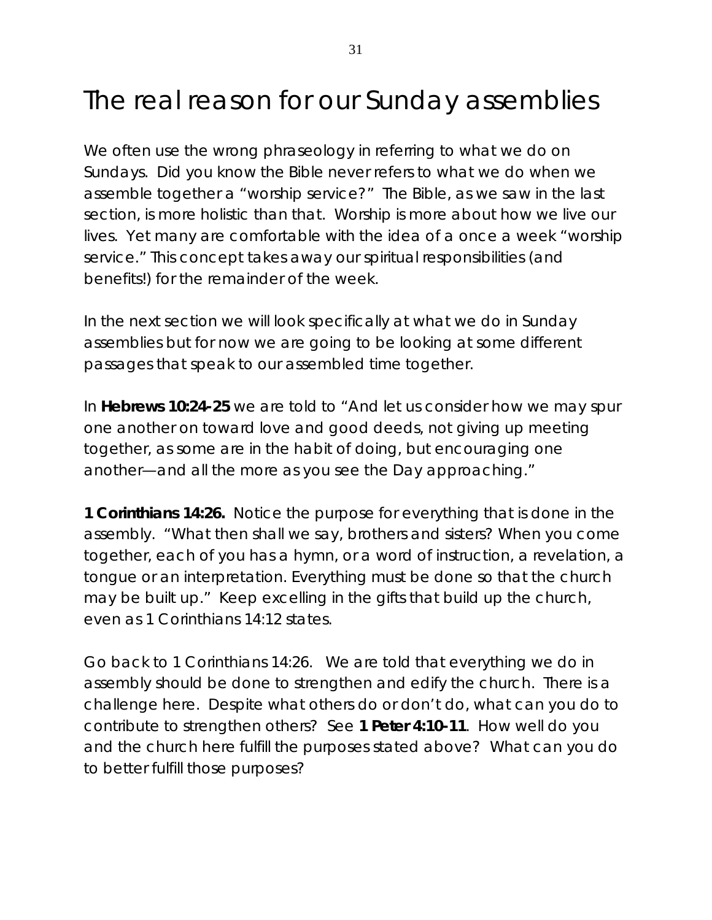# The real reason for our Sunday assemblies

We often use the wrong phraseology in referring to what we do on Sundays. Did you know the Bible never refers to what we do when we assemble together a "worship service?" The Bible, as we saw in the last section, is more holistic than that. Worship is more about how we live our lives. Yet many are comfortable with the idea of a once a week "worship service." This concept takes away our spiritual responsibilities (and benefits!) for the remainder of the week.

In the next section we will look specifically at what we do in Sunday assemblies but for now we are going to be looking at some different passages that speak to our assembled time together.

In **Hebrews 10:24-25** we are told to "And let us consider how we may spur one another on toward love and good deeds, not giving up meeting together, as some are in the habit of doing, but encouraging one another—and all the more as you see the Day approaching."

**1 Corinthians 14:26.** Notice the purpose for everything that is done in the assembly. "What then shall we say, brothers and sisters? When you come together, each of you has a hymn, or a word of instruction, a revelation, a tongue or an interpretation. Everything must be done so that the church may be built up." Keep excelling in the gifts that build up the church, even as 1 Corinthians 14:12 states.

Go back to 1 Corinthians 14:26. We are told that everything we do in assembly should be done to strengthen and edify the church. There is a challenge here. Despite what others do or don't do, what can you do to contribute to strengthen others? See **1 Peter 4:10-11**. How well do you and the church here fulfill the purposes stated above? What can you do to better fulfill those purposes?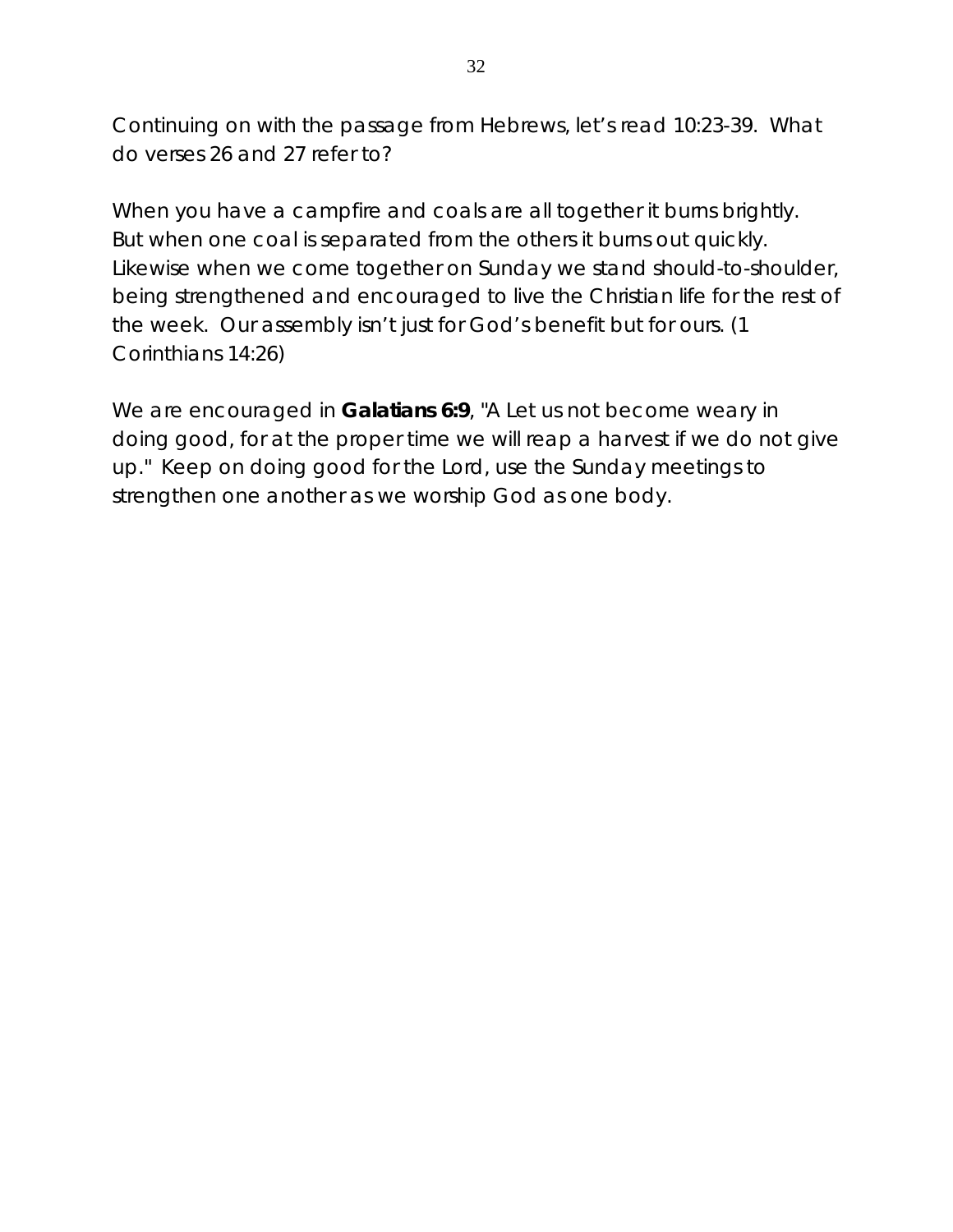Continuing on with the passage from Hebrews, let's read 10:23-39. What do verses 26 and 27 refer to?

When you have a campfire and coals are all together it burns brightly. But when one coal is separated from the others it burns out quickly. Likewise when we come together on Sunday we stand should-to-shoulder, being strengthened and encouraged to live the Christian life for the rest of the week. Our assembly isn't just for God's benefit but for ours. (1 Corinthians 14:26)

We are encouraged in **Galatians 6:9**, "A Let us not become weary in doing good, for at the proper time we will reap a harvest if we do not give up." Keep on doing good for the Lord, use the Sunday meetings to strengthen one another as we worship God as one body.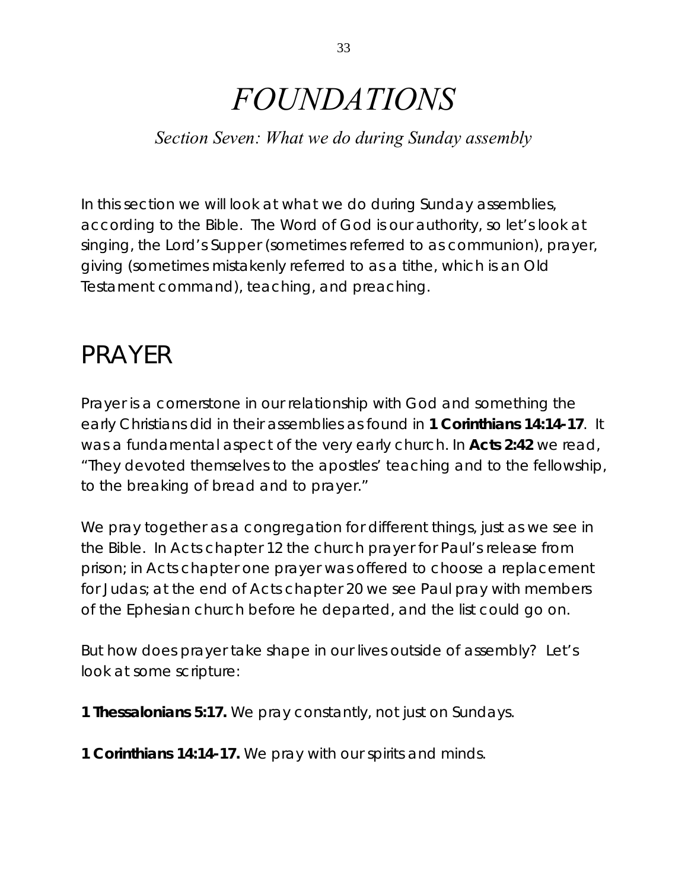# *FOUNDATIONS*

*Section Seven: What we do during Sunday assembly*

In this section we will look at what we do during Sunday assemblies, according to the Bible. The Word of God is our authority, so let's look at singing, the Lord's Supper (sometimes referred to as communion), prayer, giving (sometimes mistakenly referred to as a tithe, which is an Old Testament command), teaching, and preaching.

## PRAYER

Prayer is a cornerstone in our relationship with God and something the early Christians did in their assemblies as found in **1 Corinthians 14:14-17**. It was a fundamental aspect of the very early church. In **Acts 2:42** we read, "They devoted themselves to the apostles' teaching and to the fellowship, to the breaking of bread and to prayer."

We pray together as a congregation for different things, just as we see in the Bible. In Acts chapter 12 the church prayer for Paul's release from prison; in Acts chapter one prayer was offered to choose a replacement for Judas; at the end of Acts chapter 20 we see Paul pray with members of the Ephesian church before he departed, and the list could go on.

But how does prayer take shape in our lives outside of assembly? Let's look at some scripture:

**1 Thessalonians 5:17.** We pray constantly, not just on Sundays.

**1 Corinthians 14:14-17.** We pray with our spirits and minds.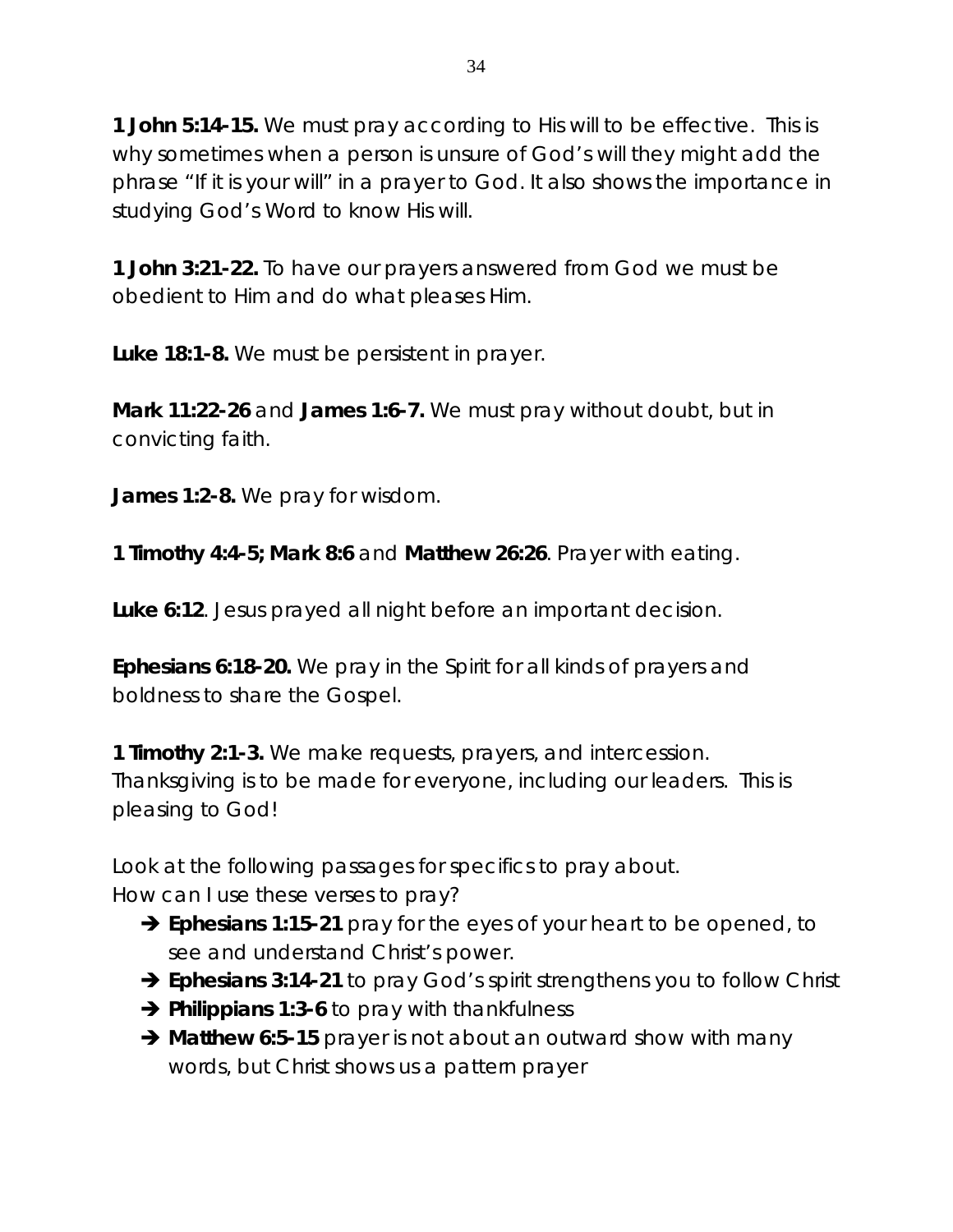**1 John 5:14-15.** We must pray according to His will to be effective. This is why sometimes when a person is unsure of God's will they might add the phrase "If it is your will" in a prayer to God. It also shows the importance in studying God's Word to know His will.

**1 John 3:21-22.** To have our prayers answered from God we must be obedient to Him and do what pleases Him.

**Luke 18:1-8.** We must be persistent in prayer.

**Mark 11:22-26** and **James 1:6-7.** We must pray without doubt, but in convicting faith.

**James 1:2-8.** We pray for wisdom.

**1 Timothy 4:4-5; Mark 8:6** and **Matthew 26:26**. Prayer with eating.

**Luke 6:12**. Jesus prayed all night before an important decision.

**Ephesians 6:18-20.** We pray in the Spirit for all kinds of prayers and boldness to share the Gospel.

**1 Timothy 2:1-3.** We make requests, prayers, and intercession. Thanksgiving is to be made for everyone, including our leaders. This is pleasing to God!

Look at the following passages for specifics to pray about.
How can I use these verses to pray?

- ➔ **Ephesians 1:15-21** pray for the eyes of your heart to be opened, to see and understand Christ's power.
- ➔ **Ephesians 3:14-21** to pray God's spirit strengthens you to follow Christ
- ➔ **Philippians 1:3-6** to pray with thankfulness
- ➔ **Matthew 6:5-15** prayer is not about an outward show with many words, but Christ shows us a pattern prayer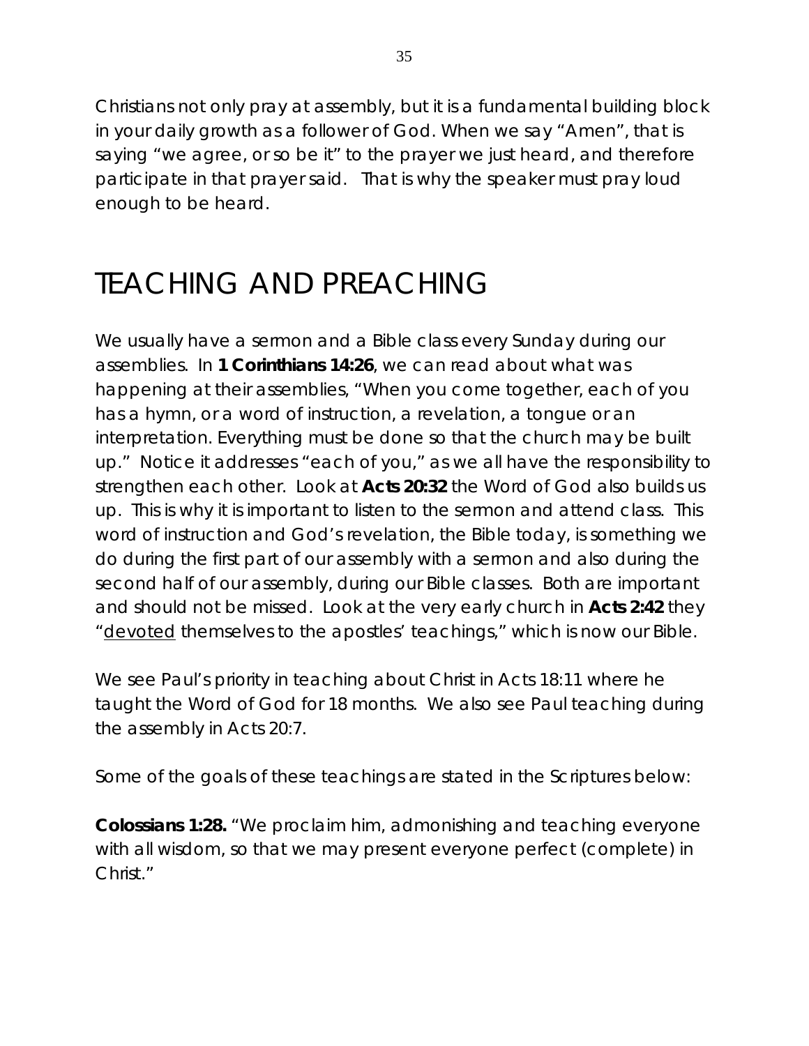Christians not only pray at assembly, but it is a fundamental building block in your daily growth as a follower of God. When we say "Amen", that is saying "we agree, or so be it" to the prayer we just heard, and therefore participate in that prayer said. That is why the speaker must pray loud enough to be heard.

# TEACHING AND PREACHING

We usually have a sermon and a Bible class every Sunday during our assemblies. In **1 Corinthians 14:26**, we can read about what was happening at their assemblies, "When you come together, each of you has a hymn, or a word of instruction, a revelation, a tongue or an interpretation. Everything must be done so that the church may be built up." Notice it addresses "each of you," as we all have the responsibility to strengthen each other. Look at **Acts 20:32** the Word of God also builds us up. This is why it is important to listen to the sermon and attend class. This word of instruction and God's revelation, the Bible today, is something we do during the first part of our assembly with a sermon and also during the second half of our assembly, during our Bible classes. Both are important and should not be missed. Look at the very early church in **Acts 2:42** they "<u>devoted</u> themselves to the apostles' teachings," which is now our Bible.

We see Paul's priority in teaching about Christ in Acts 18:11 where he taught the Word of God for 18 months. We also see Paul teaching during the assembly in Acts 20:7.

Some of the goals of these teachings are stated in the Scriptures below:

**Colossians 1:28.** "We proclaim him, admonishing and teaching everyone with all wisdom, so that we may present everyone perfect (complete) in Christ."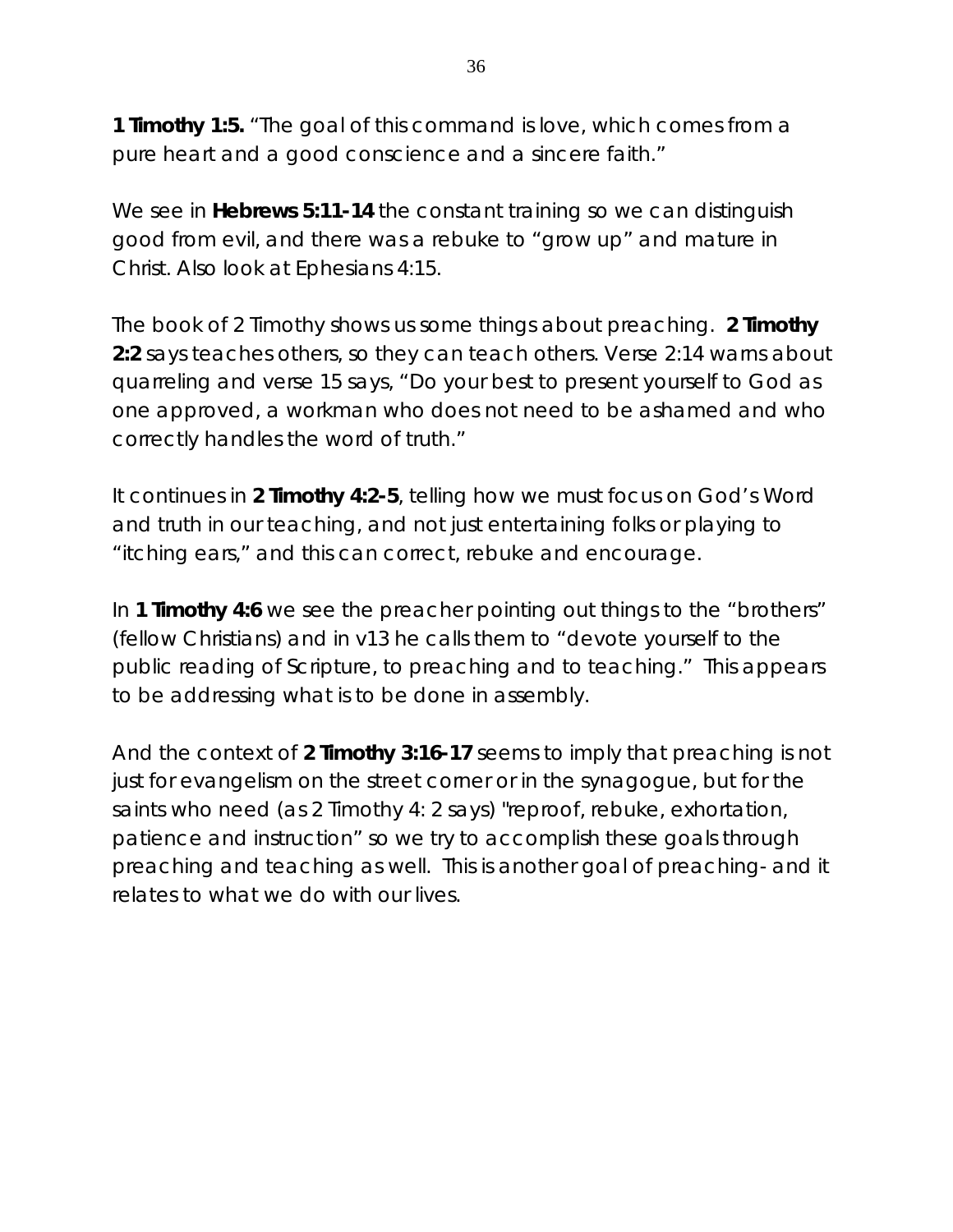**1 Timothy 1:5.** "The goal of this command is love, which comes from a pure heart and a good conscience and a sincere faith."

We see in **Hebrews 5:11-14** the constant training so we can distinguish good from evil, and there was a rebuke to "grow up" and mature in Christ. Also look at Ephesians 4:15.

The book of 2 Timothy shows us some things about preaching. **2 Timothy 2:2** says teaches others, so they can teach others. Verse 2:14 warns about quarreling and verse 15 says, "Do your best to present yourself to God as one approved, a workman who does not need to be ashamed and who correctly handles the word of truth."

It continues in **2 Timothy 4:2-5**, telling how we must focus on God's Word and truth in our teaching, and not just entertaining folks or playing to "itching ears," and this can correct, rebuke and encourage.

In **1 Timothy 4:6** we see the preacher pointing out things to the "brothers" (fellow Christians) and in v13 he calls them to "devote yourself to the public reading of Scripture, to preaching and to teaching." This appears to be addressing what is to be done in assembly.

And the context of **2 Timothy 3:16-17** seems to imply that preaching is not just for evangelism on the street corner or in the synagogue, but for the saints who need (as 2 Timothy 4: 2 says) "reproof, rebuke, exhortation, patience and instruction" so we try to accomplish these goals through preaching and teaching as well. This is another goal of preaching- and it relates to what we do with our lives.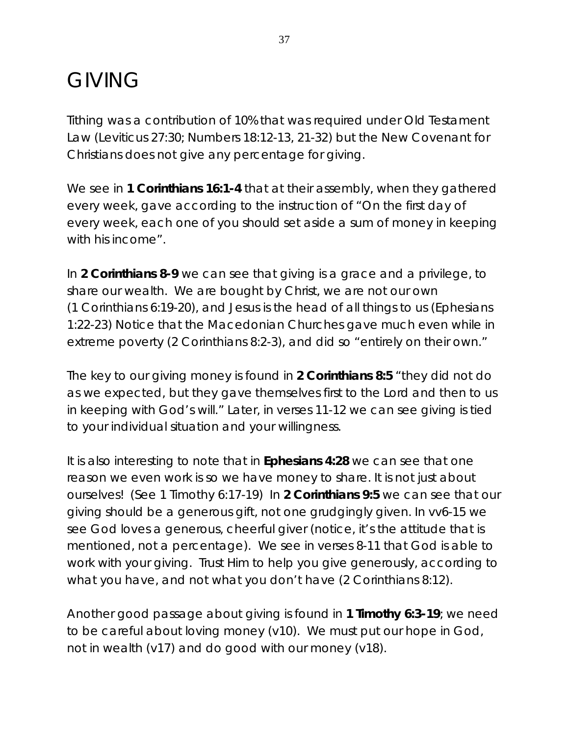# GIVING

Tithing was a contribution of 10% that was required under Old Testament Law (Leviticus 27:30; Numbers 18:12-13, 21-32) but the New Covenant for Christians does not give any percentage for giving.

We see in **1 Corinthians 16:1-4** that at their assembly, when they gathered every week, gave according to the instruction of "On the first day of every week, each one of you should set aside a sum of money in keeping with his income".

In **2 Corinthians 8-9** we can see that giving is a grace and a privilege, to share our wealth. We are bought by Christ, we are not our own (1 Corinthians 6:19-20), and Jesus is the head of all things to us (Ephesians 1:22-23) Notice that the Macedonian Churches gave much even while in extreme poverty (2 Corinthians 8:2-3), and did so "entirely on their own."

The key to our giving money is found in **2 Corinthians 8:5** "they did not do as we expected, but they gave themselves first to the Lord and then to us in keeping with God's will." Later, in verses 11-12 we can see giving is tied to your individual situation and your willingness.

It is also interesting to note that in **Ephesians 4:28** we can see that one reason we even work is so we have money to share. It is not just about ourselves! (See 1 Timothy 6:17-19) In **2 Corinthians 9:5** we can see that our giving should be a generous gift, not one grudgingly given. In vv6-15 we see God loves a generous, cheerful giver (notice, it's the attitude that is mentioned, not a percentage). We see in verses 8-11 that God is able to work with your giving. Trust Him to help you give generously, according to what you have, and not what you don't have (2 Corinthians 8:12).

Another good passage about giving is found in **1 Timothy 6:3-19**; we need to be careful about loving money (v10). We must put our hope in God, not in wealth (v17) and do good with our money (v18).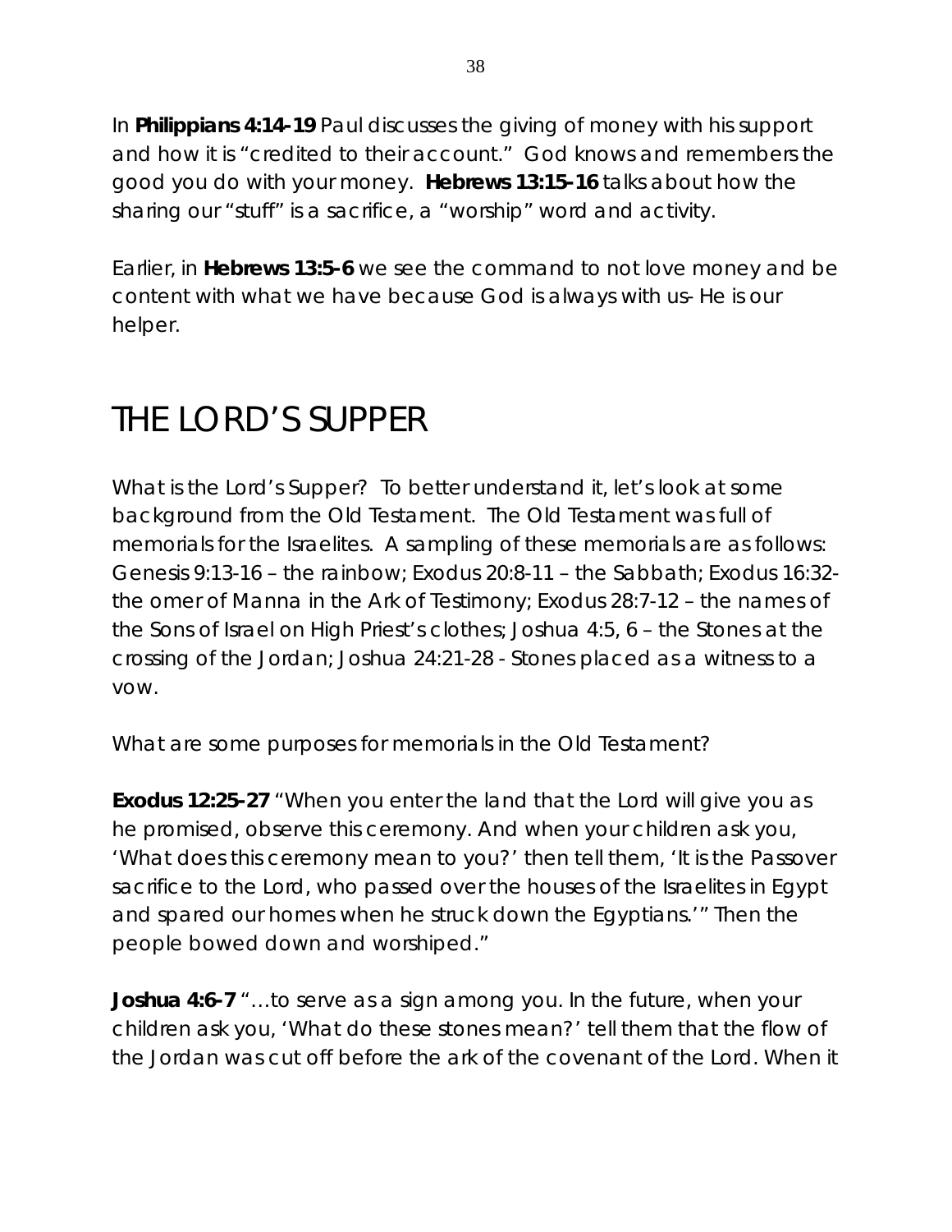In **Philippians 4:14-19** Paul discusses the giving of money with his support and how it is "credited to their account." God knows and remembers the good you do with your money. **Hebrews 13:15-16** talks about how the sharing our "stuff" is a sacrifice, a "worship" word and activity.

Earlier, in **Hebrews 13:5-6** we see the command to not love money and be content with what we have because God is always with us- He is our helper.

# THE LORD'S SUPPER

What is the Lord's Supper? To better understand it, let's look at some background from the Old Testament. The Old Testament was full of memorials for the Israelites. A sampling of these memorials are as follows: Genesis 9:13-16 – the rainbow; Exodus 20:8-11 – the Sabbath; Exodus 16:32- the omer of Manna in the Ark of Testimony; Exodus 28:7-12 – the names of the Sons of Israel on High Priest's clothes; Joshua 4:5, 6 – the Stones at the crossing of the Jordan; Joshua 24:21-28 - Stones placed as a witness to a vow.

What are some purposes for memorials in the Old Testament?

**Exodus 12:25-27** "When you enter the land that the Lord will give you as he promised, observe this ceremony. And when your children ask you, 'What does this ceremony mean to you?' then tell them, 'It is the Passover sacrifice to the Lord, who passed over the houses of the Israelites in Egypt and spared our homes when he struck down the Egyptians.'" Then the people bowed down and worshiped."

**Joshua 4:6-7** "…to serve as a sign among you. In the future, when your children ask you, 'What do these stones mean?' tell them that the flow of the Jordan was cut off before the ark of the covenant of the Lord. When it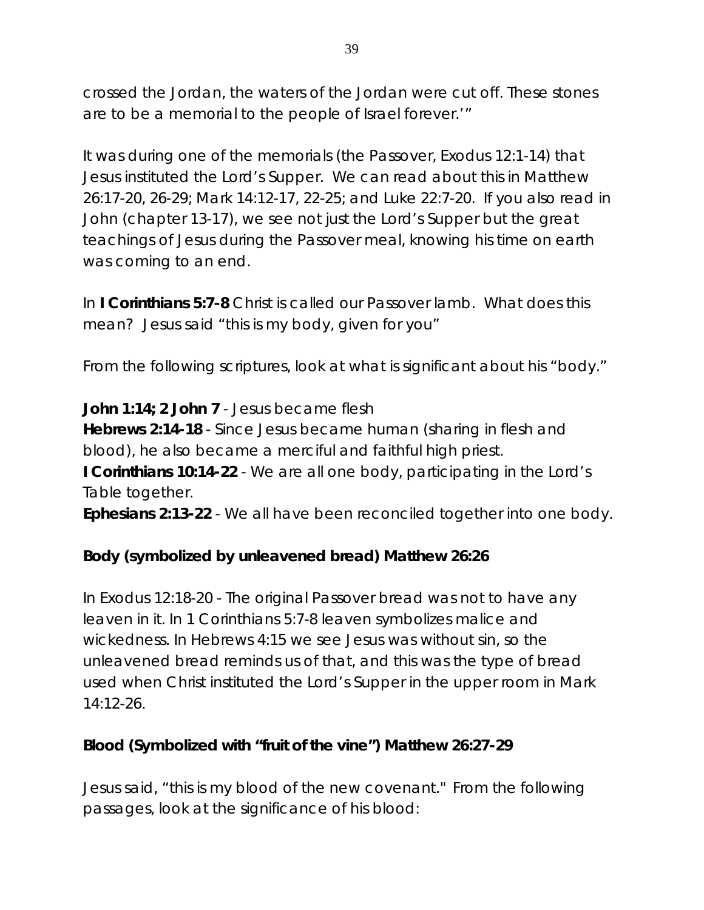crossed the Jordan, the waters of the Jordan were cut off. These stones are to be a memorial to the people of Israel forever.'"

It was during one of the memorials (the Passover, Exodus 12:1-14) that Jesus instituted the Lord's Supper. We can read about this in Matthew 26:17-20, 26-29; Mark 14:12-17, 22-25; and Luke 22:7-20. If you also read in John (chapter 13-17), we see not just the Lord's Supper but the great teachings of Jesus during the Passover meal, knowing his time on earth was coming to an end.

In **I Corinthians 5:7-8** Christ is called our Passover lamb. What does this mean? Jesus said "this is my body, given for you"

From the following scriptures, look at what is significant about his "body."

**John 1:14; 2 John 7** - Jesus became flesh
**Hebrews 2:14-18** - Since Jesus became human (sharing in flesh and blood), he also became a merciful and faithful high priest.
**I Corinthians 10:14-22** - We are all one body, participating in the Lord's Table together.
**Ephesians 2:13-22** - We all have been reconciled together into one body.

**Body (symbolized by unleavened bread) Matthew 26:26**

In Exodus 12:18-20 - The original Passover bread was not to have any leaven in it. In 1 Corinthians 5:7-8 leaven symbolizes malice and wickedness. In Hebrews 4:15 we see Jesus was without sin, so the unleavened bread reminds us of that, and this was the type of bread used when Christ instituted the Lord's Supper in the upper room in Mark 14:12-26.

**Blood (Symbolized with "fruit of the vine") Matthew 26:27-29**

Jesus said, "this is my blood of the new covenant." From the following passages, look at the significance of his blood: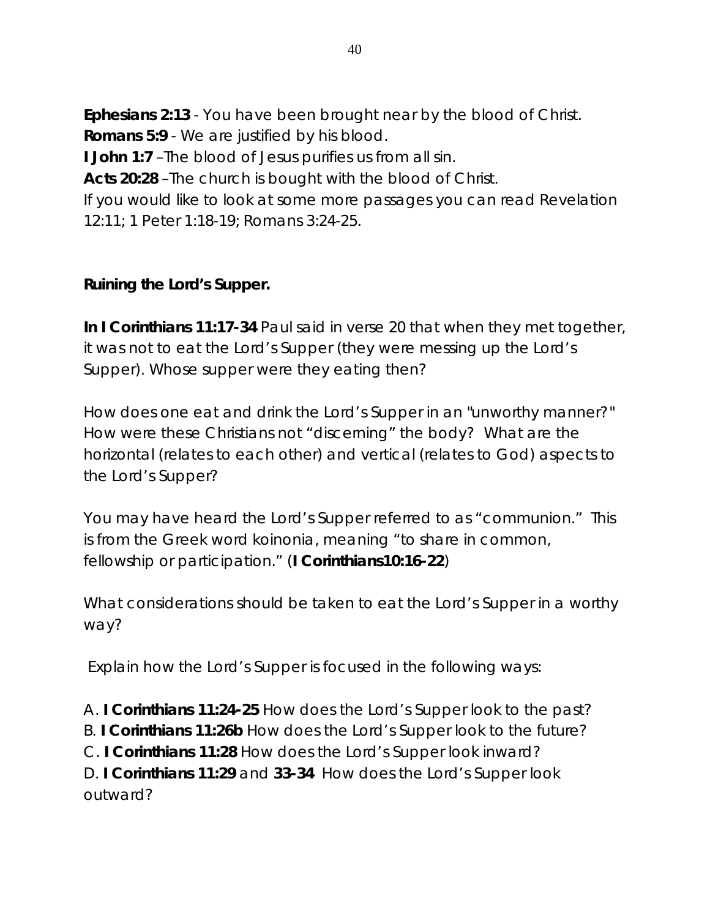**Ephesians 2:13** - You have been brought near by the blood of Christ.
**Romans 5:9** - We are justified by his blood.
**I John 1:7** –The blood of Jesus purifies us from all sin.
**Acts 20:28** –The church is bought with the blood of Christ.
If you would like to look at some more passages you can read Revelation 12:11; 1 Peter 1:18-19; Romans 3:24-25.

**Ruining the Lord's Supper.**

**In I Corinthians 11:17-34** Paul said in verse 20 that when they met together, it was not to eat the Lord's Supper (they were messing up the Lord's Supper). Whose supper were they eating then?

How does one eat and drink the Lord's Supper in an "unworthy manner?" How were these Christians not "discerning" the body? What are the horizontal (relates to each other) and vertical (relates to God) aspects to the Lord's Supper?

You may have heard the Lord's Supper referred to as "communion." This is from the Greek word koinonia, meaning "to share in common, fellowship or participation." (**I Corinthians10:16-22**)

What considerations should be taken to eat the Lord's Supper in a worthy way?

Explain how the Lord's Supper is focused in the following ways:

A. **I Corinthians 11:24-25** How does the Lord's Supper look to the past?
B. **I Corinthians 11:26b** How does the Lord's Supper look to the future?
C. **I Corinthians 11:28** How does the Lord's Supper look inward?
D. **I Corinthians 11:29** and **33-34** How does the Lord's Supper look outward?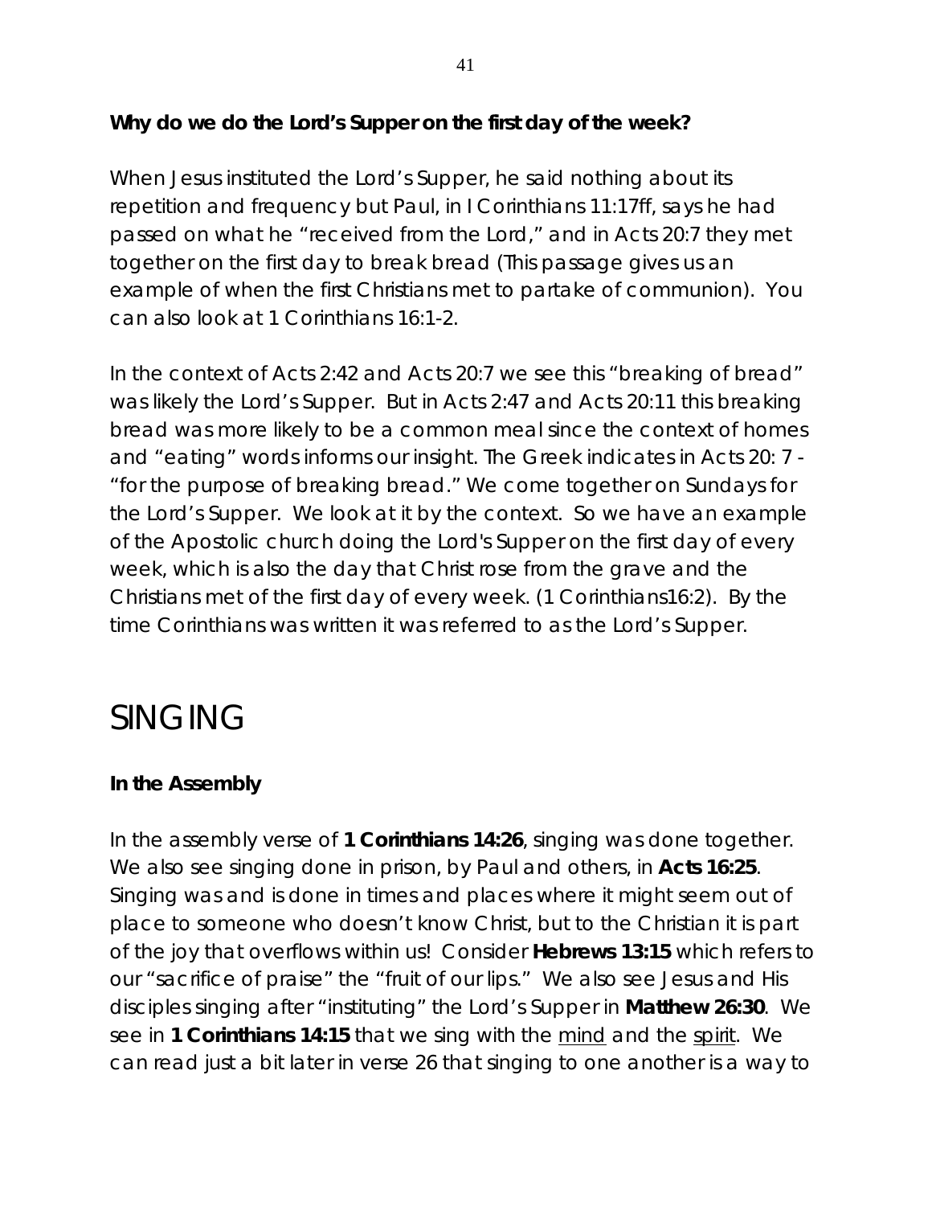**Why do we do the Lord's Supper on the first day of the week?**

When Jesus instituted the Lord's Supper, he said nothing about its repetition and frequency but Paul, in I Corinthians 11:17ff, says he had passed on what he "received from the Lord," and in Acts 20:7 they met together on the first day to break bread (This passage gives us an example of when the first Christians met to partake of communion). You can also look at 1 Corinthians 16:1-2.

In the context of Acts 2:42 and Acts 20:7 we see this "breaking of bread" was likely the Lord's Supper. But in Acts 2:47 and Acts 20:11 this breaking bread was more likely to be a common meal since the context of homes and "eating" words informs our insight. The Greek indicates in Acts 20: 7 - "for the purpose of breaking bread." We come together on Sundays for the Lord's Supper. We look at it by the context. So we have an example of the Apostolic church doing the Lord's Supper on the first day of every week, which is also the day that Christ rose from the grave and the Christians met of the first day of every week. (1 Corinthians16:2). By the time Corinthians was written it was referred to as the Lord's Supper.

# SINGING

**In the Assembly**

In the assembly verse of **1 Corinthians 14:26**, singing was done together. We also see singing done in prison, by Paul and others, in **Acts 16:25**. Singing was and is done in times and places where it might seem out of place to someone who doesn't know Christ, but to the Christian it is part of the joy that overflows within us! Consider **Hebrews 13:15** which refers to our "sacrifice of praise" the "fruit of our lips." We also see Jesus and His disciples singing after "instituting" the Lord's Supper in **Matthew 26:30**. We see in **1 Corinthians 14:15** that we sing with the <u>mind</u> and the <u>spirit</u>. We can read just a bit later in verse 26 that singing to one another is a way to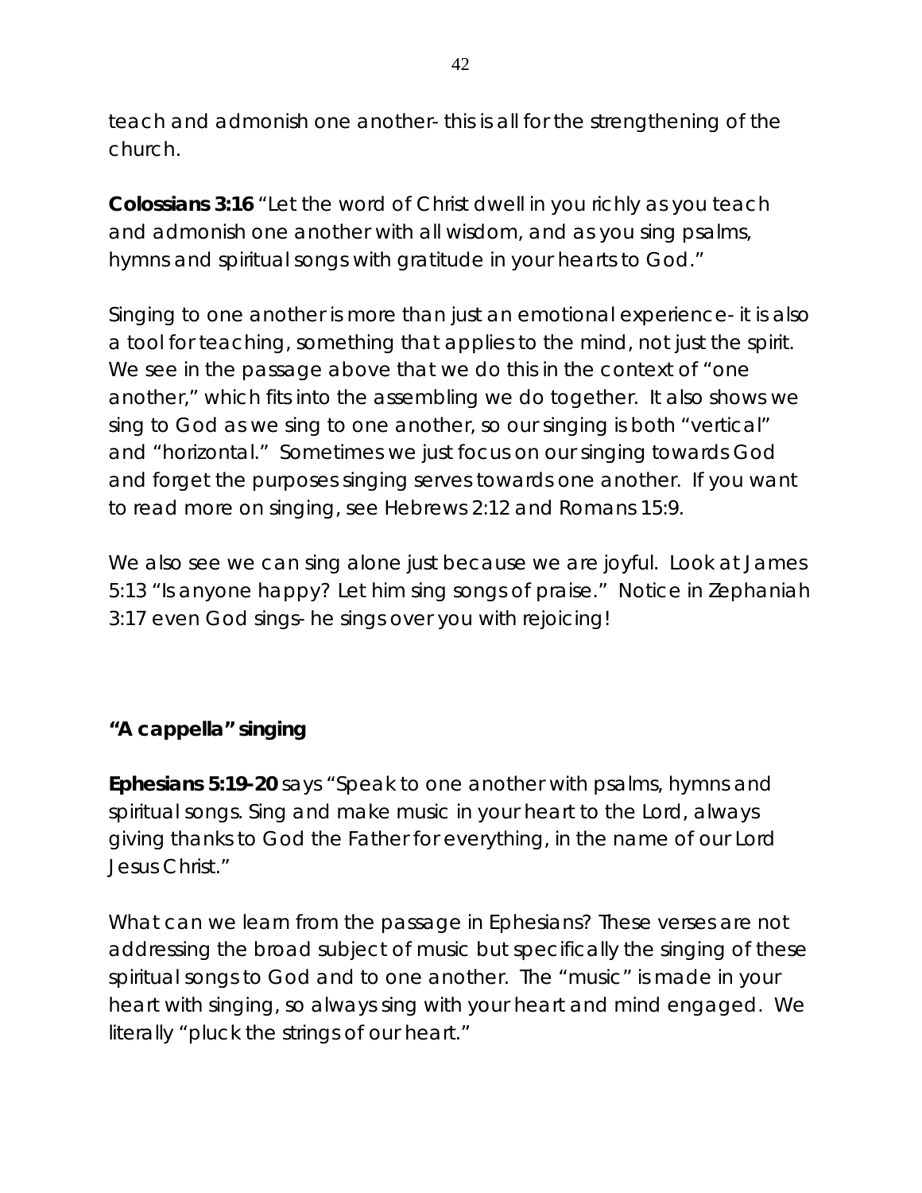teach and admonish one another- this is all for the strengthening of the church.

**Colossians 3:16** "Let the word of Christ dwell in you richly as you teach and admonish one another with all wisdom, and as you sing psalms, hymns and spiritual songs with gratitude in your hearts to God."

Singing to one another is more than just an emotional experience- it is also a tool for teaching, something that applies to the mind, not just the spirit. We see in the passage above that we do this in the context of "one another," which fits into the assembling we do together. It also shows we sing to God as we sing to one another, so our singing is both "vertical" and "horizontal." Sometimes we just focus on our singing towards God and forget the purposes singing serves towards one another. If you want to read more on singing, see Hebrews 2:12 and Romans 15:9.

We also see we can sing alone just because we are joyful. Look at James 5:13 "Is anyone happy? Let him sing songs of praise." Notice in Zephaniah 3:17 even God sings- he sings over you with rejoicing!

**"A cappella" singing**

**Ephesians 5:19-20** says "Speak to one another with psalms, hymns and spiritual songs. Sing and make music in your heart to the Lord, always giving thanks to God the Father for everything, in the name of our Lord Jesus Christ."

What can we learn from the passage in Ephesians? These verses are not addressing the broad subject of music but specifically the singing of these spiritual songs to God and to one another. The "music" is made in your heart with singing, so always sing with your heart and mind engaged. We literally "pluck the strings of our heart."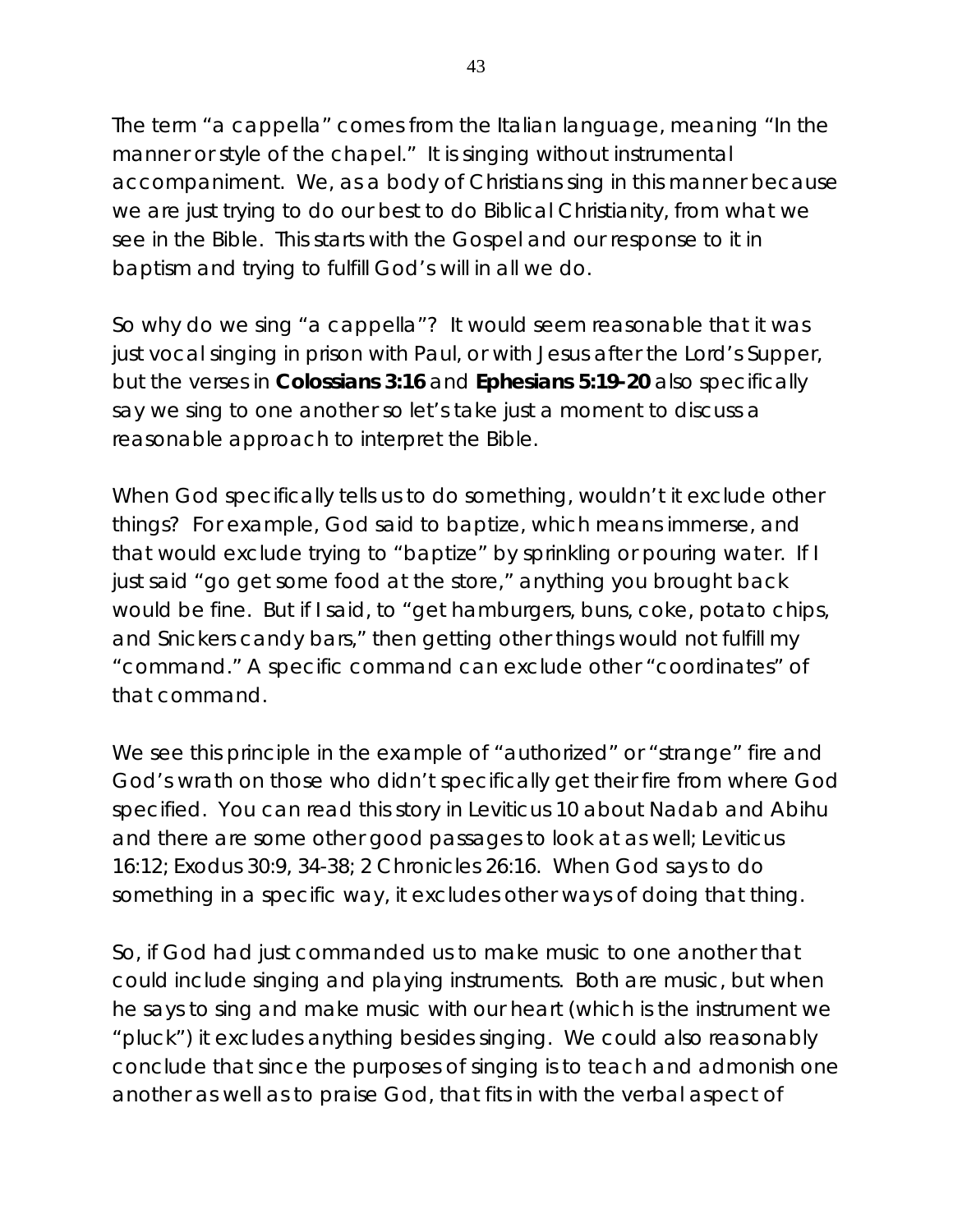The term "a cappella" comes from the Italian language, meaning "In the manner or style of the chapel." It is singing without instrumental accompaniment. We, as a body of Christians sing in this manner because we are just trying to do our best to do Biblical Christianity, from what we see in the Bible. This starts with the Gospel and our response to it in baptism and trying to fulfill God's will in all we do.

So why do we sing "a cappella"? It would seem reasonable that it was just vocal singing in prison with Paul, or with Jesus after the Lord's Supper, but the verses in **Colossians 3:16** and **Ephesians 5:19-20** also specifically say we sing to one another so let's take just a moment to discuss a reasonable approach to interpret the Bible.

When God specifically tells us to do something, wouldn't it exclude other things? For example, God said to baptize, which means immerse, and that would exclude trying to "baptize" by sprinkling or pouring water. If I just said "go get some food at the store," anything you brought back would be fine. But if I said, to "get hamburgers, buns, coke, potato chips, and Snickers candy bars," then getting other things would not fulfill my "command." A specific command can exclude other "coordinates" of that command.

We see this principle in the example of "authorized" or "strange" fire and God's wrath on those who didn't specifically get their fire from where God specified. You can read this story in Leviticus 10 about Nadab and Abihu and there are some other good passages to look at as well; Leviticus 16:12; Exodus 30:9, 34-38; 2 Chronicles 26:16. When God says to do something in a specific way, it excludes other ways of doing that thing.

So, if God had just commanded us to make music to one another that could include singing and playing instruments. Both are music, but when he says to sing and make music with our heart (which is the instrument we "pluck") it excludes anything besides singing. We could also reasonably conclude that since the purposes of singing is to teach and admonish one another as well as to praise God, that fits in with the verbal aspect of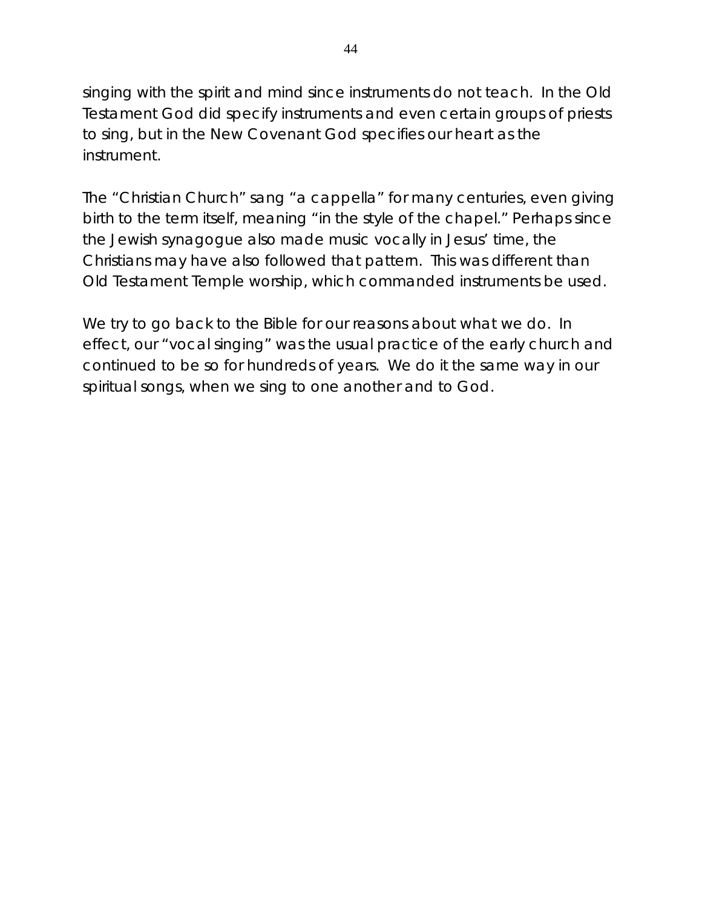singing with the spirit and mind since instruments do not teach. In the Old Testament God did specify instruments and even certain groups of priests to sing, but in the New Covenant God specifies our heart as the instrument.

The "Christian Church" sang "a cappella" for many centuries, even giving birth to the term itself, meaning "in the style of the chapel." Perhaps since the Jewish synagogue also made music vocally in Jesus' time, the Christians may have also followed that pattern. This was different than Old Testament Temple worship, which commanded instruments be used.

We try to go back to the Bible for our reasons about what we do. In effect, our "vocal singing" was the usual practice of the early church and continued to be so for hundreds of years. We do it the same way in our spiritual songs, when we sing to one another and to God.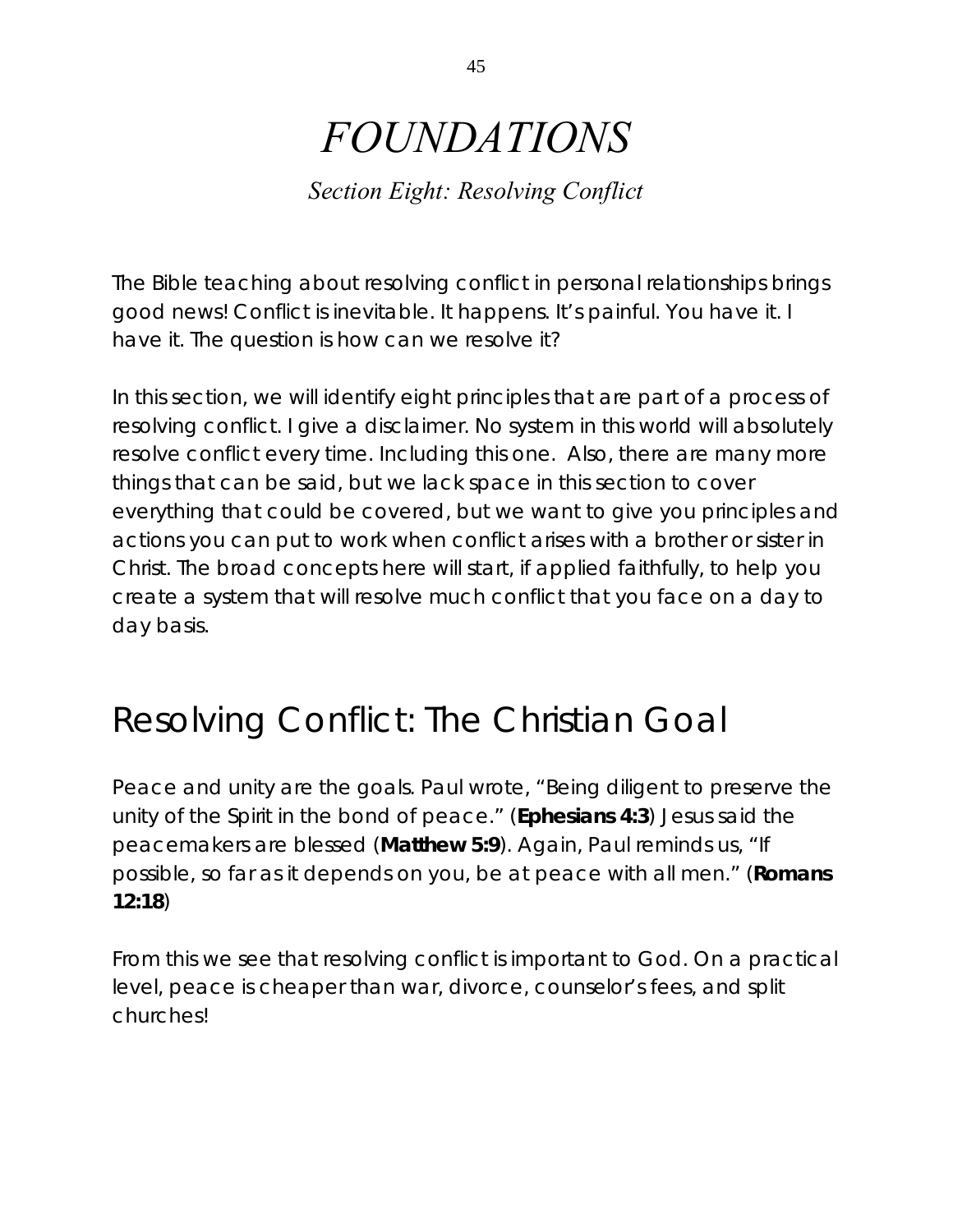# *FOUNDATIONS*

*Section Eight: Resolving Conflict*

The Bible teaching about resolving conflict in personal relationships brings good news! Conflict is inevitable. It happens. It's painful. You have it. I have it. The question is how can we resolve it?

In this section, we will identify eight principles that are part of a process of resolving conflict. I give a disclaimer. No system in this world will absolutely resolve conflict every time. Including this one. Also, there are many more things that can be said, but we lack space in this section to cover everything that could be covered, but we want to give you principles and actions you can put to work when conflict arises with a brother or sister in Christ. The broad concepts here will start, if applied faithfully, to help you create a system that will resolve much conflict that you face on a day to day basis.

## Resolving Conflict: The Christian Goal

Peace and unity are the goals. Paul wrote, "Being diligent to preserve the unity of the Spirit in the bond of peace." (**Ephesians 4:3**) Jesus said the peacemakers are blessed (**Matthew 5:9**). Again, Paul reminds us, "If possible, so far as it depends on you, be at peace with all men." (**Romans 12:18**)

From this we see that resolving conflict is important to God. On a practical level, peace is cheaper than war, divorce, counselor's fees, and split churches!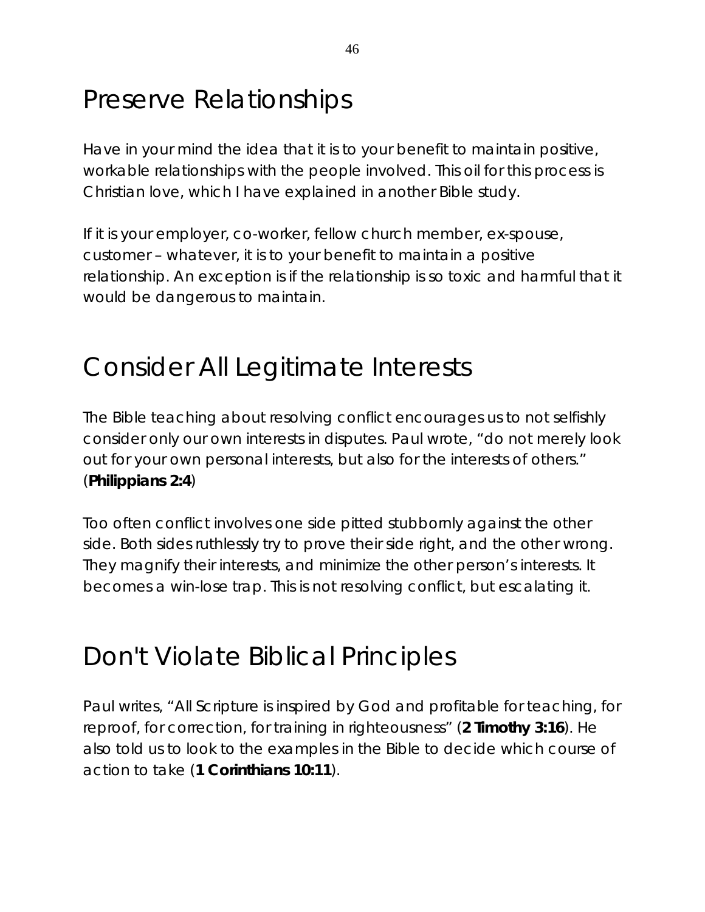# Preserve Relationships

Have in your mind the idea that it is to your benefit to maintain positive, workable relationships with the people involved. This oil for this process is Christian love, which I have explained in another Bible study.

If it is your employer, co-worker, fellow church member, ex-spouse, customer – whatever, it is to your benefit to maintain a positive relationship. An exception is if the relationship is so toxic and harmful that it would be dangerous to maintain.

# Consider All Legitimate Interests

The Bible teaching about resolving conflict encourages us to not selfishly consider only our own interests in disputes. Paul wrote, "do not merely look out for your own personal interests, but also for the interests of others." (**Philippians 2:4**)

Too often conflict involves one side pitted stubbornly against the other side. Both sides ruthlessly try to prove their side right, and the other wrong. They magnify their interests, and minimize the other person's interests. It becomes a win-lose trap. This is not resolving conflict, but escalating it.

# Don't Violate Biblical Principles

Paul writes, "All Scripture is inspired by God and profitable for teaching, for reproof, for correction, for training in righteousness" (**2 Timothy 3:16**). He also told us to look to the examples in the Bible to decide which course of action to take (**1 Corinthians 10:11**).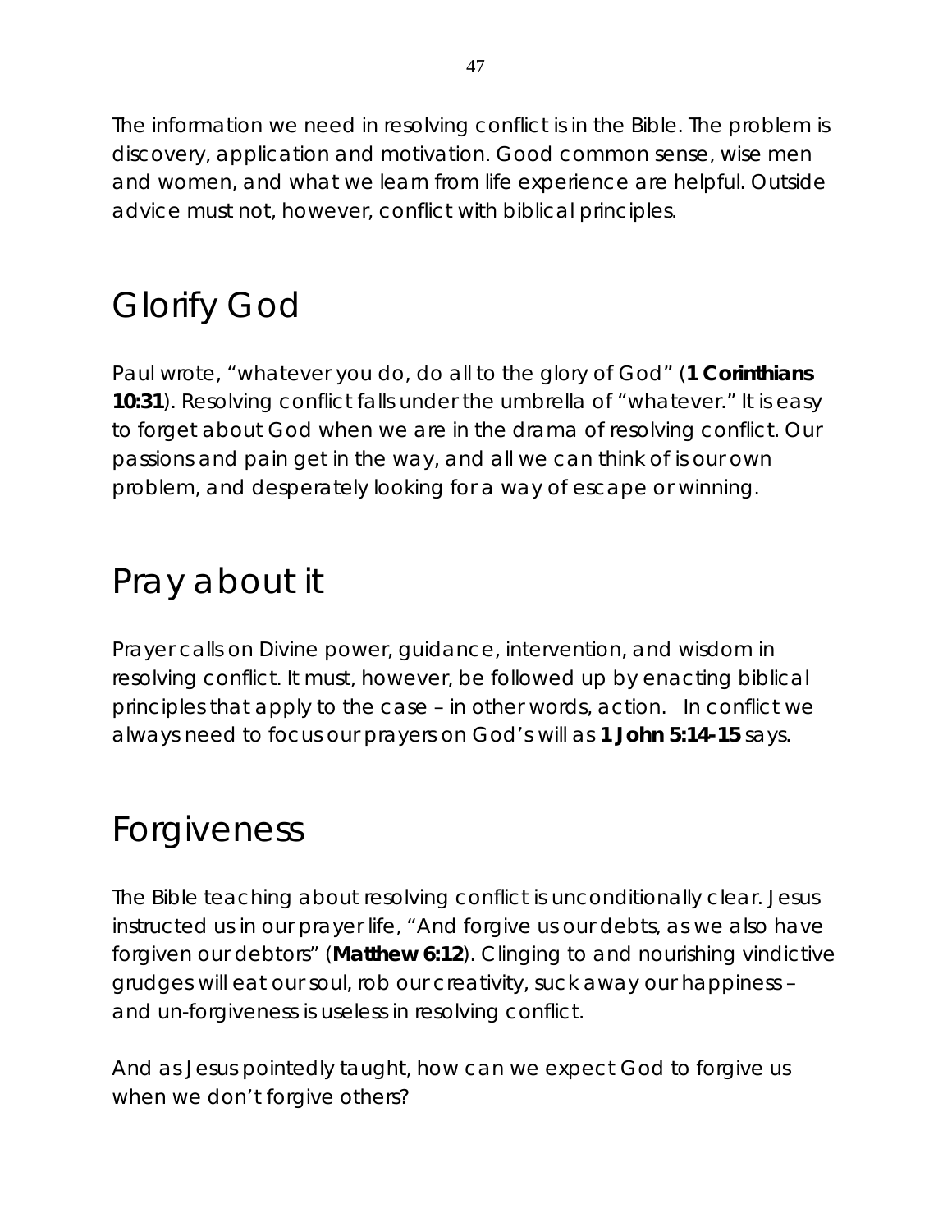The information we need in resolving conflict is in the Bible. The problem is discovery, application and motivation. Good common sense, wise men and women, and what we learn from life experience are helpful. Outside advice must not, however, conflict with biblical principles.

## Glorify God

Paul wrote, "whatever you do, do all to the glory of God" (**1 Corinthians 10:31**). Resolving conflict falls under the umbrella of "whatever." It is easy to forget about God when we are in the drama of resolving conflict. Our passions and pain get in the way, and all we can think of is our own problem, and desperately looking for a way of escape or winning.

## Pray about it

Prayer calls on Divine power, guidance, intervention, and wisdom in resolving conflict. It must, however, be followed up by enacting biblical principles that apply to the case – in other words, action. In conflict we always need to focus our prayers on God's will as **1 John 5:14-15** says.

## Forgiveness

The Bible teaching about resolving conflict is unconditionally clear. Jesus instructed us in our prayer life, "And forgive us our debts, as we also have forgiven our debtors" (**Matthew 6:12**). Clinging to and nourishing vindictive grudges will eat our soul, rob our creativity, suck away our happiness – and un-forgiveness is useless in resolving conflict.

And as Jesus pointedly taught, how can we expect God to forgive us when we don't forgive others?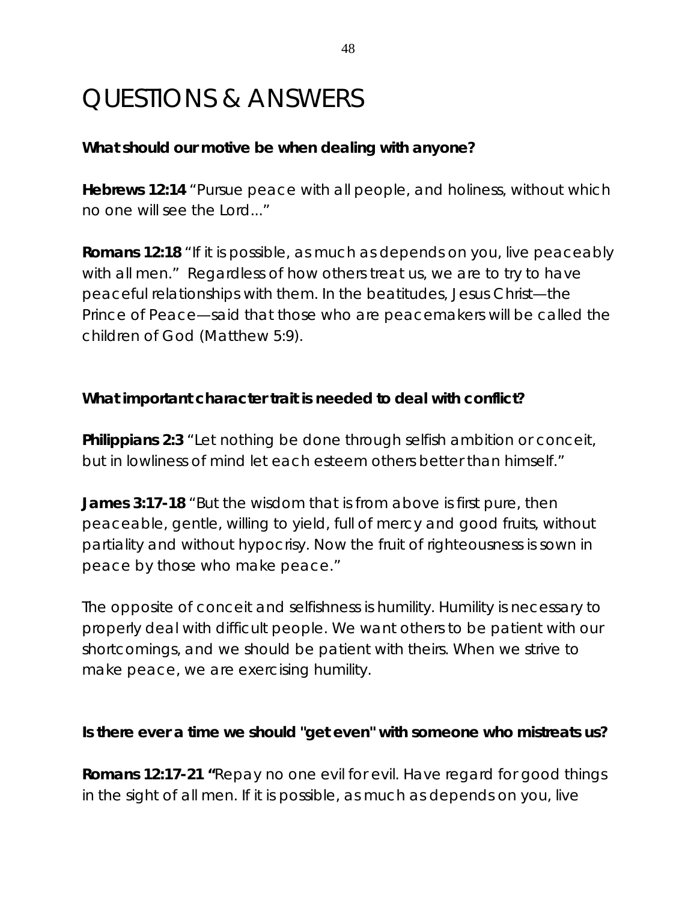# QUESTIONS & ANSWERS

**What should our motive be when dealing with anyone?**

**Hebrews 12:14** "Pursue peace with all people, and holiness, without which no one will see the Lord..."

**Romans 12:18** "If it is possible, as much as depends on you, live peaceably with all men." Regardless of how others treat us, we are to try to have peaceful relationships with them. In the beatitudes, Jesus Christ—the Prince of Peace—said that those who are peacemakers will be called the children of God (Matthew 5:9).

**What important character trait is needed to deal with conflict?**

**Philippians 2:3** "Let nothing be done through selfish ambition or conceit, but in lowliness of mind let each esteem others better than himself."

**James 3:17-18** "But the wisdom that is from above is first pure, then peaceable, gentle, willing to yield, full of mercy and good fruits, without partiality and without hypocrisy. Now the fruit of righteousness is sown in peace by those who make peace."

The opposite of conceit and selfishness is humility. Humility is necessary to properly deal with difficult people. We want others to be patient with our shortcomings, and we should be patient with theirs. When we strive to make peace, we are exercising humility.

**Is there ever a time we should "get even" with someone who mistreats us?**

**Romans 12:17-21 "**Repay no one evil for evil. Have regard for good things in the sight of all men. If it is possible, as much as depends on you, live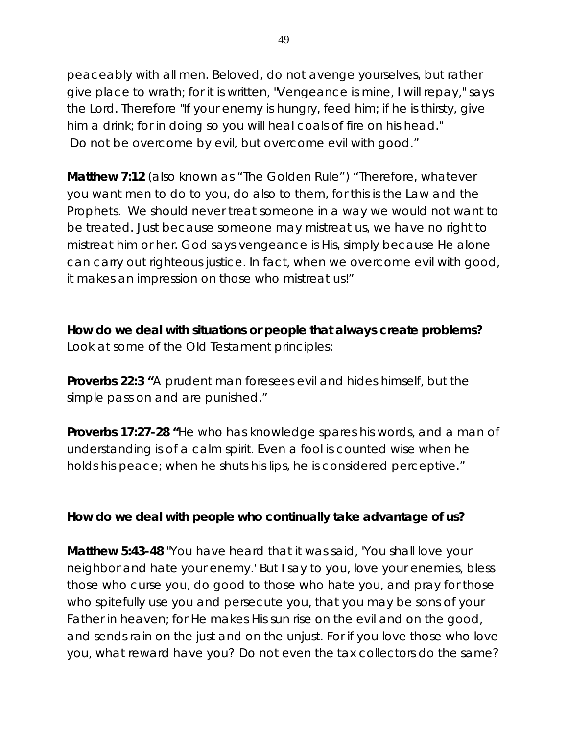peaceably with all men. Beloved, do not avenge yourselves, but rather give place to wrath; for it is written, "Vengeance is mine, I will repay," says the Lord. Therefore "If your enemy is hungry, feed him; if he is thirsty, give him a drink; for in doing so you will heal coals of fire on his head." Do not be overcome by evil, but overcome evil with good."

**Matthew 7:12** (also known as "The Golden Rule") "Therefore, whatever you want men to do to you, do also to them, for this is the Law and the Prophets. We should never treat someone in a way we would not want to be treated. Just because someone may mistreat us, we have no right to mistreat him or her. God says vengeance is His, simply because He alone can carry out righteous justice. In fact, when we overcome evil with good, it makes an impression on those who mistreat us!"

**How do we deal with situations or people that always create problems?** Look at some of the Old Testament principles:

**Proverbs 22:3 "**A prudent man foresees evil and hides himself, but the simple pass on and are punished."

**Proverbs 17:27-28 "**He who has knowledge spares his words, and a man of understanding is of a calm spirit. Even a fool is counted wise when he holds his peace; when he shuts his lips, he is considered perceptive."

**How do we deal with people who continually take advantage of us?**

**Matthew 5:43-48** "You have heard that it was said, 'You shall love your neighbor and hate your enemy.' But I say to you, love your enemies, bless those who curse you, do good to those who hate you, and pray for those who spitefully use you and persecute you, that you may be sons of your Father in heaven; for He makes His sun rise on the evil and on the good, and sends rain on the just and on the unjust. For if you love those who love you, what reward have you? Do not even the tax collectors do the same?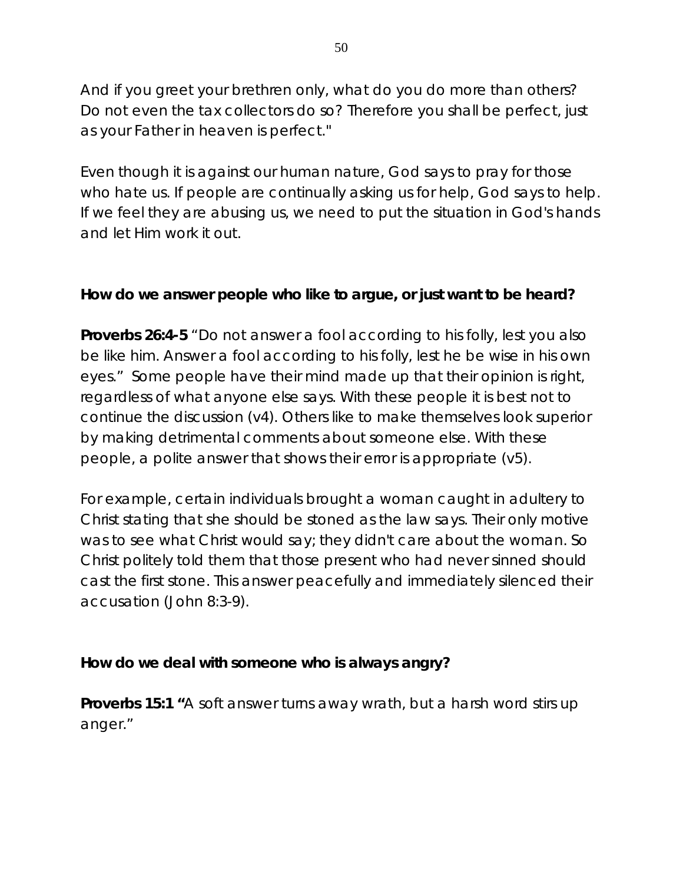*And if you greet your brethren only, what do you do more than others? Do not even the tax collectors do so? Therefore you shall be perfect, just as your Father in heaven is perfect."*

*Even though it is against our human nature, God says to pray for those who hate us. If people are continually asking us for help, God says to help. If we feel they are abusing us, we need to put the situation in God's hands and let Him work it out.*

***How do we answer people who like to argue, or just want to be heard?***

***Proverbs 26:4-5*** *"Do not answer a fool according to his folly, lest you also be like him. Answer a fool according to his folly, lest he be wise in his own eyes." Some people have their mind made up that their opinion is right, regardless of what anyone else says. With these people it is best not to continue the discussion (v4). Others like to make themselves look superior by making detrimental comments about someone else. With these people, a polite answer that shows their error is appropriate (v5).*

*For example, certain individuals brought a woman caught in adultery to Christ stating that she should be stoned as the law says. Their only motive was to see what Christ would say; they didn't care about the woman. So Christ politely told them that those present who had never sinned should cast the first stone. This answer peacefully and immediately silenced their accusation (John 8:3-9).*

***How do we deal with someone who is always angry?***

***Proverbs 15:1 "****A soft answer turns away wrath, but a harsh word stirs up anger."*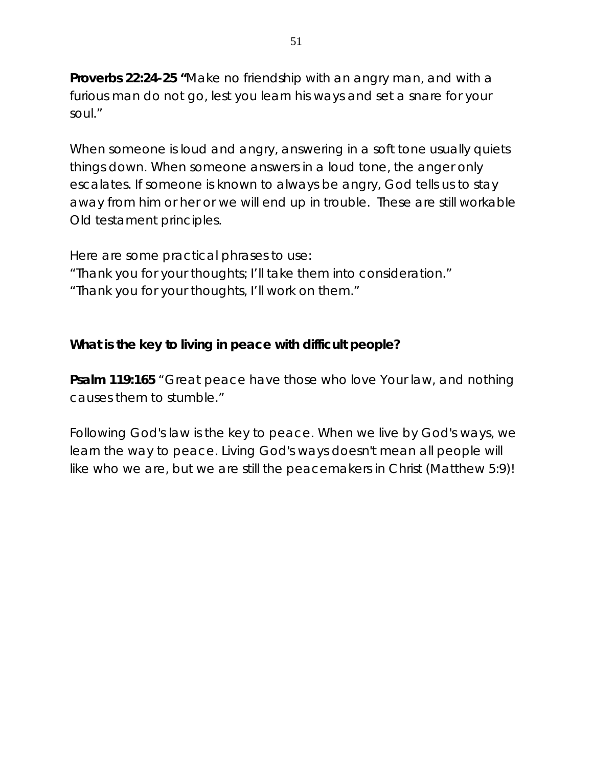**Proverbs 22:24-25 "**Make no friendship with an angry man, and with a furious man do not go, lest you learn his ways and set a snare for your soul."

When someone is loud and angry, answering in a soft tone usually quiets things down. When someone answers in a loud tone, the anger only escalates. If someone is known to always be angry, God tells us to stay away from him or her or we will end up in trouble. These are still workable Old testament principles.

Here are some practical phrases to use:
"Thank you for your thoughts; I'll take them into consideration."
"Thank you for your thoughts, I'll work on them."

**What is the key to living in peace with difficult people?**

**Psalm 119:165** "Great peace have those who love Your law, and nothing causes them to stumble."

Following God's law is the key to peace. When we live by God's ways, we learn the way to peace. Living God's ways doesn't mean all people will like who we are, but we are still the peacemakers in Christ (Matthew 5:9)!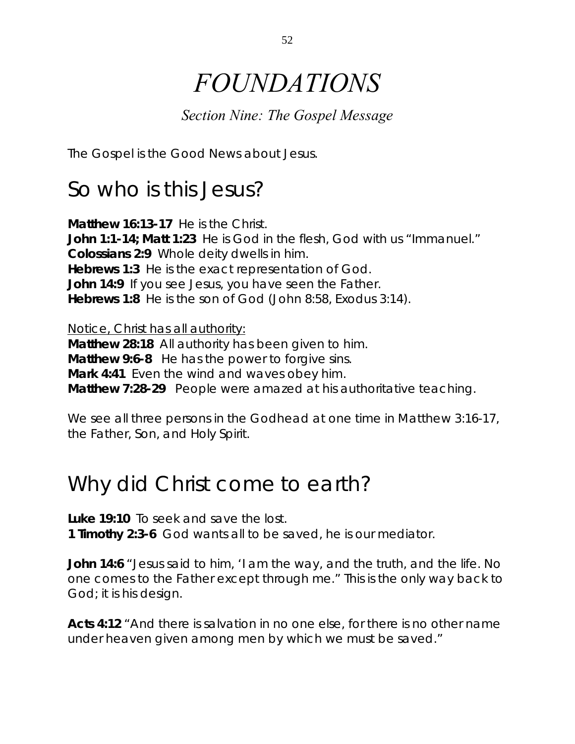# *FOUNDATIONS*

*Section Nine: The Gospel Message*

The Gospel is the Good News about Jesus.

## So who is this Jesus?

**Matthew 16:13-17** He is the Christ.
**John 1:1-14; Matt 1:23** He is God in the flesh, God with us "Immanuel."
**Colossians 2:9** Whole deity dwells in him.
**Hebrews 1:3** He is the exact representation of God.
**John 14:9** If you see Jesus, you have seen the Father.
**Hebrews 1:8** He is the son of God (John 8:58, Exodus 3:14).

Notice, Christ has all authority:
**Matthew 28:18** All authority has been given to him.
**Matthew 9:6-8** He has the power to forgive sins.
**Mark 4:41** Even the wind and waves obey him.
**Matthew 7:28-29** People were amazed at his authoritative teaching.

We see all three persons in the Godhead at one time in Matthew 3:16-17, the Father, Son, and Holy Spirit.

## Why did Christ come to earth?

**Luke 19:10** To seek and save the lost.
**1 Timothy 2:3-6** God wants all to be saved, he is our mediator.

**John 14:6** "Jesus said to him, 'I am the way, and the truth, and the life. No one comes to the Father except through me." This is the only way back to God; it is his design.

**Acts 4:12** "And there is salvation in no one else, for there is no other name under heaven given among men by which we must be saved."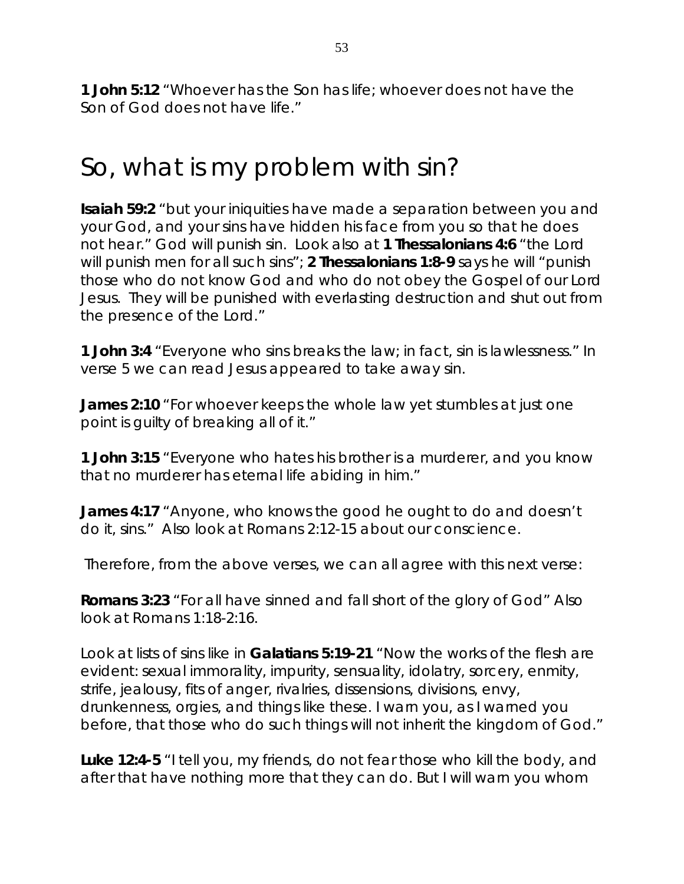**1 John 5:12** "Whoever has the Son has life; whoever does not have the Son of God does not have life."

# So, what is my problem with sin?

**Isaiah 59:2** "but your iniquities have made a separation between you and your God, and your sins have hidden his face from you so that he does not hear." God will punish sin. Look also at **1 Thessalonians 4:6** "the Lord will punish men for all such sins"; **2 Thessalonians 1:8-9** says he will "punish those who do not know God and who do not obey the Gospel of our Lord Jesus. They will be punished with everlasting destruction and shut out from the presence of the Lord."

**1 John 3:4** "Everyone who sins breaks the law; in fact, sin is lawlessness." In verse 5 we can read Jesus appeared to take away sin.

**James 2:10** "For whoever keeps the whole law yet stumbles at just one point is guilty of breaking all of it."

**1 John 3:15** "Everyone who hates his brother is a murderer, and you know that no murderer has eternal life abiding in him."

**James 4:17** "Anyone, who knows the good he ought to do and doesn't do it, sins." Also look at Romans 2:12-15 about our conscience.

Therefore, from the above verses, we can all agree with this next verse:

**Romans 3:23** "For all have sinned and fall short of the glory of God" Also look at Romans 1:18-2:16.

Look at lists of sins like in **Galatians 5:19-21** "Now the works of the flesh are evident: sexual immorality, impurity, sensuality, idolatry, sorcery, enmity, strife, jealousy, fits of anger, rivalries, dissensions, divisions, envy, drunkenness, orgies, and things like these. I warn you, as I warned you before, that those who do such things will not inherit the kingdom of God."

**Luke 12:4-5** "I tell you, my friends, do not fear those who kill the body, and after that have nothing more that they can do. But I will warn you whom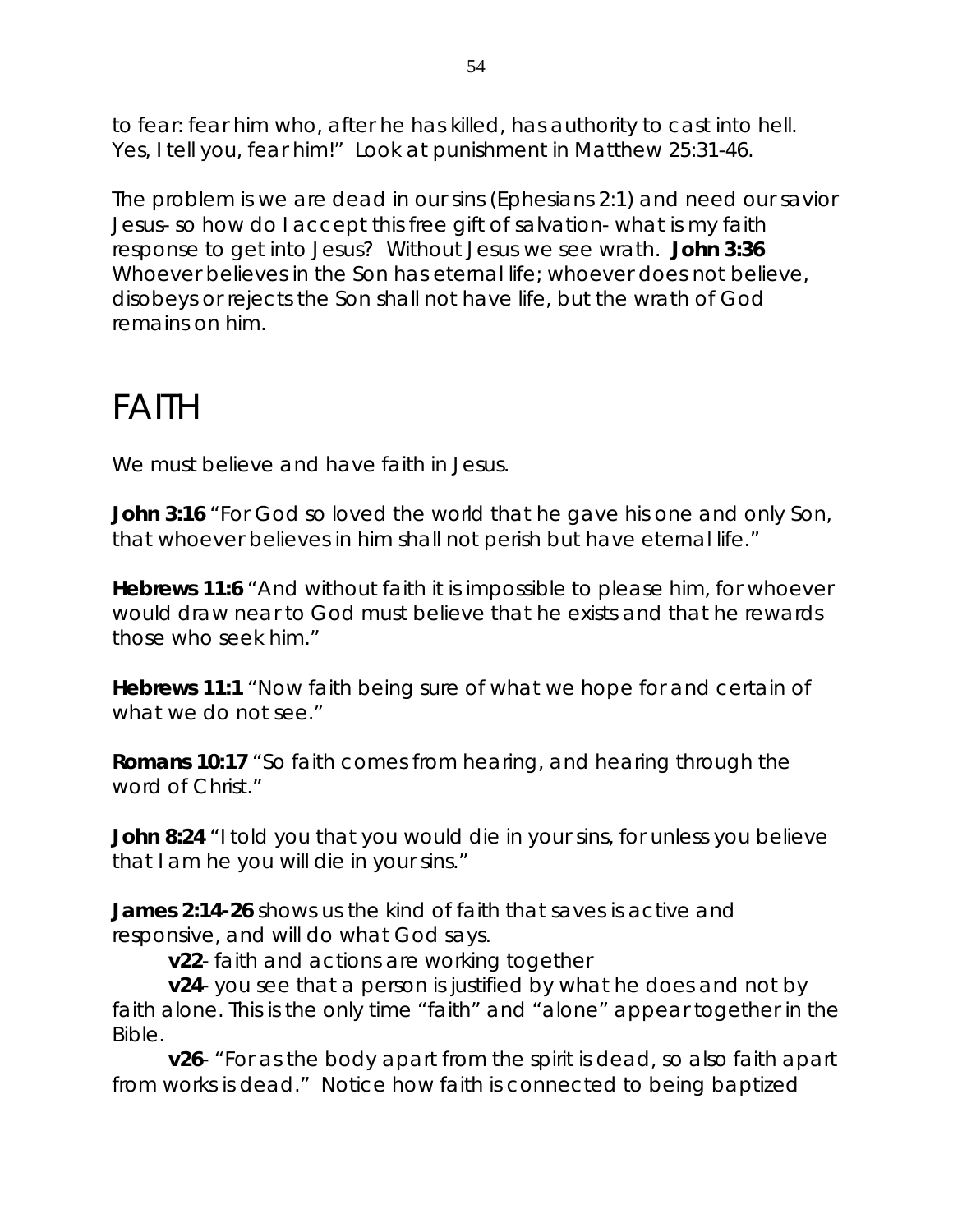to fear: fear him who, after he has killed, has authority to cast into hell. Yes, I tell you, fear him!" Look at punishment in Matthew 25:31-46.

The problem is we are dead in our sins (Ephesians 2:1) and need our savior Jesus- so how do I accept this free gift of salvation- what is my faith response to get into Jesus? Without Jesus we see wrath. **John 3:36** Whoever believes in the Son has eternal life; whoever does not believe, disobeys or rejects the Son shall not have life, but the wrath of God remains on him.

# FAITH

We must believe and have faith in Jesus.

**John 3:16** "For God so loved the world that he gave his one and only Son, that whoever believes in him shall not perish but have eternal life."

**Hebrews 11:6** "And without faith it is impossible to please him, for whoever would draw near to God must believe that he exists and that he rewards those who seek him."

**Hebrews 11:1** "Now faith being sure of what we hope for and certain of what we do not see."

**Romans 10:17** "So faith comes from hearing, and hearing through the word of Christ."

**John 8:24** "I told you that you would die in your sins, for unless you believe that I am he you will die in your sins."

**James 2:14-26** shows us the kind of faith that saves is active and responsive, and will do what God says.

**v22**- faith and actions are working together

**v24**- you see that a person is justified by what he does and not by faith alone. This is the only time "faith" and "alone" appear together in the Bible.

**v26**- "For as the body apart from the spirit is dead, so also faith apart from works is dead." Notice how faith is connected to being baptized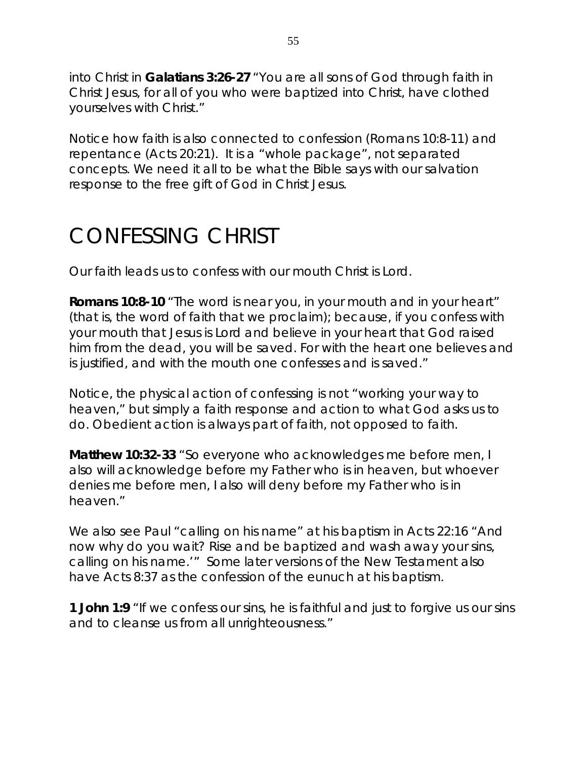into Christ in **Galatians 3:26-27** "You are all sons of God through faith in Christ Jesus, for all of you who were baptized into Christ, have clothed yourselves with Christ."

Notice how faith is also connected to confession (Romans 10:8-11) and repentance (Acts 20:21). It is a "whole package", not separated concepts. We need it all to be what the Bible says with our salvation response to the free gift of God in Christ Jesus.

# CONFESSING CHRIST

Our faith leads us to confess with our mouth Christ is Lord.

**Romans 10:8-10** "The word is near you, in your mouth and in your heart" (that is, the word of faith that we proclaim); because, if you confess with your mouth that Jesus is Lord and believe in your heart that God raised him from the dead, you will be saved. For with the heart one believes and is justified, and with the mouth one confesses and is saved."

Notice, the physical action of confessing is not "working your way to heaven," but simply a faith response and action to what God asks us to do. Obedient action is always part of faith, not opposed to faith.

**Matthew 10:32-33** "So everyone who acknowledges me before men, I also will acknowledge before my Father who is in heaven, but whoever denies me before men, I also will deny before my Father who is in heaven."

We also see Paul "calling on his name" at his baptism in Acts 22:16 "And now why do you wait? Rise and be baptized and wash away your sins, calling on his name.'" Some later versions of the New Testament also have Acts 8:37 as the confession of the eunuch at his baptism.

**1 John 1:9** "If we confess our sins, he is faithful and just to forgive us our sins and to cleanse us from all unrighteousness."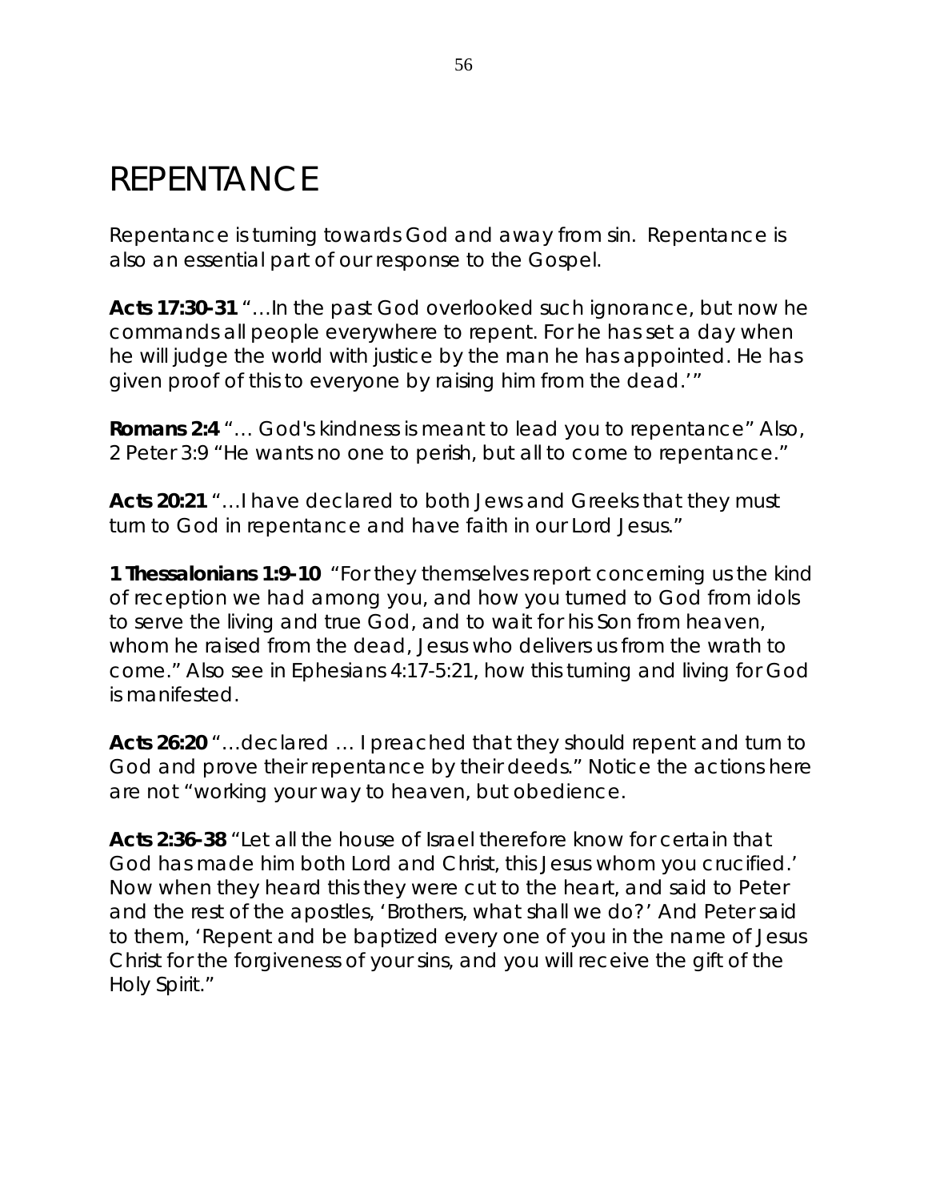# REPENTANCE

Repentance is turning towards God and away from sin. Repentance is also an essential part of our response to the Gospel.

**Acts 17:30-31** "…In the past God overlooked such ignorance, but now he commands all people everywhere to repent. For he has set a day when he will judge the world with justice by the man he has appointed. He has given proof of this to everyone by raising him from the dead.'"

**Romans 2:4** "… God's kindness is meant to lead you to repentance" Also, 2 Peter 3:9 "He wants no one to perish, but all to come to repentance."

**Acts 20:21** "…I have declared to both Jews and Greeks that they must turn to God in repentance and have faith in our Lord Jesus."

**1 Thessalonians 1:9-10** "For they themselves report concerning us the kind of reception we had among you, and how you turned to God from idols to serve the living and true God, and to wait for his Son from heaven, whom he raised from the dead, Jesus who delivers us from the wrath to come." Also see in Ephesians 4:17-5:21, how this turning and living for God is manifested.

**Acts 26:20** "…declared … I preached that they should repent and turn to God and prove their repentance by their deeds." Notice the actions here are not "working your way to heaven, but obedience.

**Acts 2:36-38** "Let all the house of Israel therefore know for certain that God has made him both Lord and Christ, this Jesus whom you crucified.' Now when they heard this they were cut to the heart, and said to Peter and the rest of the apostles, 'Brothers, what shall we do?' And Peter said to them, 'Repent and be baptized every one of you in the name of Jesus Christ for the forgiveness of your sins, and you will receive the gift of the Holy Spirit."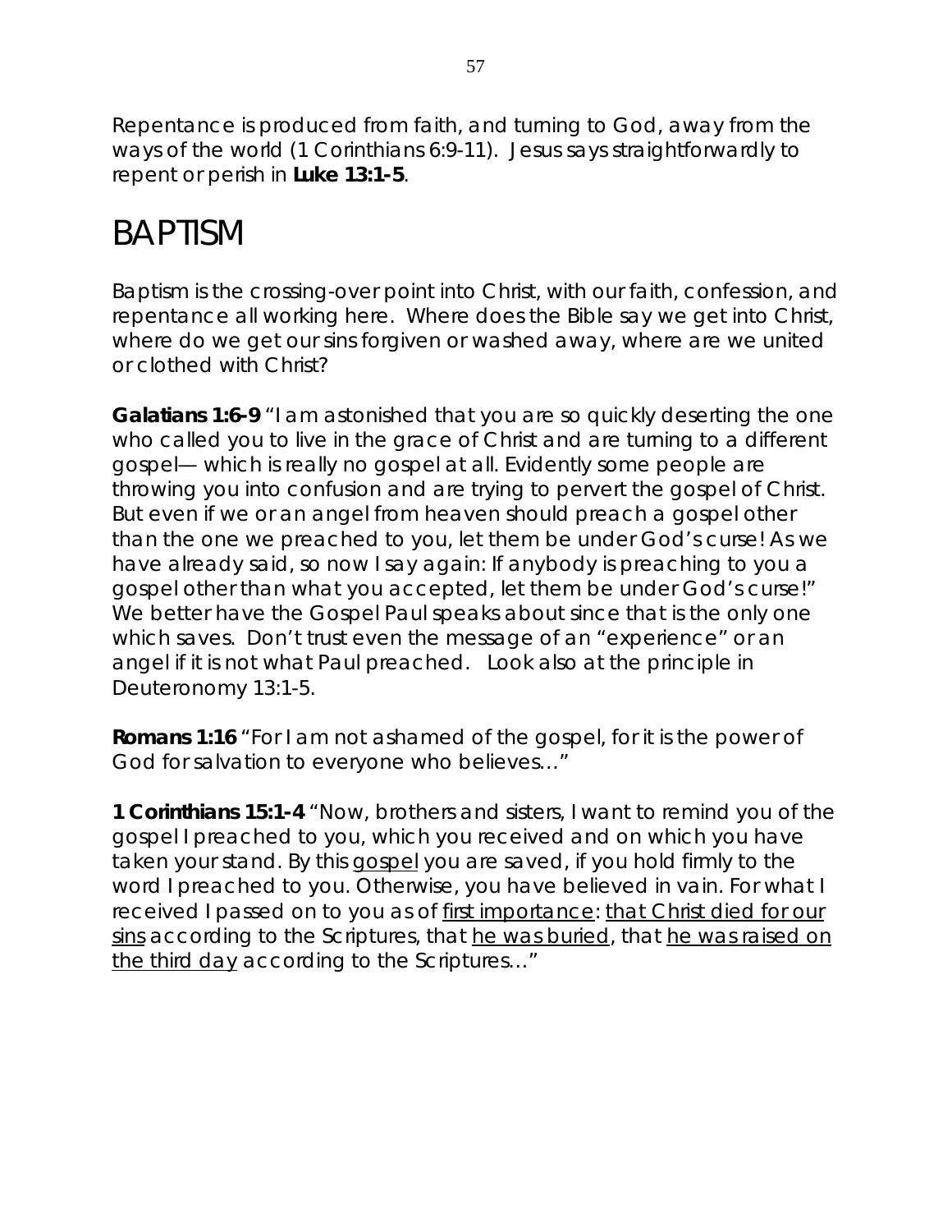Repentance is produced from faith, and turning to God, away from the ways of the world (1 Corinthians 6:9-11). Jesus says straightforwardly to repent or perish in **Luke 13:1-5**.

# BAPTISM

Baptism is the crossing-over point into Christ, with our faith, confession, and repentance all working here. Where does the Bible say we get into Christ, where do we get our sins forgiven or washed away, where are we united or clothed with Christ?

**Galatians 1:6-9** "I am astonished that you are so quickly deserting the one who called you to live in the grace of Christ and are turning to a different gospel— which is really no gospel at all. Evidently some people are throwing you into confusion and are trying to pervert the gospel of Christ. But even if we or an angel from heaven should preach a gospel other than the one we preached to you, let them be under God's curse! As we have already said, so now I say again: If anybody is preaching to you a gospel other than what you accepted, let them be under God's curse!" We better have the Gospel Paul speaks about since that is the only one which saves. Don't trust even the message of an "experience" or an angel if it is not what Paul preached. Look also at the principle in Deuteronomy 13:1-5.

**Romans 1:16** "For I am not ashamed of the gospel, for it is the power of God for salvation to everyone who believes…"

**1 Corinthians 15:1-4** "Now, brothers and sisters, I want to remind you of the gospel I preached to you, which you received and on which you have taken your stand. By this <u>gospel</u> you are saved, if you hold firmly to the word I preached to you. Otherwise, you have believed in vain. For what I received I passed on to you as of <u>first importance</u>: <u>that Christ died for our sins</u> according to the Scriptures, that <u>he was buried</u>, that <u>he was raised on the third day</u> according to the Scriptures…"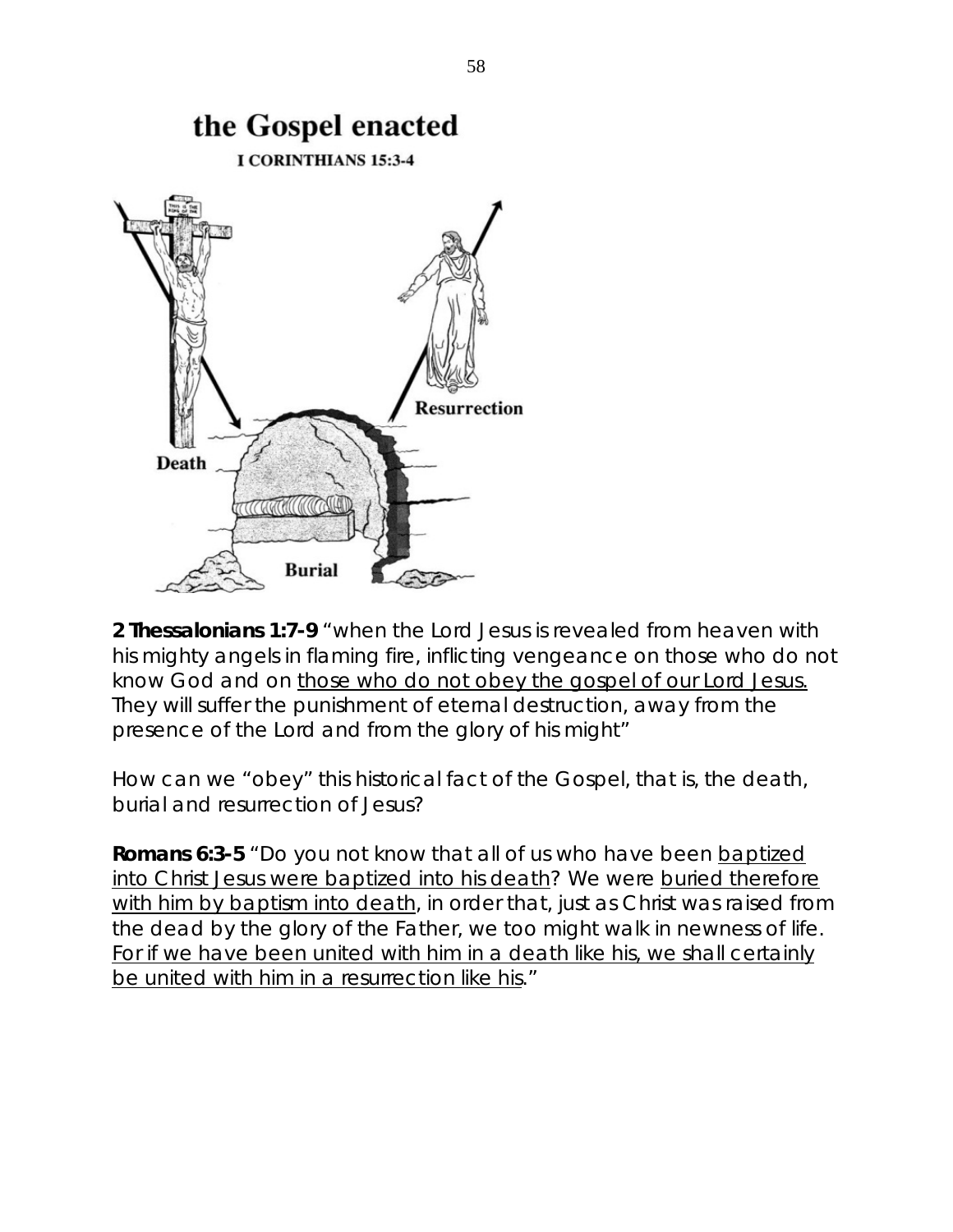# the Gospel enacted

**I CORINTHIANS 15:3-4**

Death

Burial

Resurrection

**2 Thessalonians 1:7-9** "when the Lord Jesus is revealed from heaven with his mighty angels in flaming fire, inflicting vengeance on those who do not know God and on <u>those who do not obey the gospel of our Lord Jesus.</u> They will suffer the punishment of eternal destruction, away from the presence of the Lord and from the glory of his might"

How can we "obey" this historical fact of the Gospel, that is, the death, burial and resurrection of Jesus?

**Romans 6:3-5** "Do you not know that all of us who have been <u>baptized into Christ Jesus were baptized into his death</u>? We were <u>buried therefore with him by baptism into death</u>, in order that, just as Christ was raised from the dead by the glory of the Father, we too might walk in newness of life. <u>For if we have been united with him in a death like his, we shall certainly be united with him in a resurrection like his</u>."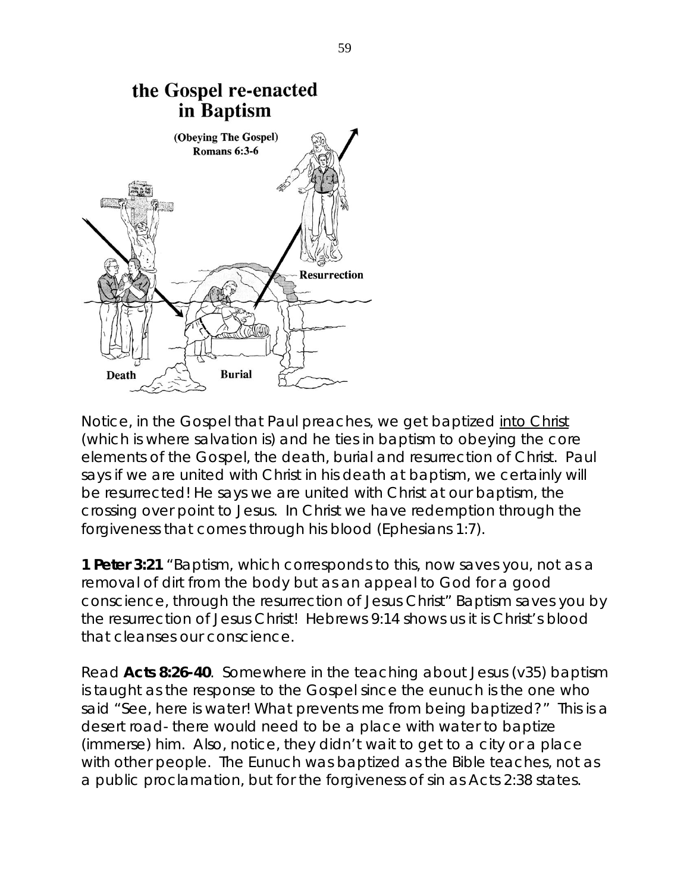# the Gospel re-enacted in Baptism

(Obeying The Gospel)
Romans 6:3-6

Resurrection

Death

Burial

Notice, in the Gospel that Paul preaches, we get baptized <u>into Christ</u> (which is where salvation is) and he ties in baptism to obeying the core elements of the Gospel, the death, burial and resurrection of Christ. Paul says if we are united with Christ in his death at baptism, we certainly will be resurrected! He says we are united with Christ at our baptism, the crossing over point to Jesus. In Christ we have redemption through the forgiveness that comes through his blood (Ephesians 1:7).

**1 Peter 3:21** "Baptism, which corresponds to this, now saves you, not as a removal of dirt from the body but as an appeal to God for a good conscience, through the resurrection of Jesus Christ" Baptism saves you by the resurrection of Jesus Christ! Hebrews 9:14 shows us it is Christ's blood that cleanses our conscience.

Read **Acts 8:26-40**. Somewhere in the teaching about Jesus (v35) baptism is taught as the response to the Gospel since the eunuch is the one who said "See, here is water! What prevents me from being baptized?" This is a desert road- there would need to be a place with water to baptize (immerse) him. Also, notice, they didn't wait to get to a city or a place with other people. The Eunuch was baptized as the Bible teaches, not as a public proclamation, but for the forgiveness of sin as Acts 2:38 states.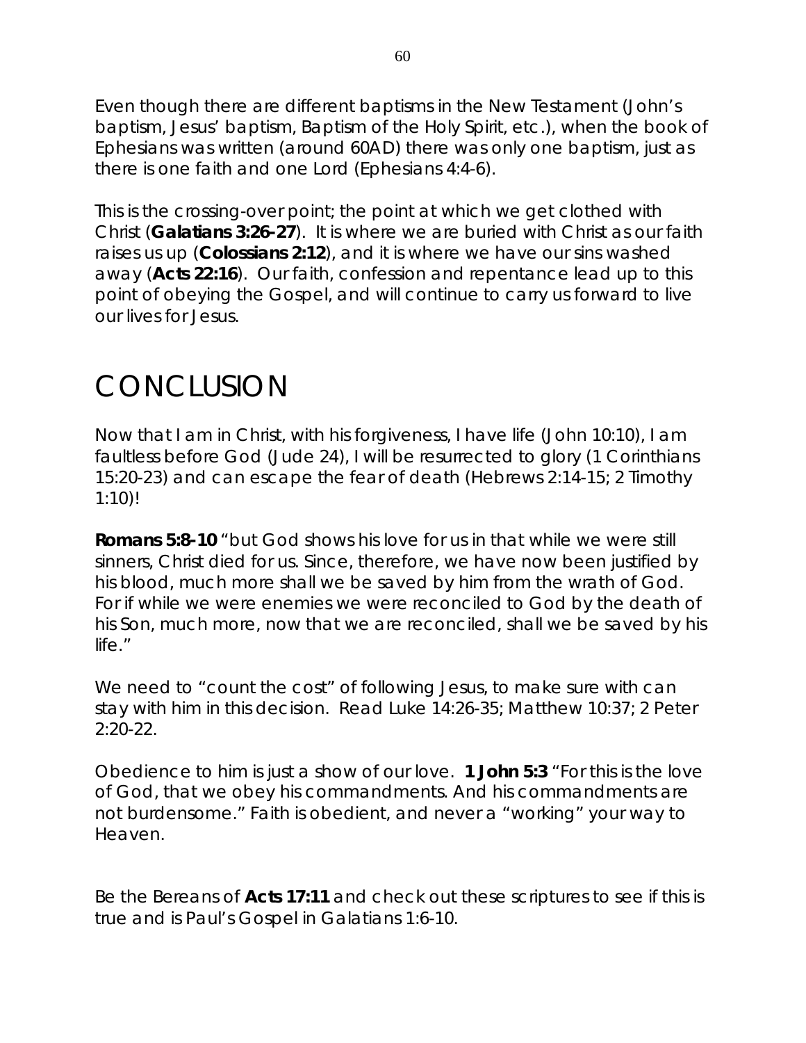Even though there are different baptisms in the New Testament (John's baptism, Jesus' baptism, Baptism of the Holy Spirit, etc.), when the book of Ephesians was written (around 60AD) there was only one baptism, just as there is one faith and one Lord (Ephesians 4:4-6).

This is the crossing-over point; the point at which we get clothed with Christ (**Galatians 3:26-27**). It is where we are buried with Christ as our faith raises us up (**Colossians 2:12**), and it is where we have our sins washed away (**Acts 22:16**). Our faith, confession and repentance lead up to this point of obeying the Gospel, and will continue to carry us forward to live our lives for Jesus.

# CONCLUSION

Now that I am in Christ, with his forgiveness, I have life (John 10:10), I am faultless before God (Jude 24), I will be resurrected to glory (1 Corinthians 15:20-23) and can escape the fear of death (Hebrews 2:14-15; 2 Timothy 1:10)!

**Romans 5:8-10** "but God shows his love for us in that while we were still sinners, Christ died for us. Since, therefore, we have now been justified by his blood, much more shall we be saved by him from the wrath of God. For if while we were enemies we were reconciled to God by the death of his Son, much more, now that we are reconciled, shall we be saved by his life."

We need to "count the cost" of following Jesus, to make sure with can stay with him in this decision. Read Luke 14:26-35; Matthew 10:37; 2 Peter 2:20-22.

Obedience to him is just a show of our love. **1 John 5:3** "For this is the love of God, that we obey his commandments. And his commandments are not burdensome." Faith is obedient, and never a "working" your way to Heaven.

Be the Bereans of **Acts 17:11** and check out these scriptures to see if this is true and is Paul's Gospel in Galatians 1:6-10.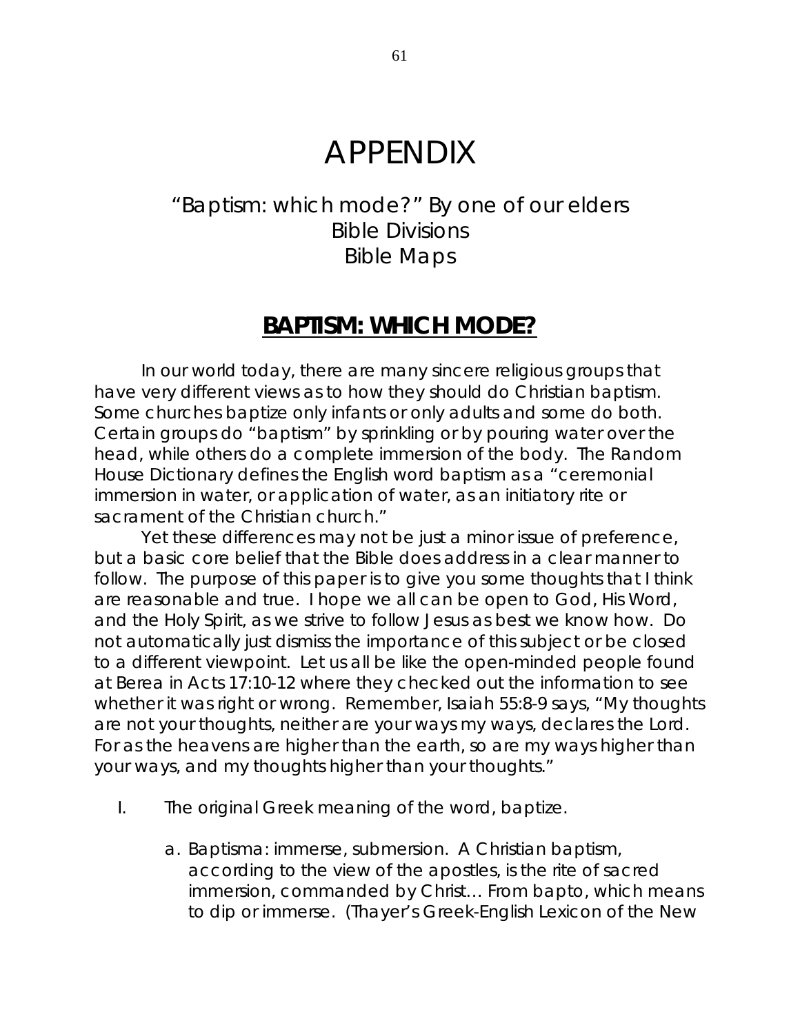# APPENDIX

“Baptism: which mode?” By one of our elders
Bible Divisions
Bible Maps

## BAPTISM: WHICH MODE?

In our world today, there are many sincere religious groups that have very different views as to how they should do Christian baptism. Some churches baptize only infants or only adults and some do both. Certain groups do “baptism” by sprinkling or by pouring water over the head, while others do a complete immersion of the body. The Random House Dictionary defines the English word baptism as a “ceremonial immersion in water, or application of water, as an initiatory rite or sacrament of the Christian church.”

Yet these differences may not be just a minor issue of preference, but a basic core belief that the Bible does address in a clear manner to follow. The purpose of this paper is to give you some thoughts that I think are reasonable and true. I hope we all can be open to God, His Word, and the Holy Spirit, as we strive to follow Jesus as best we know how. Do not automatically just dismiss the importance of this subject or be closed to a different viewpoint. Let us all be like the open-minded people found at Berea in Acts 17:10-12 where they checked out the information to see whether it was right or wrong. Remember, Isaiah 55:8-9 says, “My thoughts are not your thoughts, neither are your ways my ways, declares the Lord. For as the heavens are higher than the earth, so are my ways higher than your ways, and my thoughts higher than your thoughts.”

I. The original Greek meaning of the word, baptize.

   a. Baptisma: immerse, submersion. A Christian baptism, according to the view of the apostles, is the rite of sacred immersion, commanded by Christ… From bapto, which means to dip or immerse. (Thayer’s Greek-English Lexicon of the New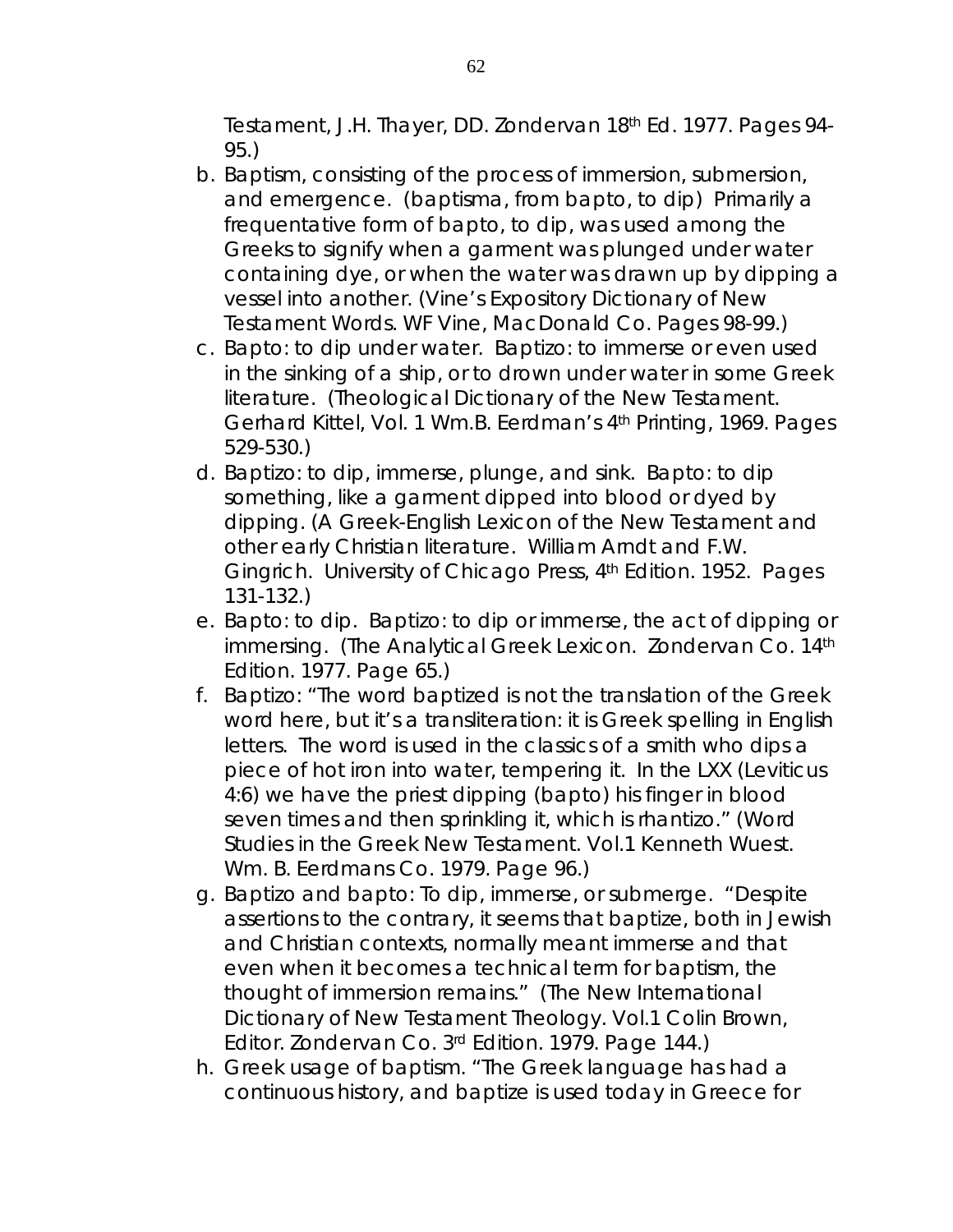Testament, J.H. Thayer, DD. Zondervan 18th Ed. 1977. Pages 94-95.)

b. Baptism, consisting of the process of immersion, submersion, and emergence. (baptisma, from bapto, to dip) Primarily a frequentative form of bapto, to dip, was used among the Greeks to signify when a garment was plunged under water containing dye, or when the water was drawn up by dipping a vessel into another. (Vine's Expository Dictionary of New Testament Words. WF Vine, MacDonald Co. Pages 98-99.)
c. Bapto: to dip under water. Baptizo: to immerse or even used in the sinking of a ship, or to drown under water in some Greek literature. (Theological Dictionary of the New Testament. Gerhard Kittel, Vol. 1 Wm.B. Eerdman's 4th Printing, 1969. Pages 529-530.)
d. Baptizo: to dip, immerse, plunge, and sink. Bapto: to dip something, like a garment dipped into blood or dyed by dipping. (A Greek-English Lexicon of the New Testament and other early Christian literature. William Arndt and F.W. Gingrich. University of Chicago Press, 4th Edition. 1952. Pages 131-132.)
e. Bapto: to dip. Baptizo: to dip or immerse, the act of dipping or immersing. (The Analytical Greek Lexicon. Zondervan Co. 14th Edition. 1977. Page 65.)
f. Baptizo: "The word baptized is not the translation of the Greek word here, but it's a transliteration: it is Greek spelling in English letters. The word is used in the classics of a smith who dips a piece of hot iron into water, tempering it. In the LXX (Leviticus 4:6) we have the priest dipping (bapto) his finger in blood seven times and then sprinkling it, which is rhantizo." (Word Studies in the Greek New Testament. Vol.1 Kenneth Wuest. Wm. B. Eerdmans Co. 1979. Page 96.)
g. Baptizo and bapto: To dip, immerse, or submerge. "Despite assertions to the contrary, it seems that baptize, both in Jewish and Christian contexts, normally meant immerse and that even when it becomes a technical term for baptism, the thought of immersion remains." (The New International Dictionary of New Testament Theology. Vol.1 Colin Brown, Editor. Zondervan Co. 3rd Edition. 1979. Page 144.)
h. Greek usage of baptism. "The Greek language has had a continuous history, and baptize is used today in Greece for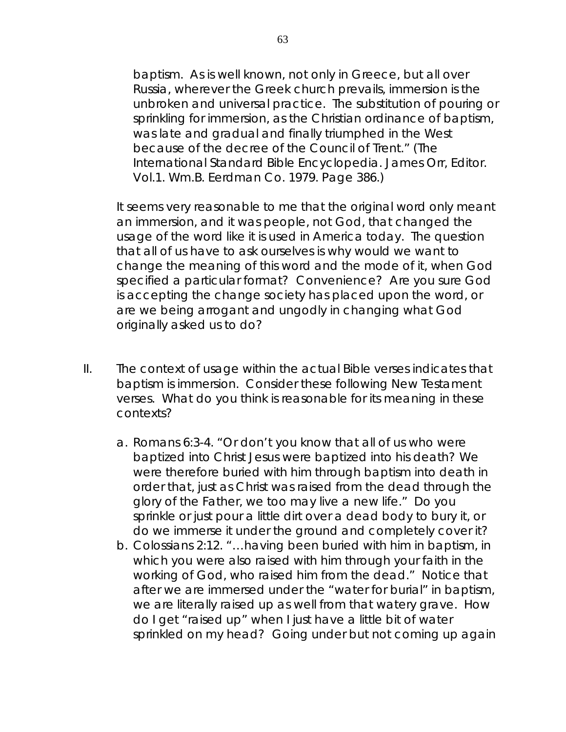baptism. As is well known, not only in Greece, but all over Russia, wherever the Greek church prevails, immersion is the unbroken and universal practice. The substitution of pouring or sprinkling for immersion, as the Christian ordinance of baptism, was late and gradual and finally triumphed in the West because of the decree of the Council of Trent." (The International Standard Bible Encyclopedia. James Orr, Editor. Vol.1. Wm.B. Eerdman Co. 1979. Page 386.)

It seems very reasonable to me that the original word only meant an immersion, and it was people, not God, that changed the usage of the word like it is used in America today. The question that all of us have to ask ourselves is why would we want to change the meaning of this word and the mode of it, when God specified a particular format? Convenience? Are you sure God is accepting the change society has placed upon the word, or are we being arrogant and ungodly in changing what God originally asked us to do?

II. The context of usage within the actual Bible verses indicates that baptism is immersion. Consider these following New Testament verses. What do you think is reasonable for its meaning in these contexts?

   a. Romans 6:3-4. "Or don't you know that all of us who were baptized into Christ Jesus were baptized into his death? We were therefore buried with him through baptism into death in order that, just as Christ was raised from the dead through the glory of the Father, we too may live a new life." Do you sprinkle or just pour a little dirt over a dead body to bury it, or do we immerse it under the ground and completely cover it?
   b. Colossians 2:12. "…having been buried with him in baptism, in which you were also raised with him through your faith in the working of God, who raised him from the dead." Notice that after we are immersed under the "water for burial" in baptism, we are literally raised up as well from that watery grave. How do I get "raised up" when I just have a little bit of water sprinkled on my head? Going under but not coming up again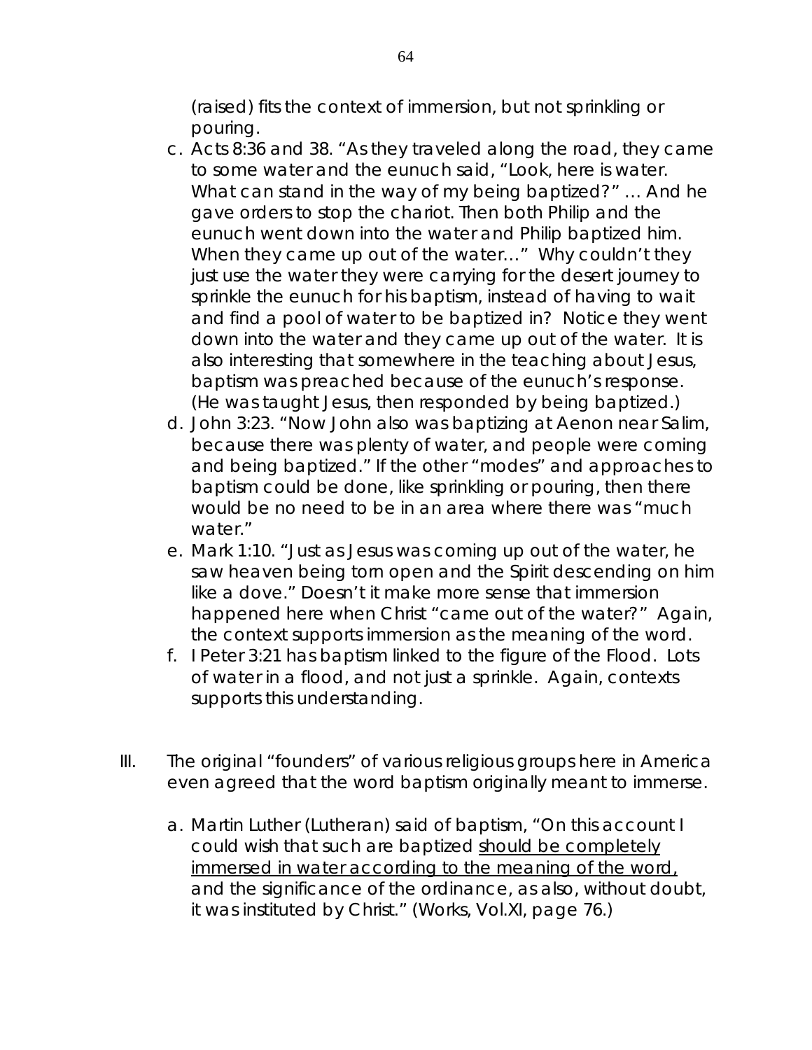(raised) fits the context of immersion, but not sprinkling or pouring.

c. Acts 8:36 and 38. "As they traveled along the road, they came to some water and the eunuch said, "Look, here is water. What can stand in the way of my being baptized?" … And he gave orders to stop the chariot. Then both Philip and the eunuch went down into the water and Philip baptized him. When they came up out of the water…" Why couldn't they just use the water they were carrying for the desert journey to sprinkle the eunuch for his baptism, instead of having to wait and find a pool of water to be baptized in? Notice they went down into the water and they came up out of the water. It is also interesting that somewhere in the teaching about Jesus, baptism was preached because of the eunuch's response. (He was taught Jesus, then responded by being baptized.)

d. John 3:23. "Now John also was baptizing at Aenon near Salim, because there was plenty of water, and people were coming and being baptized." If the other "modes" and approaches to baptism could be done, like sprinkling or pouring, then there would be no need to be in an area where there was "much water."

e. Mark 1:10. "Just as Jesus was coming up out of the water, he saw heaven being torn open and the Spirit descending on him like a dove." Doesn't it make more sense that immersion happened here when Christ "came out of the water?" Again, the context supports immersion as the meaning of the word.

f. I Peter 3:21 has baptism linked to the figure of the Flood. Lots of water in a flood, and not just a sprinkle. Again, contexts supports this understanding.

III. The original "founders" of various religious groups here in America even agreed that the word baptism originally meant to immerse.

a. Martin Luther (Lutheran) said of baptism, "On this account I could wish that such are baptized <u>should be completely immersed in water according to the meaning of the word,</u> and the significance of the ordinance, as also, without doubt, it was instituted by Christ." (Works, Vol.XI, page 76.)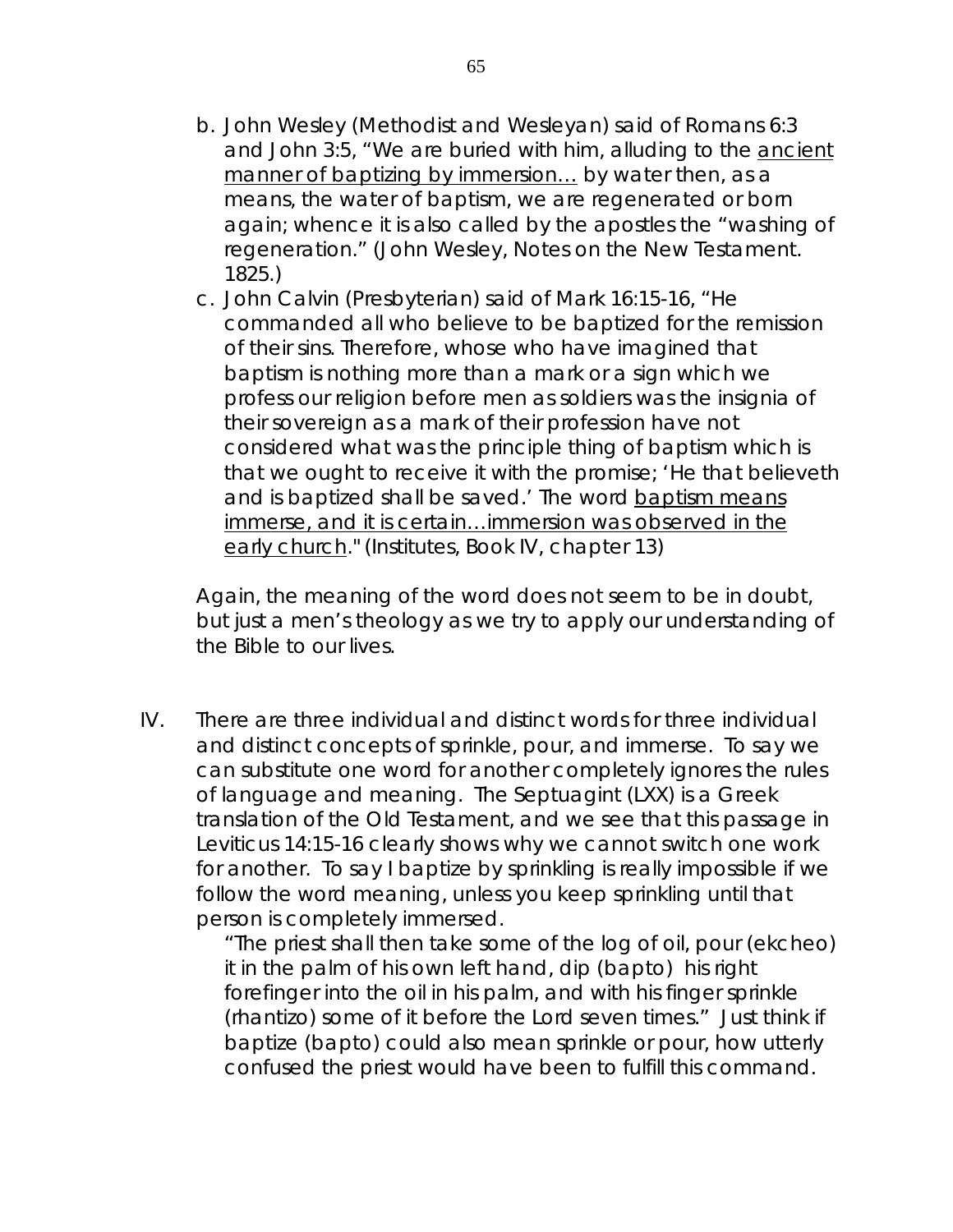b. John Wesley (Methodist and Wesleyan) said of Romans 6:3 and John 3:5, "We are buried with him, alluding to the <u>ancient manner of baptizing by immersion…</u> by water then, as a means, the water of baptism, we are regenerated or born again; whence it is also called by the apostles the "washing of regeneration." (John Wesley, Notes on the New Testament. 1825.)

c. John Calvin (Presbyterian) said of Mark 16:15-16, "He commanded all who believe to be baptized for the remission of their sins. Therefore, whose who have imagined that baptism is nothing more than a mark or a sign which we profess our religion before men as soldiers was the insignia of their sovereign as a mark of their profession have not considered what was the principle thing of baptism which is that we ought to receive it with the promise; 'He that believeth and is baptized shall be saved.' The word <u>baptism means immerse, and it is certain…immersion was observed in the early church</u>." (Institutes, Book IV, chapter 13)

Again, the meaning of the word does not seem to be in doubt, but just a men's theology as we try to apply our understanding of the Bible to our lives.

IV. There are three individual and distinct words for three individual and distinct concepts of sprinkle, pour, and immerse. To say we can substitute one word for another completely ignores the rules of language and meaning. The Septuagint (LXX) is a Greek translation of the Old Testament, and we see that this passage in Leviticus 14:15-16 clearly shows why we cannot switch one work for another. To say I baptize by sprinkling is really impossible if we follow the word meaning, unless you keep sprinkling until that person is completely immersed.

"The priest shall then take some of the log of oil, pour (ekcheo) it in the palm of his own left hand, dip (bapto) his right forefinger into the oil in his palm, and with his finger sprinkle (rhantizo) some of it before the Lord seven times." Just think if baptize (bapto) could also mean sprinkle or pour, how utterly confused the priest would have been to fulfill this command.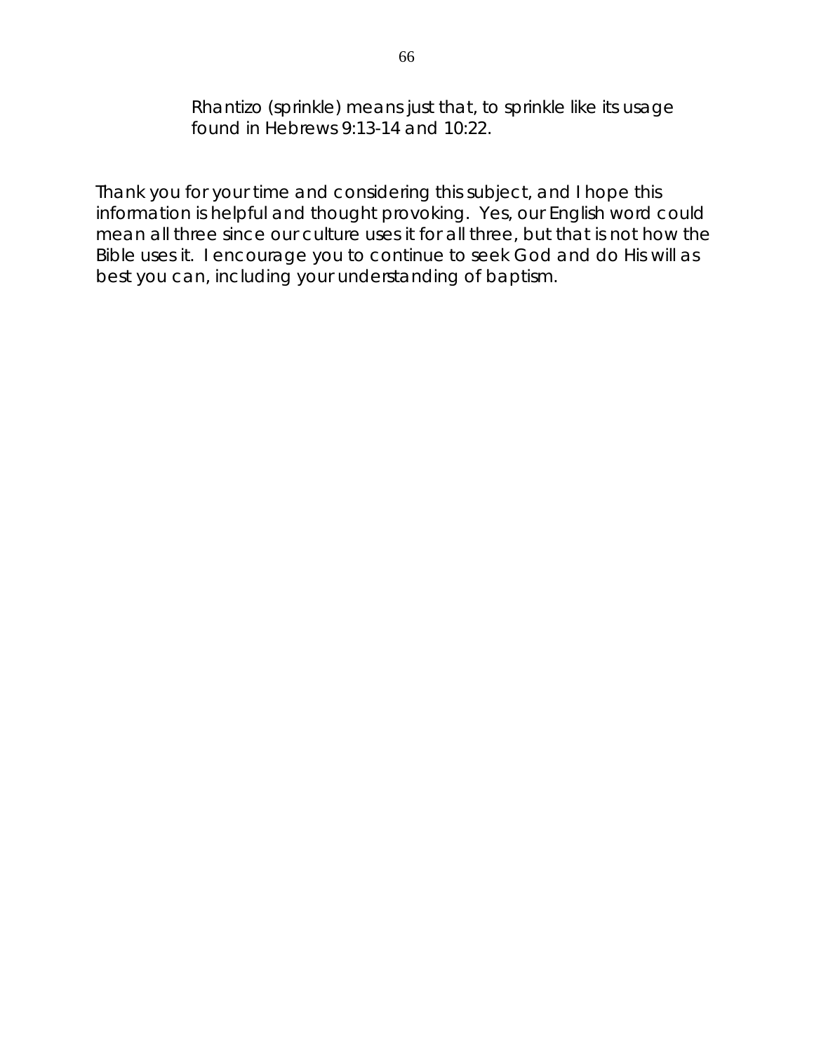> Rhantizo (sprinkle) means just that, to sprinkle like its usage found in Hebrews 9:13-14 and 10:22.

Thank you for your time and considering this subject, and I hope this information is helpful and thought provoking. Yes, our English word could mean all three since our culture uses it for all three, but that is not how the Bible uses it. I encourage you to continue to seek God and do His will as best you can, including your understanding of baptism.